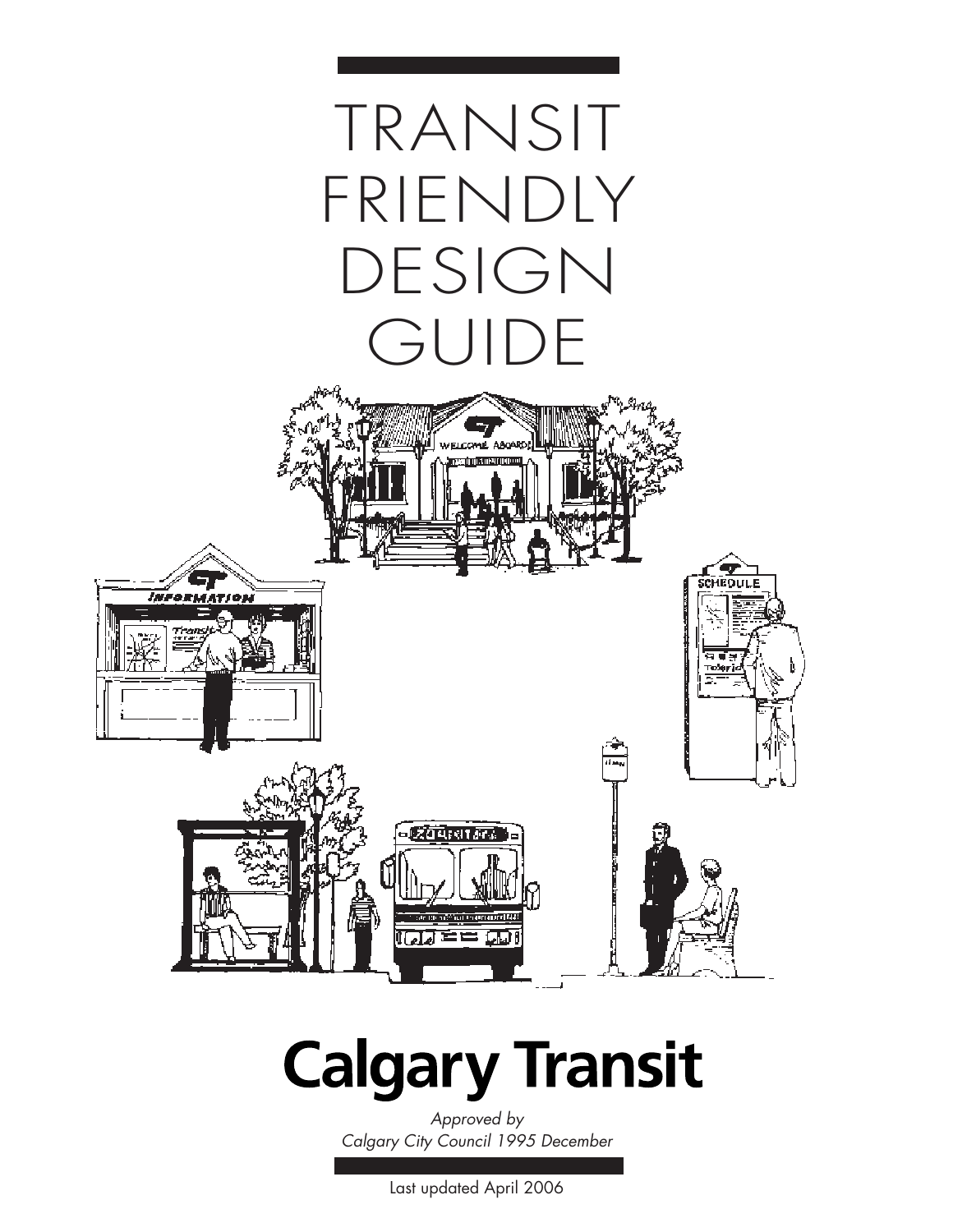# TRANSIT FRIENDLY DESIGN GUIDE

**Calgary Transit**

*Approved by Calgary City Council 1995 December*

Last updated April 2006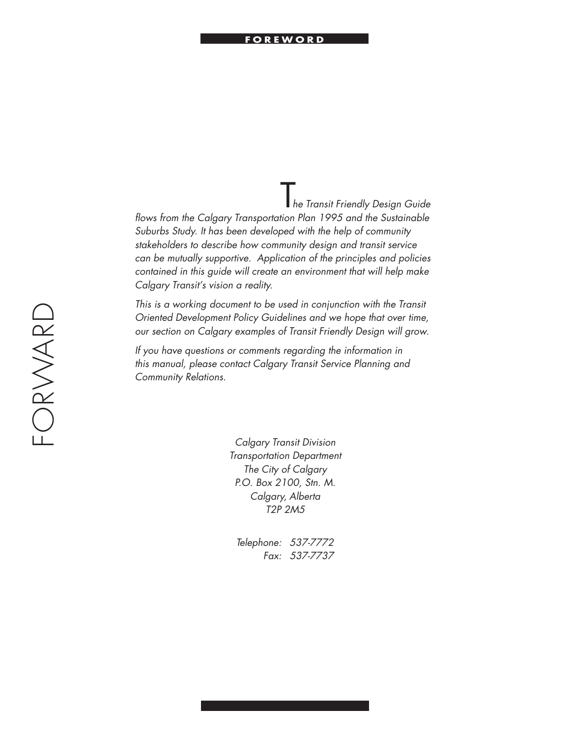# FORWARD

*The Transit Friendly Design Guide flows from the Calgary Transportation Plan 1995 and the Sustainable Suburbs Study. It has been developed with the help of community stakeholders to describe how community design and transit service can be mutually supportive. Application of the principles and policies contained in this guide will create an environment that will help make Calgary Transit's vision a reality.*

*This is a working document to be used in conjunction with the Transit Oriented Development Policy Guidelines and we hope that over time, our section on Calgary examples of Transit Friendly Design will grow.*

*If you have questions or comments regarding the information in this manual, please contact Calgary Transit Service Planning and Community Relations.*

*Calgary Transit Division*
*Transportation Department*
*The City of Calgary*
*P.O. Box 2100, Stn. M.*
*Calgary, Alberta*
*T2P 2M5*

*Telephone: 537-7772*
*Fax: 537-7737*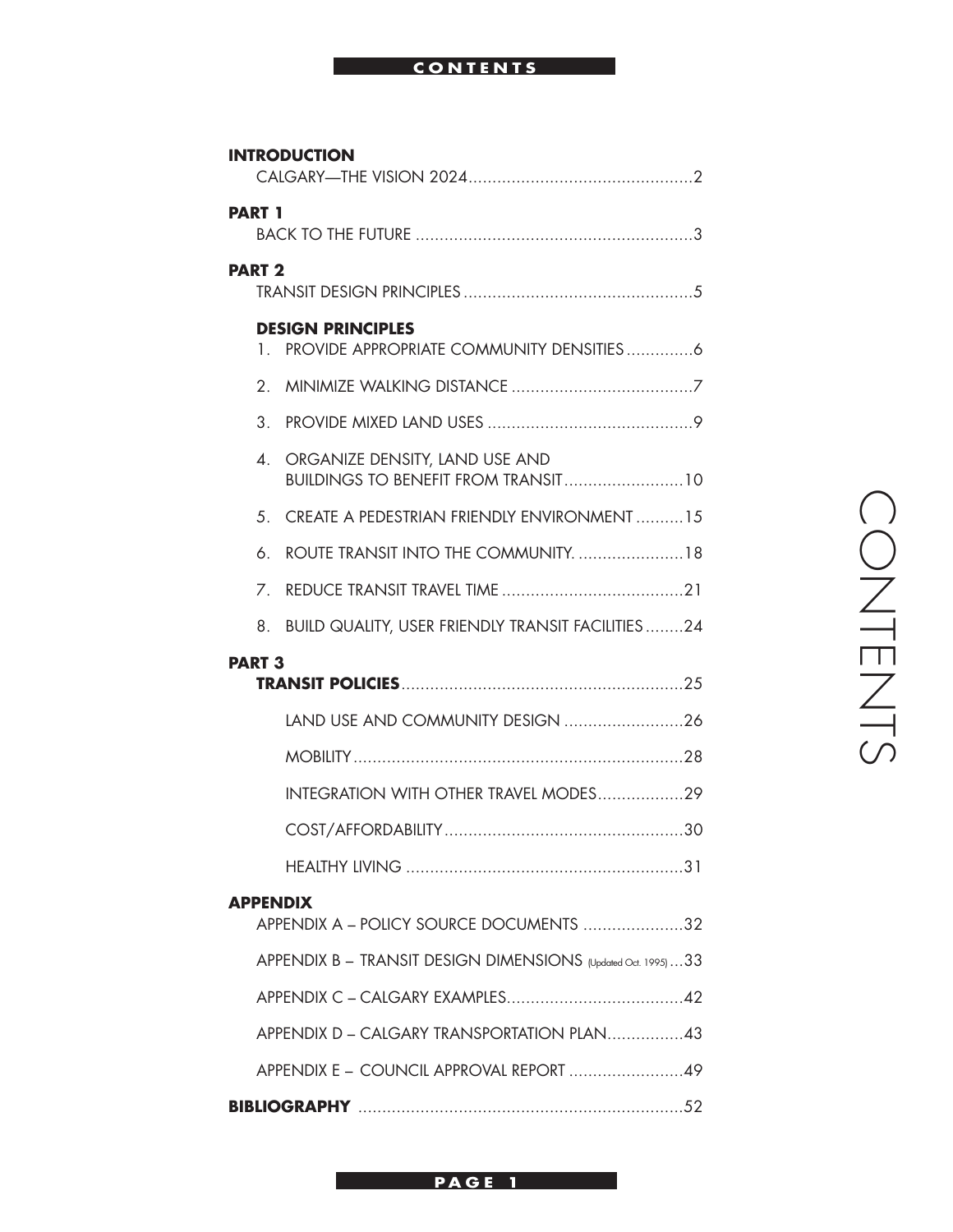# CONTENTS

**INTRODUCTION**

CALGARY—THE VISION 2024 ....................................2

**PART 1**

BACK TO THE FUTURE ....................................3

**PART 2**

TRANSIT DESIGN PRINCIPLES ....................................5

**DESIGN PRINCIPLES**

1. PROVIDE APPROPRIATE COMMUNITY DENSITIES ....................................6
2. MINIMIZE WALKING DISTANCE ....................................7
3. PROVIDE MIXED LAND USES ....................................9
4. ORGANIZE DENSITY, LAND USE AND BUILDINGS TO BENEFIT FROM TRANSIT ....................................10
5. CREATE A PEDESTRIAN FRIENDLY ENVIRONMENT ....................................15
6. ROUTE TRANSIT INTO THE COMMUNITY. ....................................18
7. REDUCE TRANSIT TRAVEL TIME ....................................21
8. BUILD QUALITY, USER FRIENDLY TRANSIT FACILITIES ....................................24

**PART 3**

**TRANSIT POLICIES** ....................................25

LAND USE AND COMMUNITY DESIGN ....................................26

MOBILITY ....................................28

INTEGRATION WITH OTHER TRAVEL MODES ....................................29

COST/AFFORDABILITY ....................................30

HEALTHY LIVING ....................................31

**APPENDIX**

APPENDIX A – POLICY SOURCE DOCUMENTS ....................................32

APPENDIX B – TRANSIT DESIGN DIMENSIONS (Updated Oct. 1995) ....................................33

APPENDIX C – CALGARY EXAMPLES ....................................42

APPENDIX D – CALGARY TRANSPORTATION PLAN ....................................43

APPENDIX E – COUNCIL APPROVAL REPORT ....................................49

**BIBLIOGRAPHY** ....................................52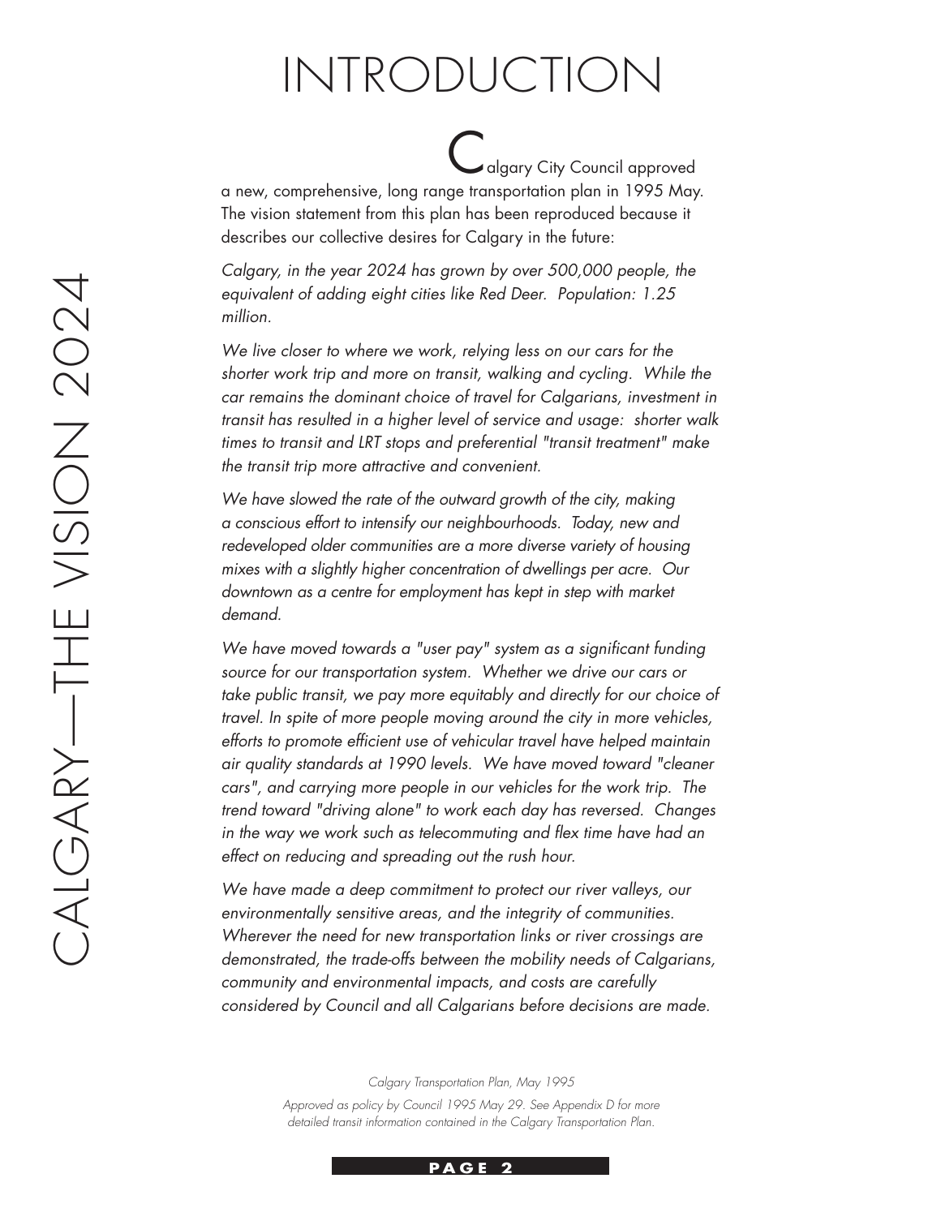# INTRODUCTION

Calgary City Council approved a new, comprehensive, long range transportation plan in 1995 May. The vision statement from this plan has been reproduced because it describes our collective desires for Calgary in the future:

*Calgary, in the year 2024 has grown by over 500,000 people, the equivalent of adding eight cities like Red Deer. Population: 1.25 million.*

*We live closer to where we work, relying less on our cars for the shorter work trip and more on transit, walking and cycling. While the car remains the dominant choice of travel for Calgarians, investment in transit has resulted in a higher level of service and usage: shorter walk times to transit and LRT stops and preferential "transit treatment" make the transit trip more attractive and convenient.*

*We have slowed the rate of the outward growth of the city, making a conscious effort to intensify our neighbourhoods. Today, new and redeveloped older communities are a more diverse variety of housing mixes with a slightly higher concentration of dwellings per acre. Our downtown as a centre for employment has kept in step with market demand.*

*We have moved towards a "user pay" system as a significant funding source for our transportation system. Whether we drive our cars or take public transit, we pay more equitably and directly for our choice of travel. In spite of more people moving around the city in more vehicles, efforts to promote efficient use of vehicular travel have helped maintain air quality standards at 1990 levels. We have moved toward "cleaner cars", and carrying more people in our vehicles for the work trip. The trend toward "driving alone" to work each day has reversed. Changes in the way we work such as telecommuting and flex time have had an effect on reducing and spreading out the rush hour.*

*We have made a deep commitment to protect our river valleys, our environmentally sensitive areas, and the integrity of communities. Wherever the need for new transportation links or river crossings are demonstrated, the trade-offs between the mobility needs of Calgarians, community and environmental impacts, and costs are carefully considered by Council and all Calgarians before decisions are made.*

*Calgary Transportation Plan, May 1995*

*Approved as policy by Council 1995 May 29. See Appendix D for more detailed transit information contained in the Calgary Transportation Plan.*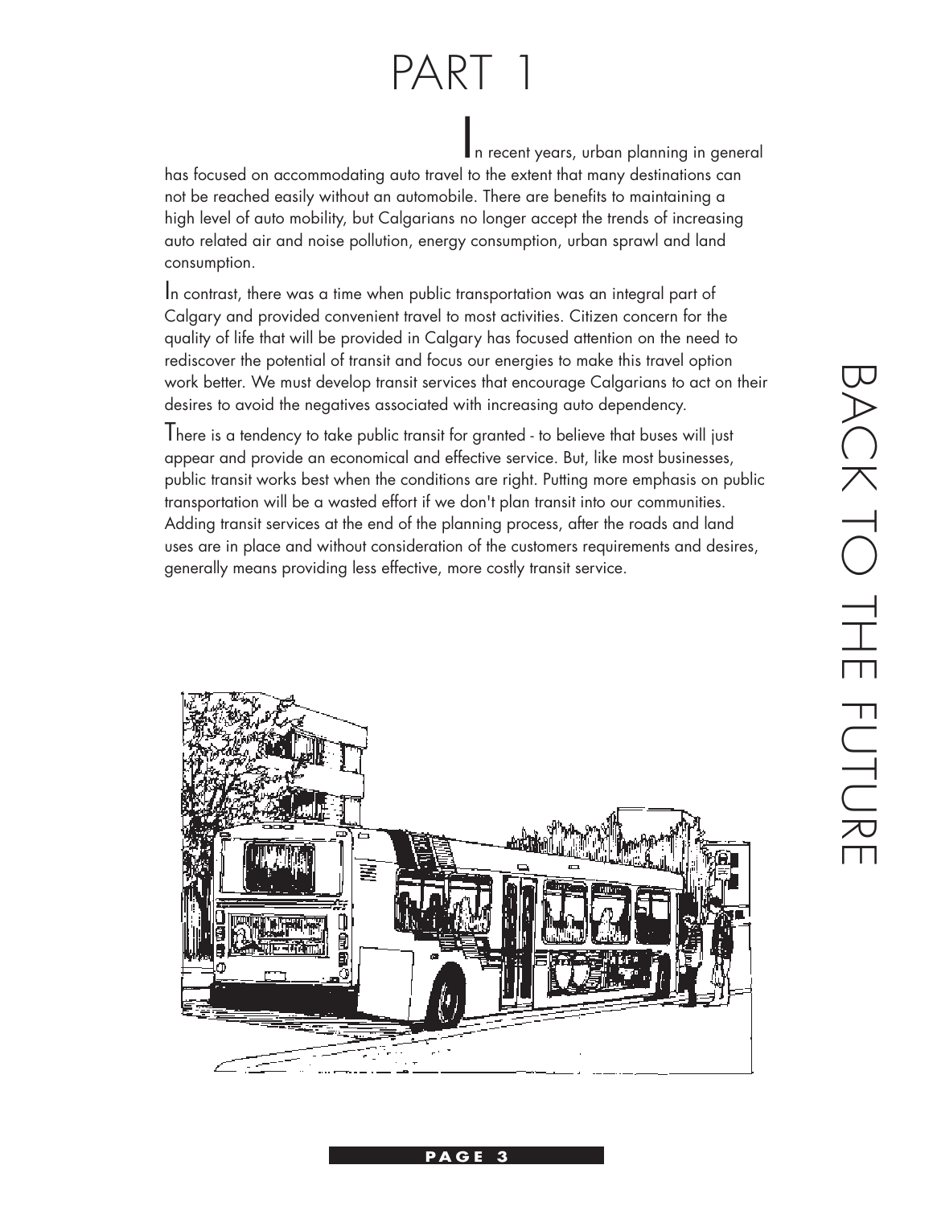# PART 1

In recent years, urban planning in general has focused on accommodating auto travel to the extent that many destinations can not be reached easily without an automobile. There are benefits to maintaining a high level of auto mobility, but Calgarians no longer accept the trends of increasing auto related air and noise pollution, energy consumption, urban sprawl and land consumption.

In contrast, there was a time when public transportation was an integral part of Calgary and provided convenient travel to most activities. Citizen concern for the quality of life that will be provided in Calgary has focused attention on the need to rediscover the potential of transit and focus our energies to make this travel option work better. We must develop transit services that encourage Calgarians to act on their desires to avoid the negatives associated with increasing auto dependency.

There is a tendency to take public transit for granted - to believe that buses will just appear and provide an economical and effective service. But, like most businesses, public transit works best when the conditions are right. Putting more emphasis on public transportation will be a wasted effort if we don't plan transit into our communities. Adding transit services at the end of the planning process, after the roads and land uses are in place and without consideration of the customers requirements and desires, generally means providing less effective, more costly transit service.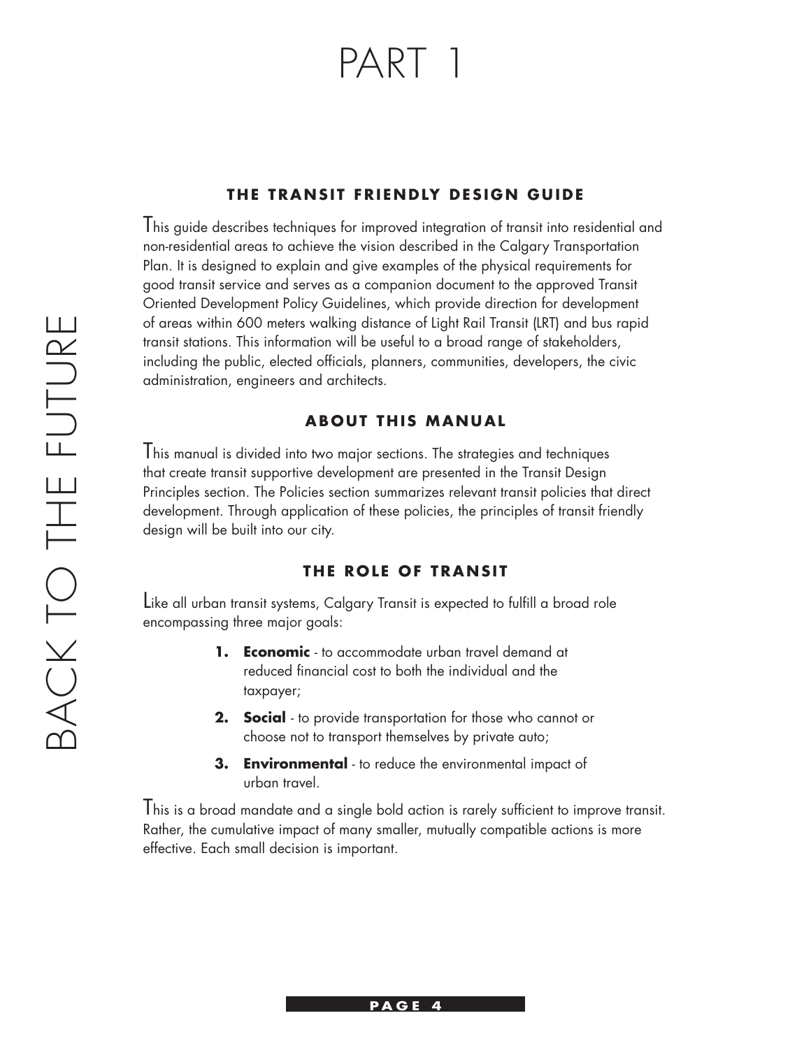# PART 1

## THE TRANSIT FRIENDLY DESIGN GUIDE

This guide describes techniques for improved integration of transit into residential and non-residential areas to achieve the vision described in the Calgary Transportation Plan. It is designed to explain and give examples of the physical requirements for good transit service and serves as a companion document to the approved Transit Oriented Development Policy Guidelines, which provide direction for development of areas within 600 meters walking distance of Light Rail Transit (LRT) and bus rapid transit stations. This information will be useful to a broad range of stakeholders, including the public, elected officials, planners, communities, developers, the civic administration, engineers and architects.

## ABOUT THIS MANUAL

This manual is divided into two major sections. The strategies and techniques that create transit supportive development are presented in the Transit Design Principles section. The Policies section summarizes relevant transit policies that direct development. Through application of these policies, the principles of transit friendly design will be built into our city.

## THE ROLE OF TRANSIT

Like all urban transit systems, Calgary Transit is expected to fulfill a broad role encompassing three major goals:

1. **Economic** - to accommodate urban travel demand at reduced financial cost to both the individual and the taxpayer;
2. **Social** - to provide transportation for those who cannot or choose not to transport themselves by private auto;
3. **Environmental** - to reduce the environmental impact of urban travel.

This is a broad mandate and a single bold action is rarely sufficient to improve transit. Rather, the cumulative impact of many smaller, mutually compatible actions is more effective. Each small decision is important.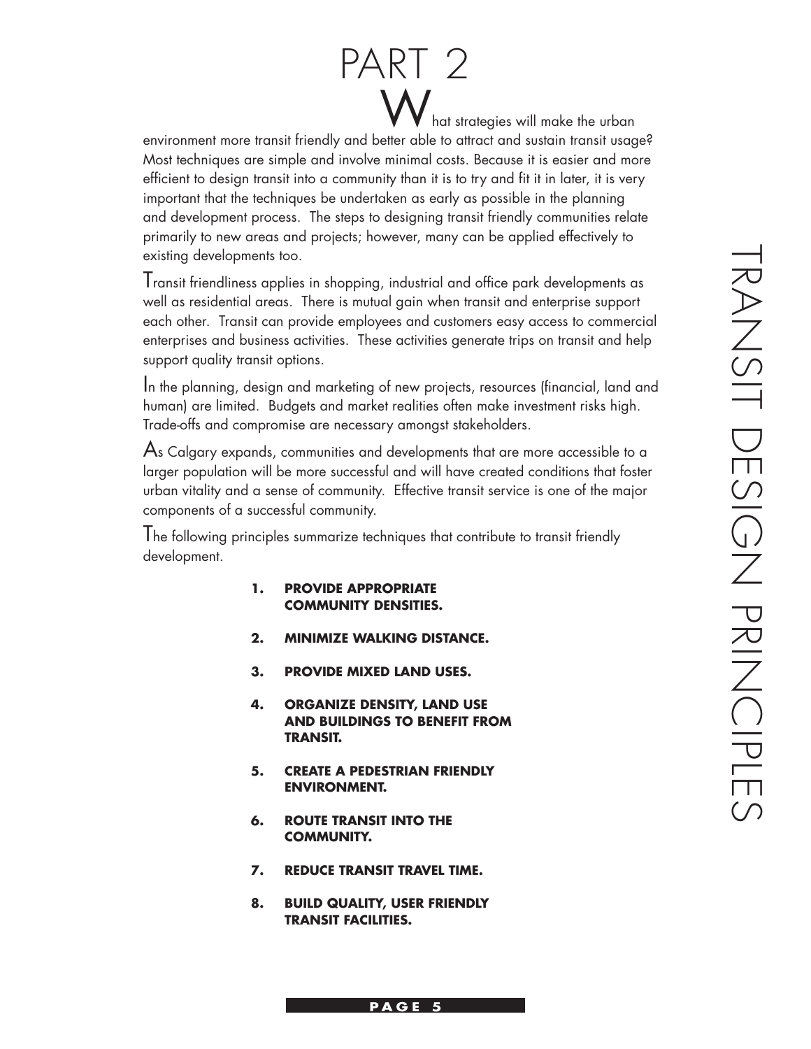# PART 2

What strategies will make the urban environment more transit friendly and better able to attract and sustain transit usage? Most techniques are simple and involve minimal costs. Because it is easier and more efficient to design transit into a community than it is to try and fit it in later, it is very important that the techniques be undertaken as early as possible in the planning and development process. The steps to designing transit friendly communities relate primarily to new areas and projects; however, many can be applied effectively to existing developments too.

Transit friendliness applies in shopping, industrial and office park developments as well as residential areas. There is mutual gain when transit and enterprise support each other. Transit can provide employees and customers easy access to commercial enterprises and business activities. These activities generate trips on transit and help support quality transit options.

In the planning, design and marketing of new projects, resources (financial, land and human) are limited. Budgets and market realities often make investment risks high. Trade-offs and compromise are necessary amongst stakeholders.

As Calgary expands, communities and developments that are more accessible to a larger population will be more successful and will have created conditions that foster urban vitality and a sense of community. Effective transit service is one of the major components of a successful community.

The following principles summarize techniques that contribute to transit friendly development.

1. **PROVIDE APPROPRIATE COMMUNITY DENSITIES.**
2. **MINIMIZE WALKING DISTANCE.**
3. **PROVIDE MIXED LAND USES.**
4. **ORGANIZE DENSITY, LAND USE AND BUILDINGS TO BENEFIT FROM TRANSIT.**
5. **CREATE A PEDESTRIAN FRIENDLY ENVIRONMENT.**
6. **ROUTE TRANSIT INTO THE COMMUNITY.**
7. **REDUCE TRANSIT TRAVEL TIME.**
8. **BUILD QUALITY, USER FRIENDLY TRANSIT FACILITIES.**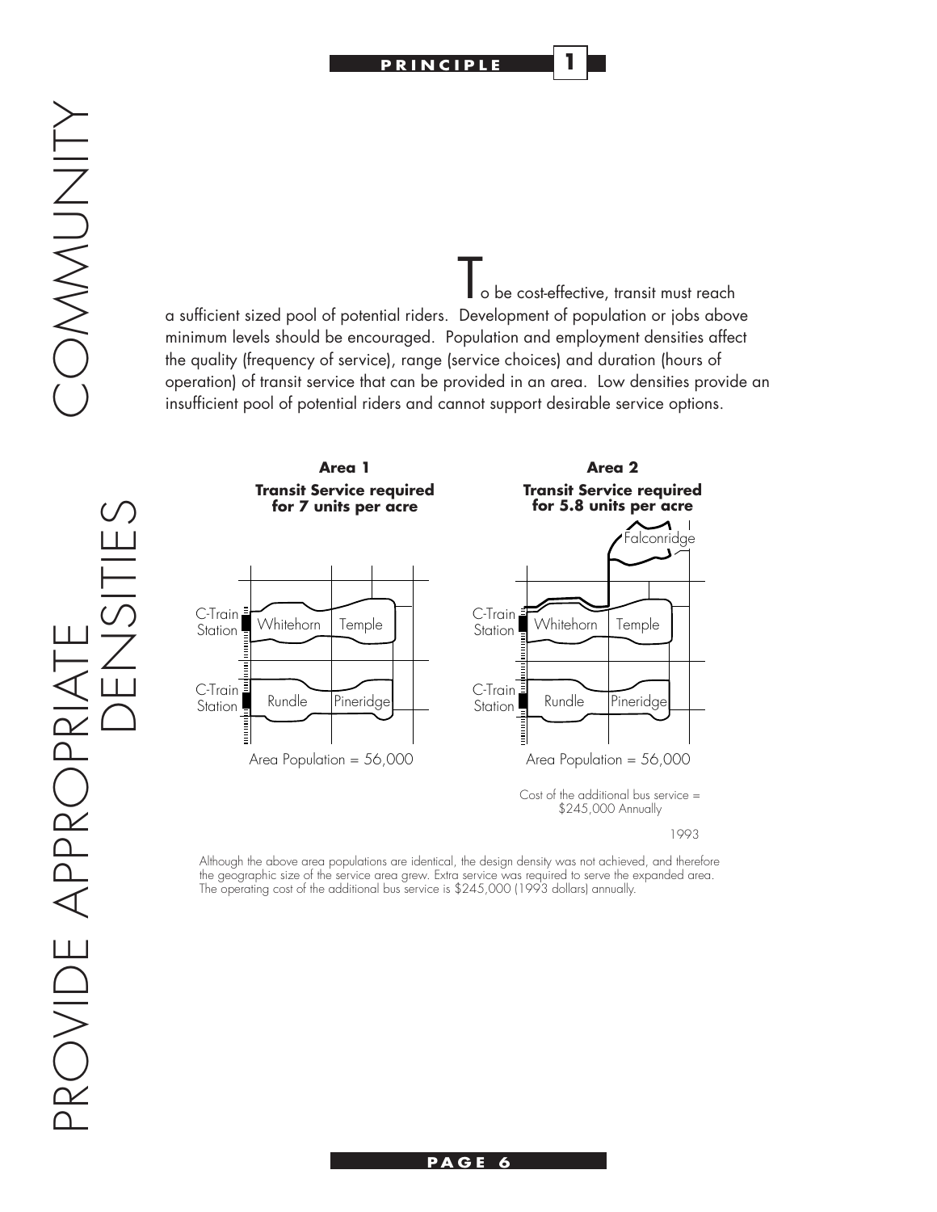# PRINCIPLE 1

# PROVIDE APPROPRIATE COMMUNITY DENSITIES

To be cost-effective, transit must reach a sufficient sized pool of potential riders. Development of population or jobs above minimum levels should be encouraged. Population and employment densities affect the quality (frequency of service), range (service choices) and duration (hours of operation) of transit service that can be provided in an area. Low densities provide an insufficient pool of potential riders and cannot support desirable service options.

**Area 1**
**Transit Service required for 7 units per acre**

C-Train Station — Whitehorn — Temple
C-Train Station — Rundle — Pineridge

Area Population = 56,000

**Area 2**
**Transit Service required for 5.8 units per acre**

Falconridge
C-Train Station — Whitehorn — Temple
C-Train Station — Rundle — Pineridge

Area Population = 56,000

Cost of the additional bus service = $245,000 Annually

1993

Although the above area populations are identical, the design density was not achieved, and therefore the geographic size of the service area grew. Extra service was required to serve the expanded area. The operating cost of the additional bus service is $245,000 (1993 dollars) annually.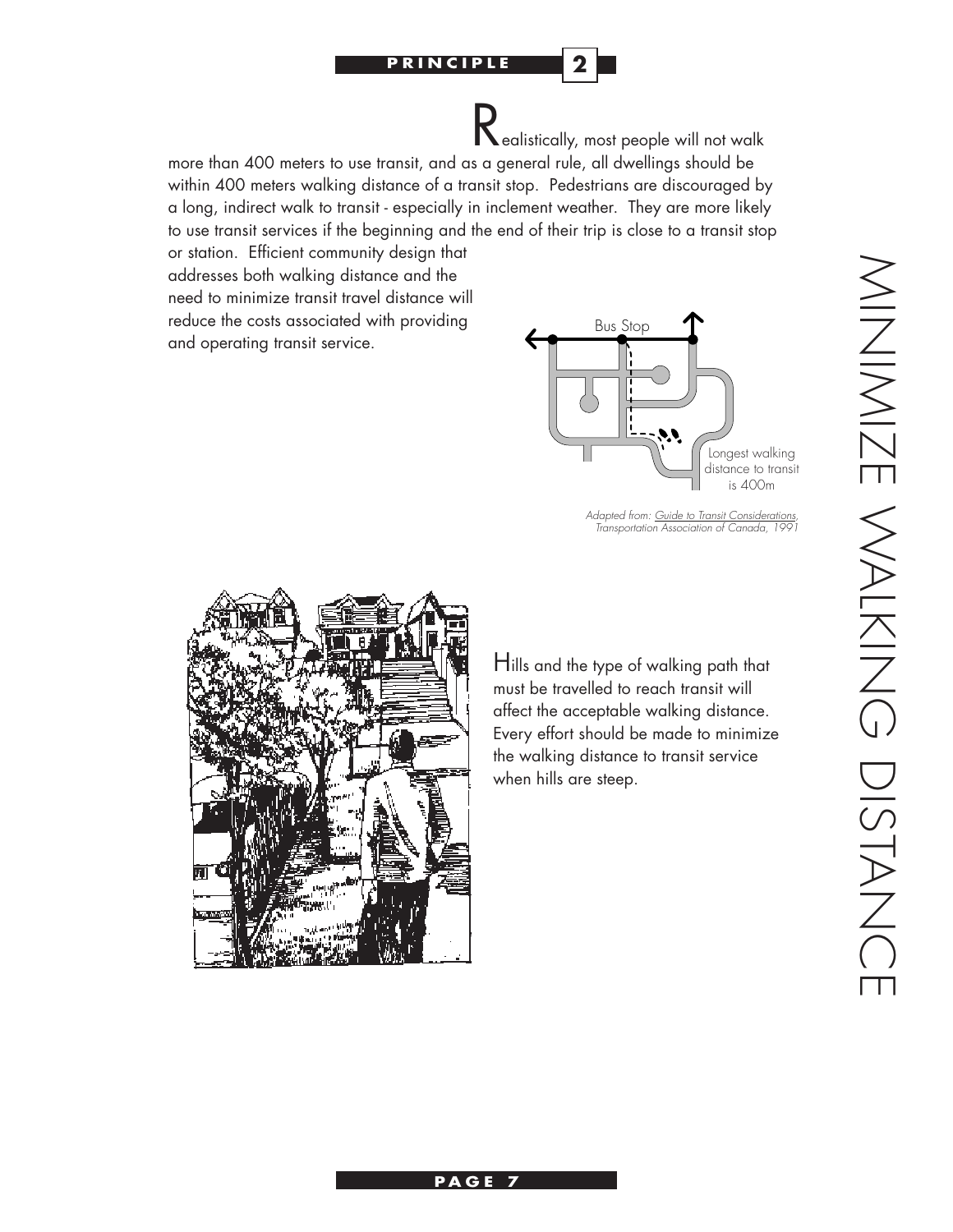**PRINCIPLE 2**

# MINIMIZE WALKING DISTANCE

Realistically, most people will not walk more than 400 meters to use transit, and as a general rule, all dwellings should be within 400 meters walking distance of a transit stop. Pedestrians are discouraged by a long, indirect walk to transit - especially in inclement weather. They are more likely to use transit services if the beginning and the end of their trip is close to a transit stop or station. Efficient community design that addresses both walking distance and the need to minimize transit travel distance will reduce the costs associated with providing and operating transit service.

Bus Stop

Longest walking distance to transit is 400m

*Adapted from: Guide to Transit Considerations, Transportation Association of Canada, 1991*

Hills and the type of walking path that must be travelled to reach transit will affect the acceptable walking distance. Every effort should be made to minimize the walking distance to transit service when hills are steep.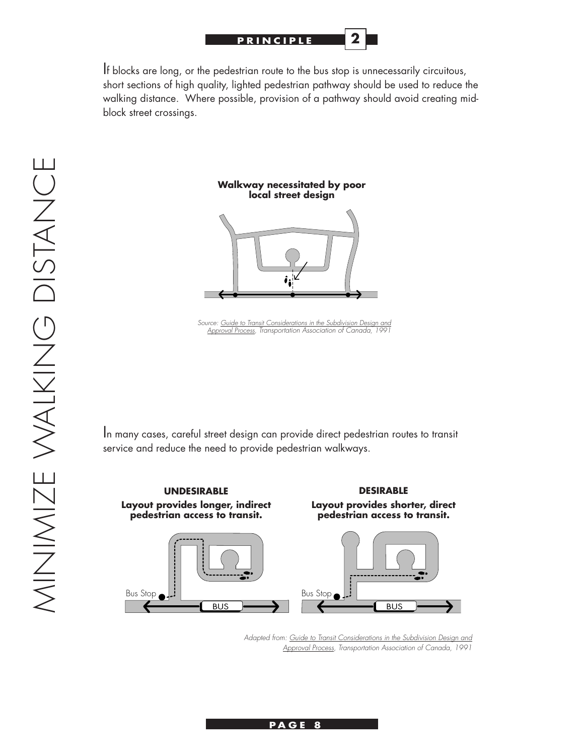If blocks are long, or the pedestrian route to the bus stop is unnecessarily circuitous, short sections of high quality, lighted pedestrian pathway should be used to reduce the walking distance. Where possible, provision of a pathway should avoid creating mid-block street crossings.

**Walkway necessitated by poor local street design**

*Source: Guide to Transit Considerations in the Subdivision Design and Approval Process, Transportation Association of Canada, 1991*

In many cases, careful street design can provide direct pedestrian routes to transit service and reduce the need to provide pedestrian walkways.

**UNDESIRABLE**
**Layout provides longer, indirect pedestrian access to transit.**

**DESIRABLE**
**Layout provides shorter, direct pedestrian access to transit.**

*Adapted from: Guide to Transit Considerations in the Subdivision Design and Approval Process, Transportation Association of Canada, 1991*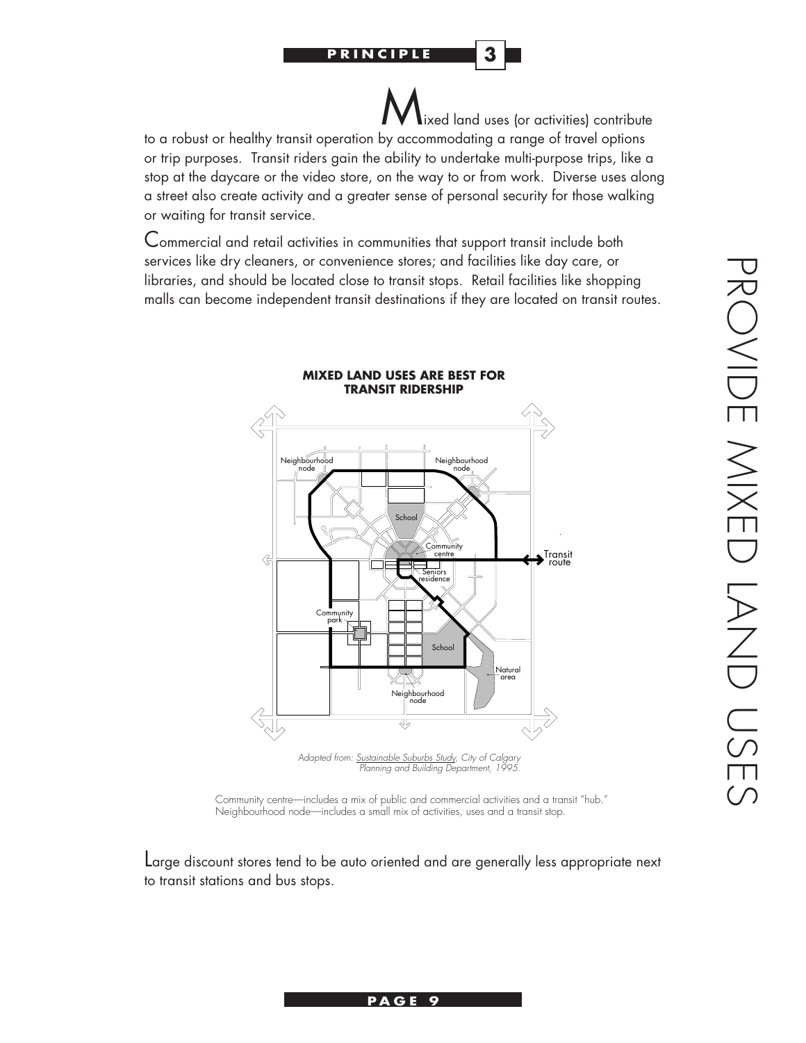## PRINCIPLE 3

# PROVIDE MIXED LAND USES

Mixed land uses (or activities) contribute to a robust or healthy transit operation by accommodating a range of travel options or trip purposes. Transit riders gain the ability to undertake multi-purpose trips, like a stop at the daycare or the video store, on the way to or from work. Diverse uses along a street also create activity and a greater sense of personal security for those walking or waiting for transit service.

Commercial and retail activities in communities that support transit include both services like dry cleaners, or convenience stores; and facilities like day care, or libraries, and should be located close to transit stops. Retail facilities like shopping malls can become independent transit destinations if they are located on transit routes.

**MIXED LAND USES ARE BEST FOR TRANSIT RIDERSHIP**

*Adapted from: Sustainable Suburbs Study, City of Calgary Planning and Building Department, 1995.*

Community centre—includes a mix of public and commercial activities and a transit "hub."
Neighbourhood node—includes a small mix of activities, uses and a transit stop.

Large discount stores tend to be auto oriented and are generally less appropriate next to transit stations and bus stops.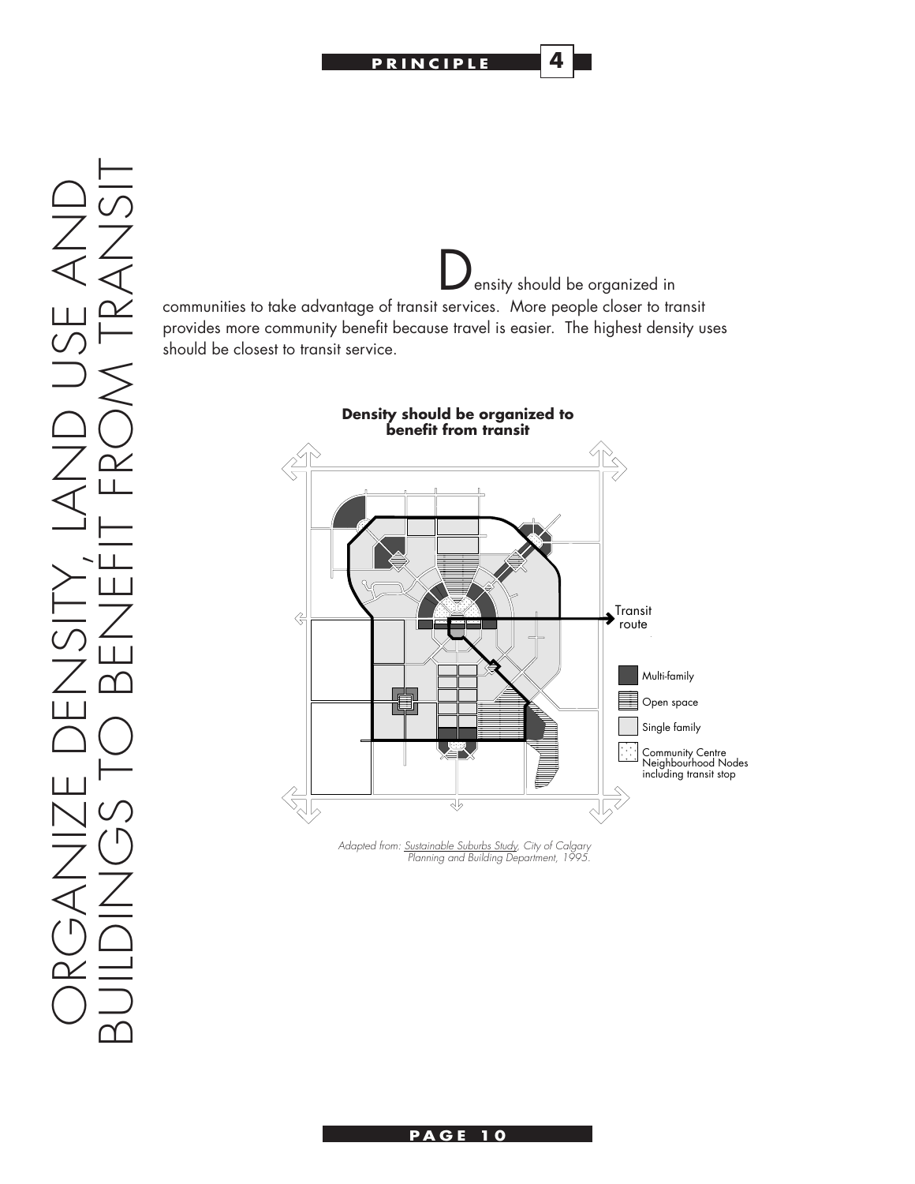# PRINCIPLE 4

# ORGANIZE DENSITY, LAND USE AND BUILDINGS TO BENEFIT FROM TRANSIT

Density should be organized in communities to take advantage of transit services. More people closer to transit provides more community benefit because travel is easier. The highest density uses should be closest to transit service.

**Density should be organized to benefit from transit**

Transit route

Multi-family

Open space

Single family

Community Centre Neighbourhood Nodes including transit stop

*Adapted from: Sustainable Suburbs Study, City of Calgary Planning and Building Department, 1995.*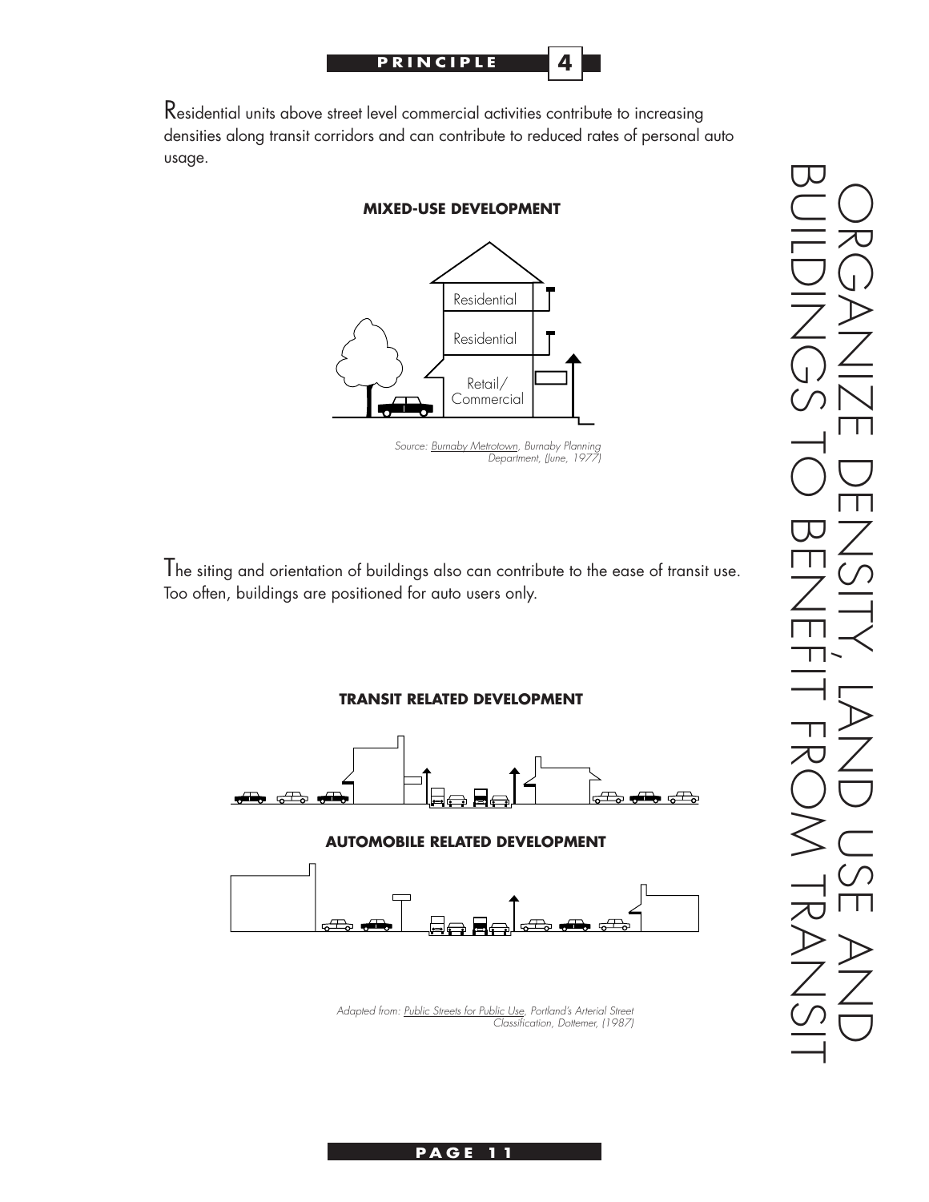PRINCIPLE 4

# ORGANIZE DENSITY, LAND USE AND BUILDINGS TO BENEFIT FROM TRANSIT

Residential units above street level commercial activities contribute to increasing densities along transit corridors and can contribute to reduced rates of personal auto usage.

**MIXED-USE DEVELOPMENT**

Residential

Residential

Retail/ Commercial

*Source: Burnaby Metrotown, Burnaby Planning Department, (June, 1977)*

The siting and orientation of buildings also can contribute to the ease of transit use. Too often, buildings are positioned for auto users only.

**TRANSIT RELATED DEVELOPMENT**

**AUTOMOBILE RELATED DEVELOPMENT**

*Adapted from: Public Streets for Public Use, Portland's Arterial Street Classification, Dottemer, (1987)*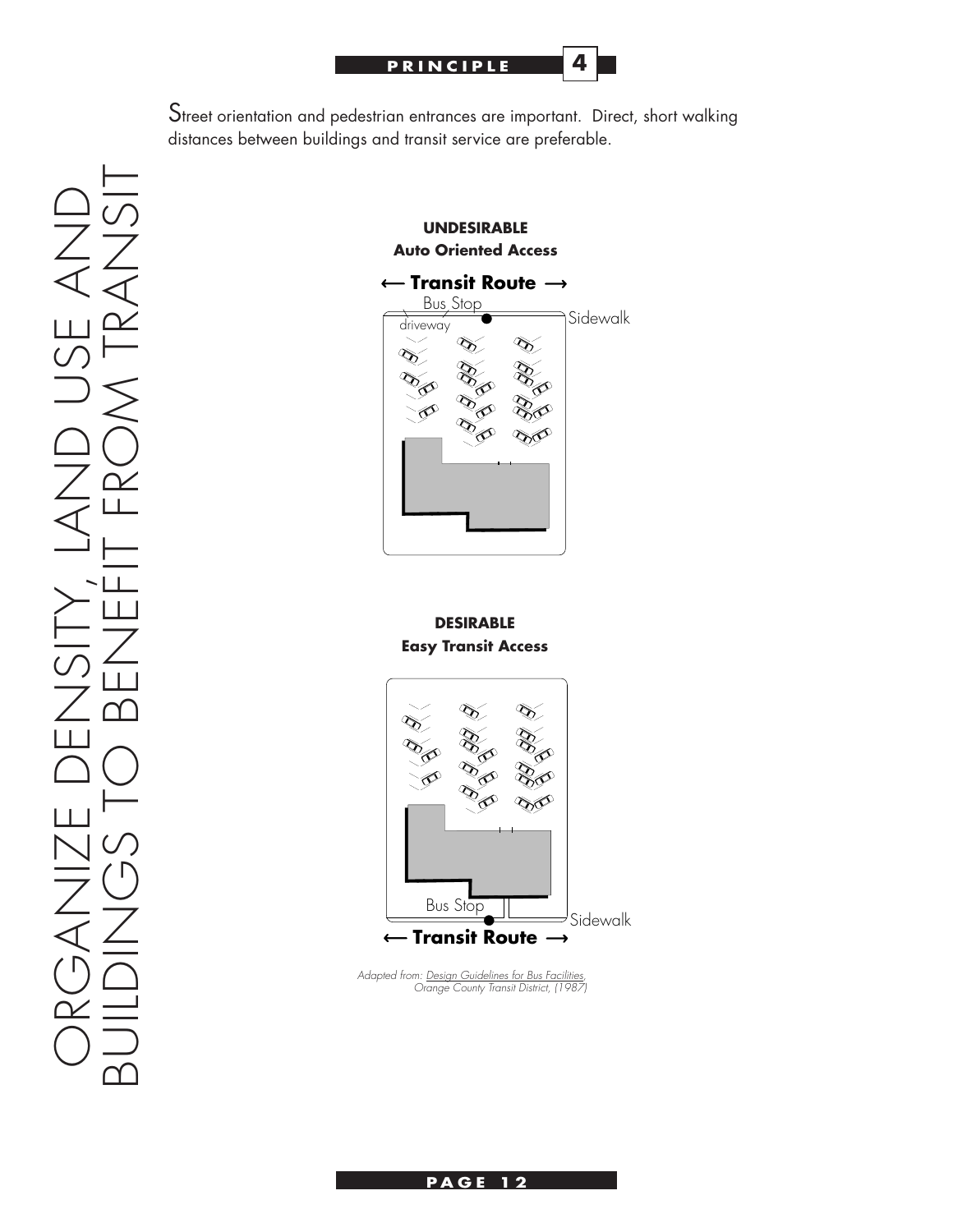**PRINCIPLE 4**

# ORGANIZE DENSITY, LAND USE AND BUILDINGS TO BENEFIT FROM TRANSIT

Street orientation and pedestrian entrances are important. Direct, short walking distances between buildings and transit service are preferable.

**UNDESIRABLE**
**Auto Oriented Access**

← **Transit Route** →

Bus Stop

driveway

Sidewalk

**DESIRABLE**
**Easy Transit Access**

Bus Stop

Sidewalk

← **Transit Route** →

*Adapted from: Design Guidelines for Bus Facilities, Orange County Transit District, (1987)*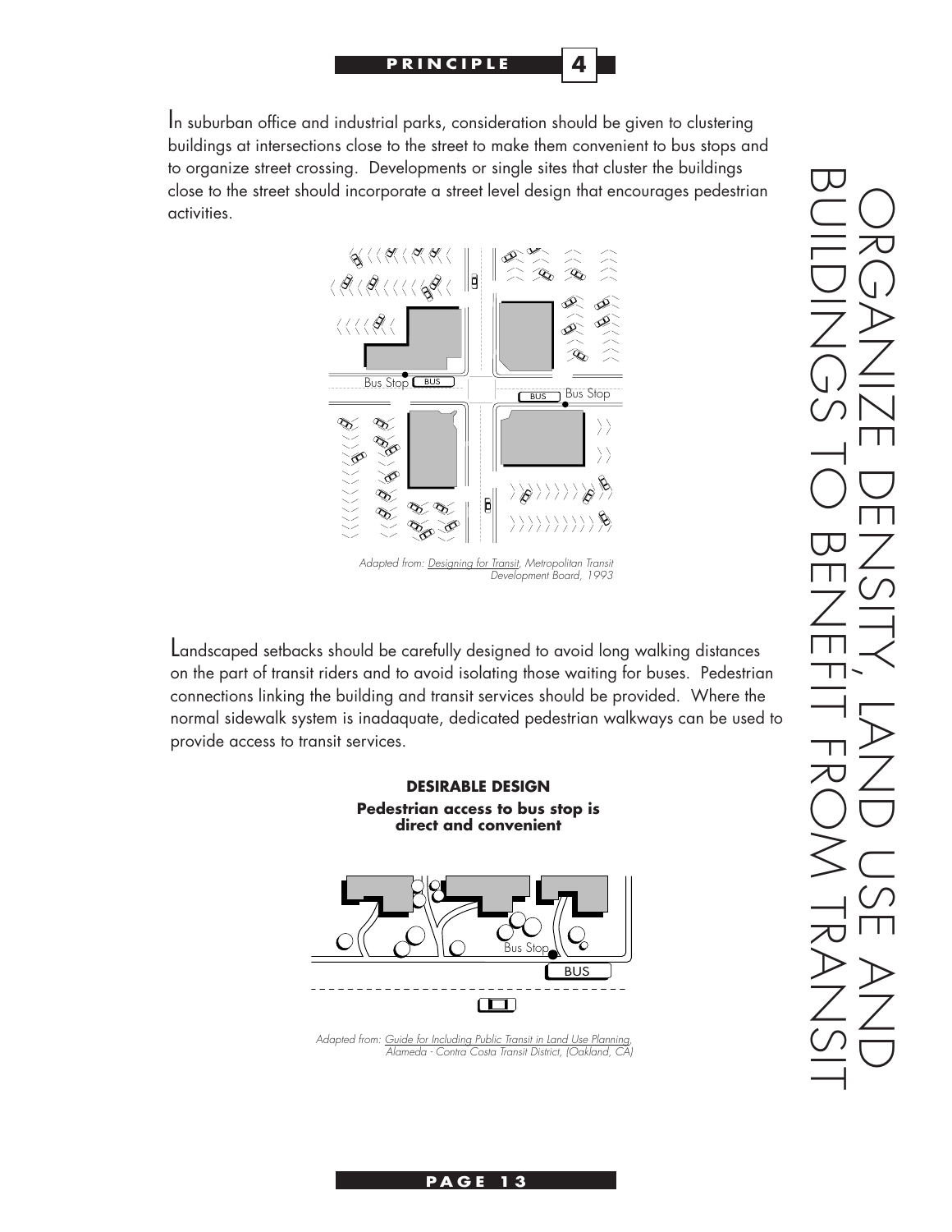# ORGANIZE DENSITY, LAND USE AND BUILDINGS TO BENEFIT FROM TRANSIT

In suburban office and industrial parks, consideration should be given to clustering buildings at intersections close to the street to make them convenient to bus stops and to organize street crossing. Developments or single sites that cluster the buildings close to the street should incorporate a street level design that encourages pedestrian activities.

*Adapted from: Designing for Transit, Metropolitan Transit Development Board, 1993*

Landscaped setbacks should be carefully designed to avoid long walking distances on the part of transit riders and to avoid isolating those waiting for buses. Pedestrian connections linking the building and transit services should be provided. Where the normal sidewalk system is inadaquate, dedicated pedestrian walkways can be used to provide access to transit services.

**DESIRABLE DESIGN**
**Pedestrian access to bus stop is direct and convenient**

*Adapted from: Guide for Including Public Transit in Land Use Planning, Alameda - Contra Costa Transit District, (Oakland, CA)*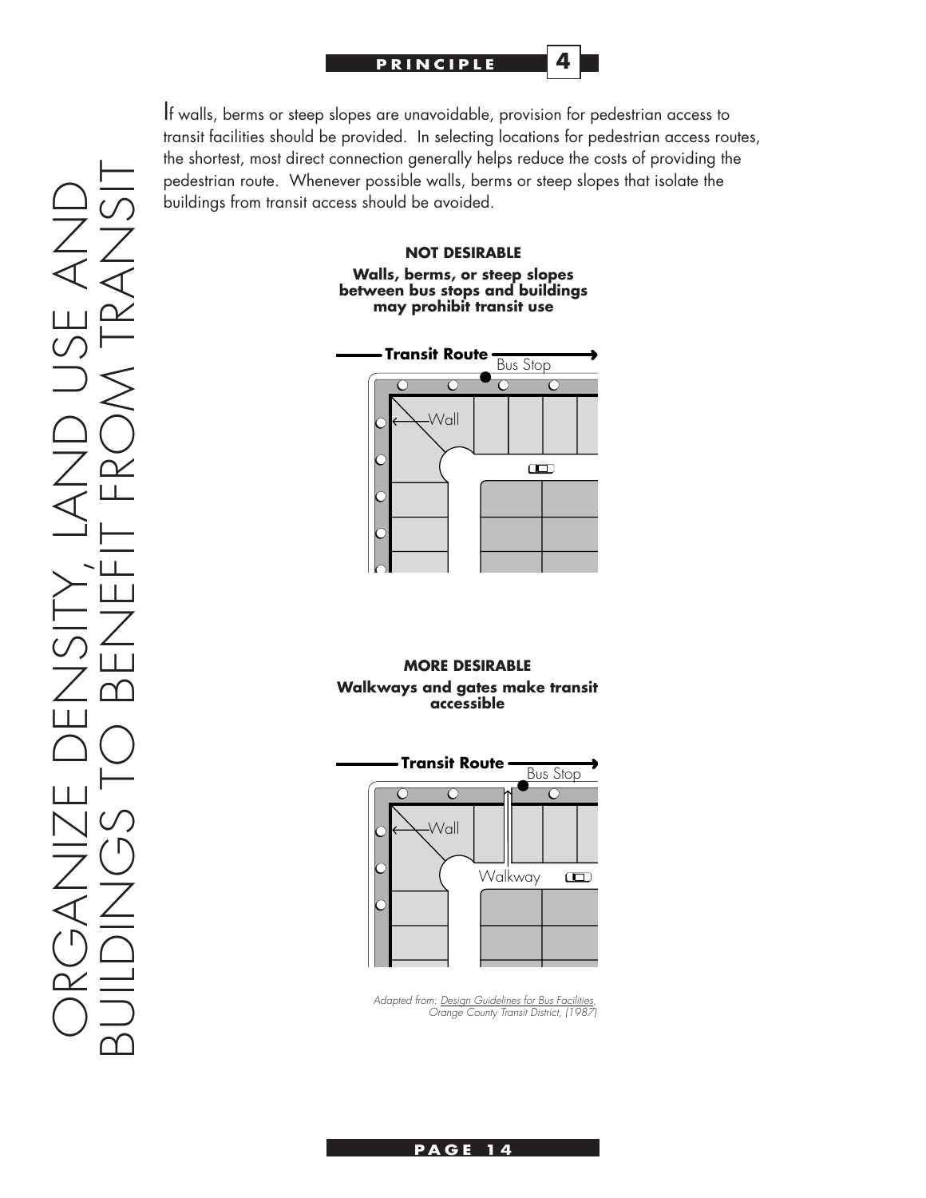If walls, berms or steep slopes are unavoidable, provision for pedestrian access to transit facilities should be provided. In selecting locations for pedestrian access routes, the shortest, most direct connection generally helps reduce the costs of providing the pedestrian route. Whenever possible walls, berms or steep slopes that isolate the buildings from transit access should be avoided.

**NOT DESIRABLE**

**Walls, berms, or steep slopes between bus stops and buildings may prohibit transit use**

**Transit Route** Bus Stop

Wall

**MORE DESIRABLE**

**Walkways and gates make transit accessible**

**Transit Route** Bus Stop

Wall

Walkway

*Adapted from: Design Guidelines for Bus Facilities, Orange County Transit District, (1987)*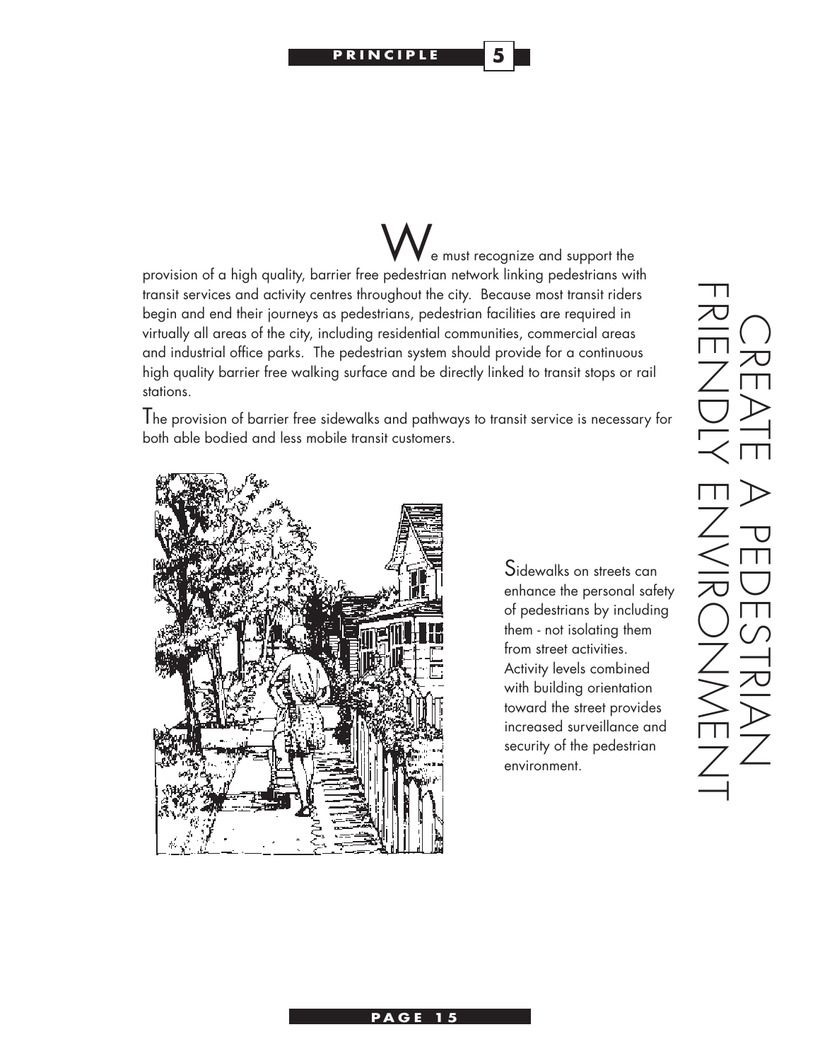**PRINCIPLE 5**

# CREATE A PEDESTRIAN FRIENDLY ENVIRONMENT

We must recognize and support the provision of a high quality, barrier free pedestrian network linking pedestrians with transit services and activity centres throughout the city. Because most transit riders begin and end their journeys as pedestrians, pedestrian facilities are required in virtually all areas of the city, including residential communities, commercial areas and industrial office parks. The pedestrian system should provide for a continuous high quality barrier free walking surface and be directly linked to transit stops or rail stations.

The provision of barrier free sidewalks and pathways to transit service is necessary for both able bodied and less mobile transit customers.

Sidewalks on streets can enhance the personal safety of pedestrians by including them - not isolating them from street activities. Activity levels combined with building orientation toward the street provides increased surveillance and security of the pedestrian environment.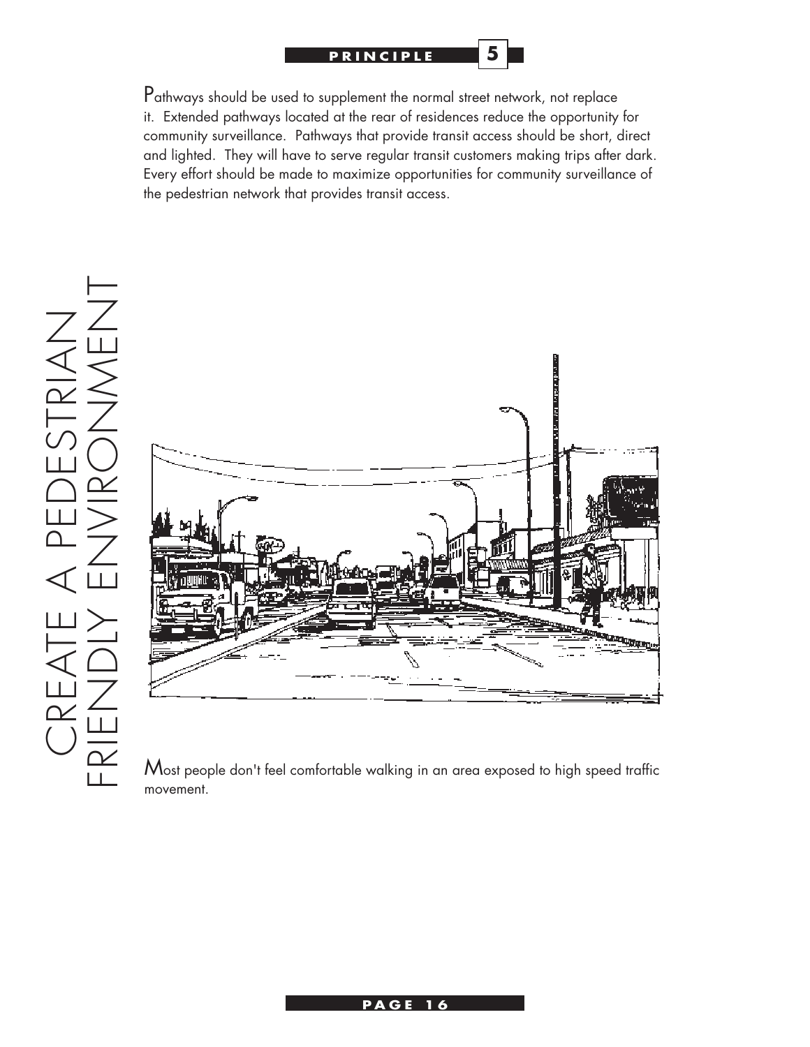**PRINCIPLE 5**

# CREATE A PEDESTRIAN FRIENDLY ENVIRONMENT

Pathways should be used to supplement the normal street network, not replace it. Extended pathways located at the rear of residences reduce the opportunity for community surveillance. Pathways that provide transit access should be short, direct and lighted. They will have to serve regular transit customers making trips after dark. Every effort should be made to maximize opportunities for community surveillance of the pedestrian network that provides transit access.

Most people don't feel comfortable walking in an area exposed to high speed traffic movement.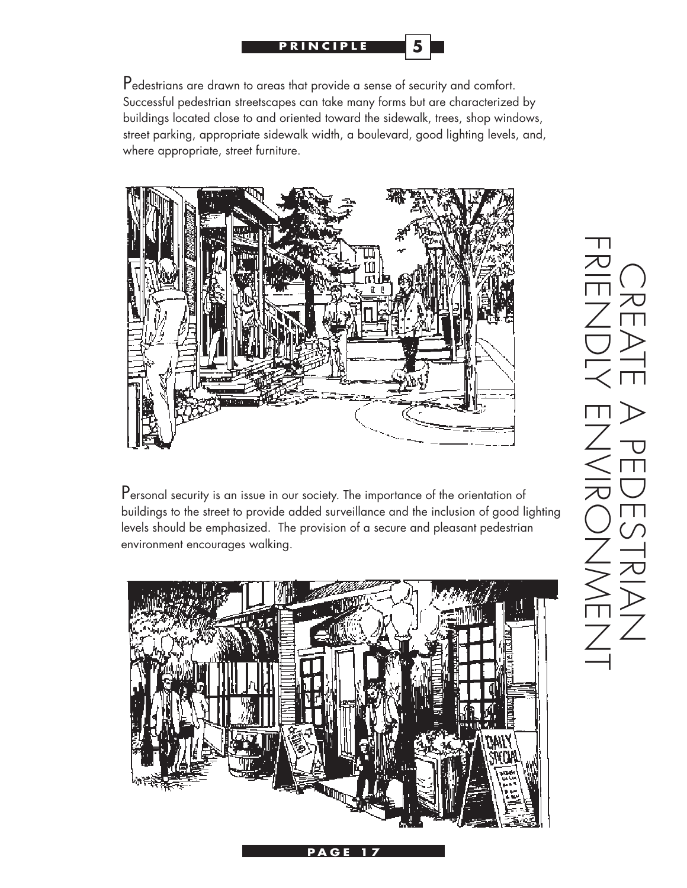# PRINCIPLE 5

# CREATE A PEDESTRIAN FRIENDLY ENVIRONMENT

Pedestrians are drawn to areas that provide a sense of security and comfort. Successful pedestrian streetscapes can take many forms but are characterized by buildings located close to and oriented toward the sidewalk, trees, shop windows, street parking, appropriate sidewalk width, a boulevard, good lighting levels, and, where appropriate, street furniture.

Personal security is an issue in our society. The importance of the orientation of buildings to the street to provide added surveillance and the inclusion of good lighting levels should be emphasized. The provision of a secure and pleasant pedestrian environment encourages walking.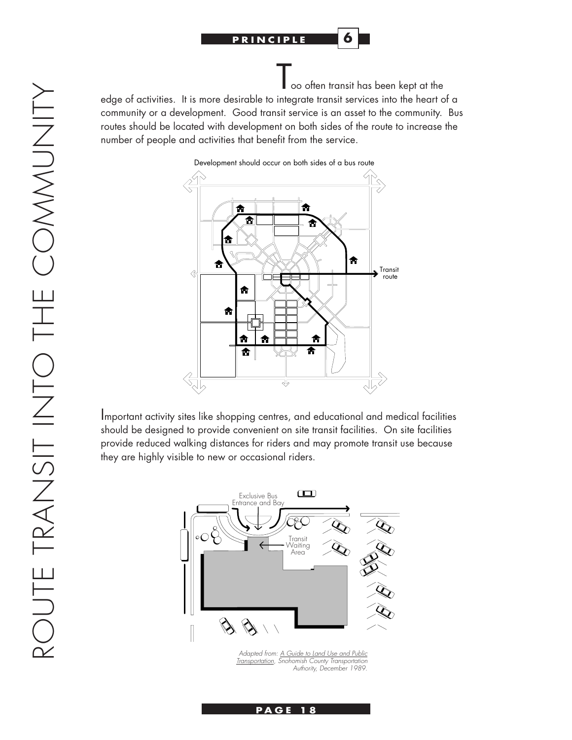# PRINCIPLE 6

# ROUTE TRANSIT INTO THE COMMUNITY

Too often transit has been kept at the edge of activities. It is more desirable to integrate transit services into the heart of a community or a development. Good transit service is an asset to the community. Bus routes should be located with development on both sides of the route to increase the number of people and activities that benefit from the service.

Development should occur on both sides of a bus route

Transit route

Important activity sites like shopping centres, and educational and medical facilities should be designed to provide convenient on site transit facilities. On site facilities provide reduced walking distances for riders and may promote transit use because they are highly visible to new or occasional riders.

Exclusive Bus Entrance and Bay

Transit Waiting Area

*Adapted from: A Guide to Land Use and Public Transportation, Snohomish County Transportation Authority, December 1989.*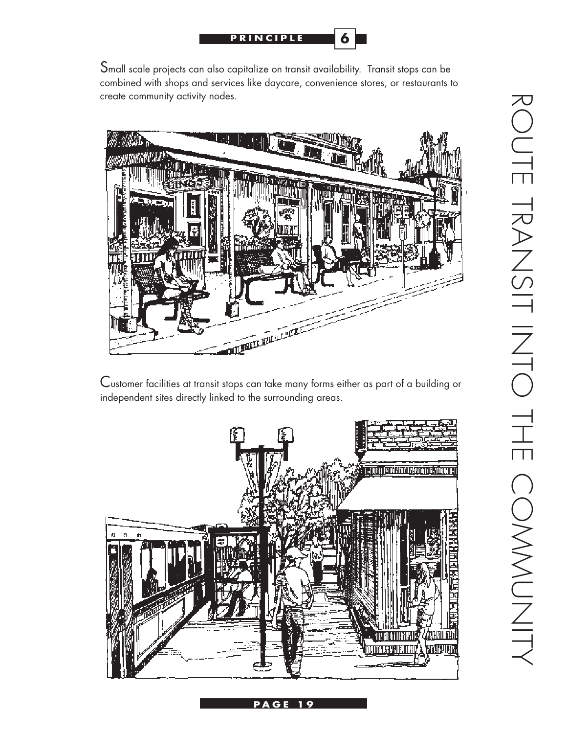Small scale projects can also capitalize on transit availability. Transit stops can be combined with shops and services like daycare, convenience stores, or restaurants to create community activity nodes.

Customer facilities at transit stops can take many forms either as part of a building or independent sites directly linked to the surrounding areas.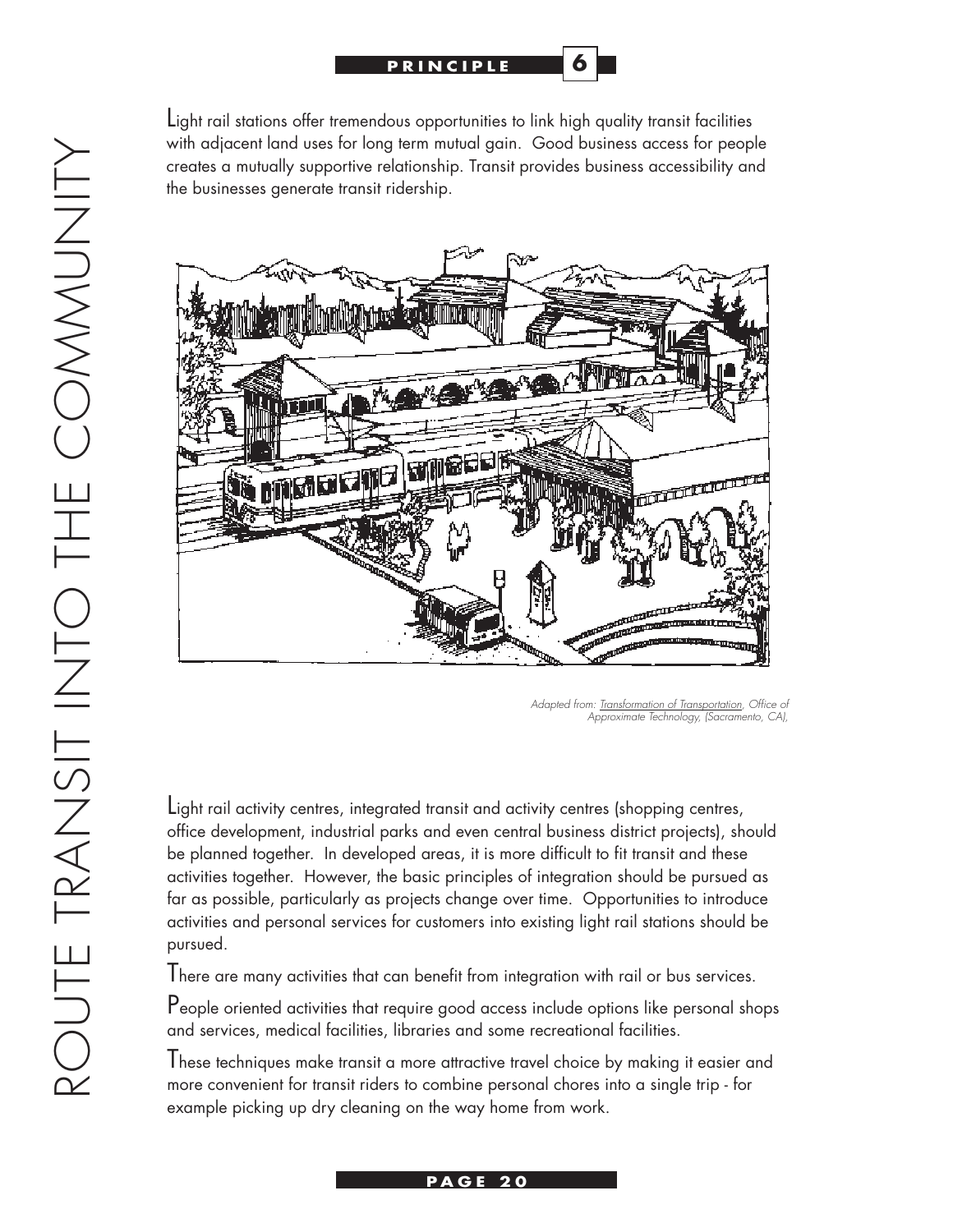**PRINCIPLE 6**

Light rail stations offer tremendous opportunities to link high quality transit facilities with adjacent land uses for long term mutual gain. Good business access for people creates a mutually supportive relationship. Transit provides business accessibility and the businesses generate transit ridership.

*Adapted from: Transformation of Transportation, Office of Approximate Technology, (Sacramento, CA),*

Light rail activity centres, integrated transit and activity centres (shopping centres, office development, industrial parks and even central business district projects), should be planned together. In developed areas, it is more difficult to fit transit and these activities together. However, the basic principles of integration should be pursued as far as possible, particularly as projects change over time. Opportunities to introduce activities and personal services for customers into existing light rail stations should be pursued.

There are many activities that can benefit from integration with rail or bus services.

People oriented activities that require good access include options like personal shops and services, medical facilities, libraries and some recreational facilities.

These techniques make transit a more attractive travel choice by making it easier and more convenient for transit riders to combine personal chores into a single trip - for example picking up dry cleaning on the way home from work.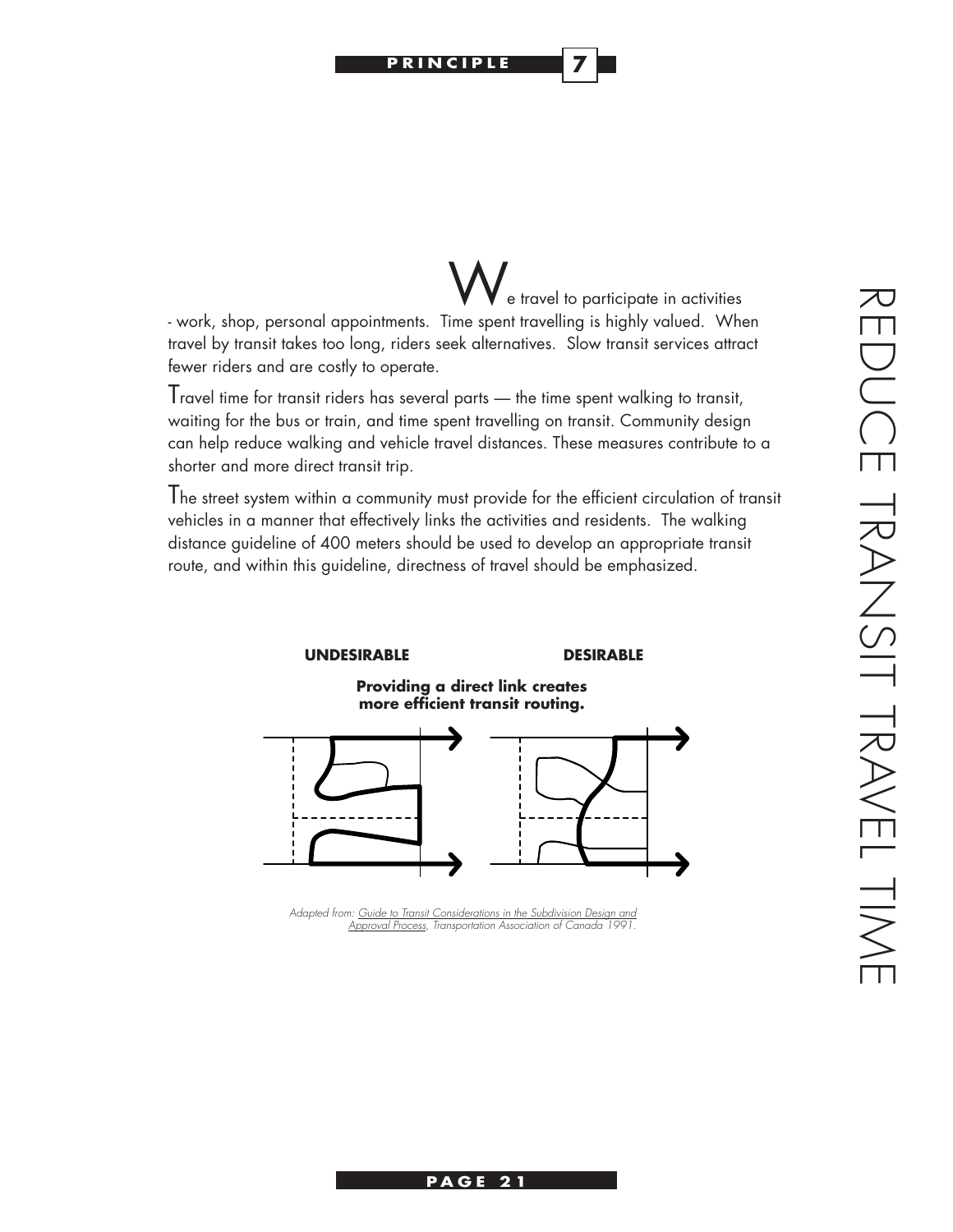# PRINCIPLE 7

# REDUCE TRANSIT TRAVEL TIME

We travel to participate in activities - work, shop, personal appointments. Time spent travelling is highly valued. When travel by transit takes too long, riders seek alternatives. Slow transit services attract fewer riders and are costly to operate.

Travel time for transit riders has several parts — the time spent walking to transit, waiting for the bus or train, and time spent travelling on transit. Community design can help reduce walking and vehicle travel distances. These measures contribute to a shorter and more direct transit trip.

The street system within a community must provide for the efficient circulation of transit vehicles in a manner that effectively links the activities and residents. The walking distance guideline of 400 meters should be used to develop an appropriate transit route, and within this guideline, directness of travel should be emphasized.

**UNDESIRABLE** **DESIRABLE**

**Providing a direct link creates more efficient transit routing.**

*Adapted from: Guide to Transit Considerations in the Subdivision Design and Approval Process, Transportation Association of Canada 1991.*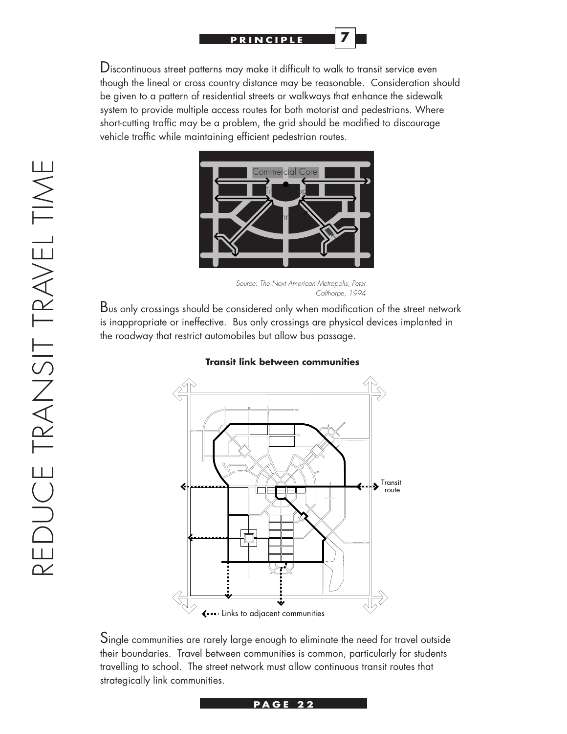Discontinuous street patterns may make it difficult to walk to transit service even though the lineal or cross country distance may be reasonable. Consideration should be given to a pattern of residential streets or walkways that enhance the sidewalk system to provide multiple access routes for both motorist and pedestrians. Where short-cutting traffic may be a problem, the grid should be modified to discourage vehicle traffic while maintaining efficient pedestrian routes.

*Source: The Next American Metropolis, Peter Calthorpe, 1994*

Bus only crossings should be considered only when modification of the street network is inappropriate or ineffective. Bus only crossings are physical devices implanted in the roadway that restrict automobiles but allow bus passage.

**Transit link between communities**

Single communities are rarely large enough to eliminate the need for travel outside their boundaries. Travel between communities is common, particularly for students travelling to school. The street network must allow continuous transit routes that strategically link communities.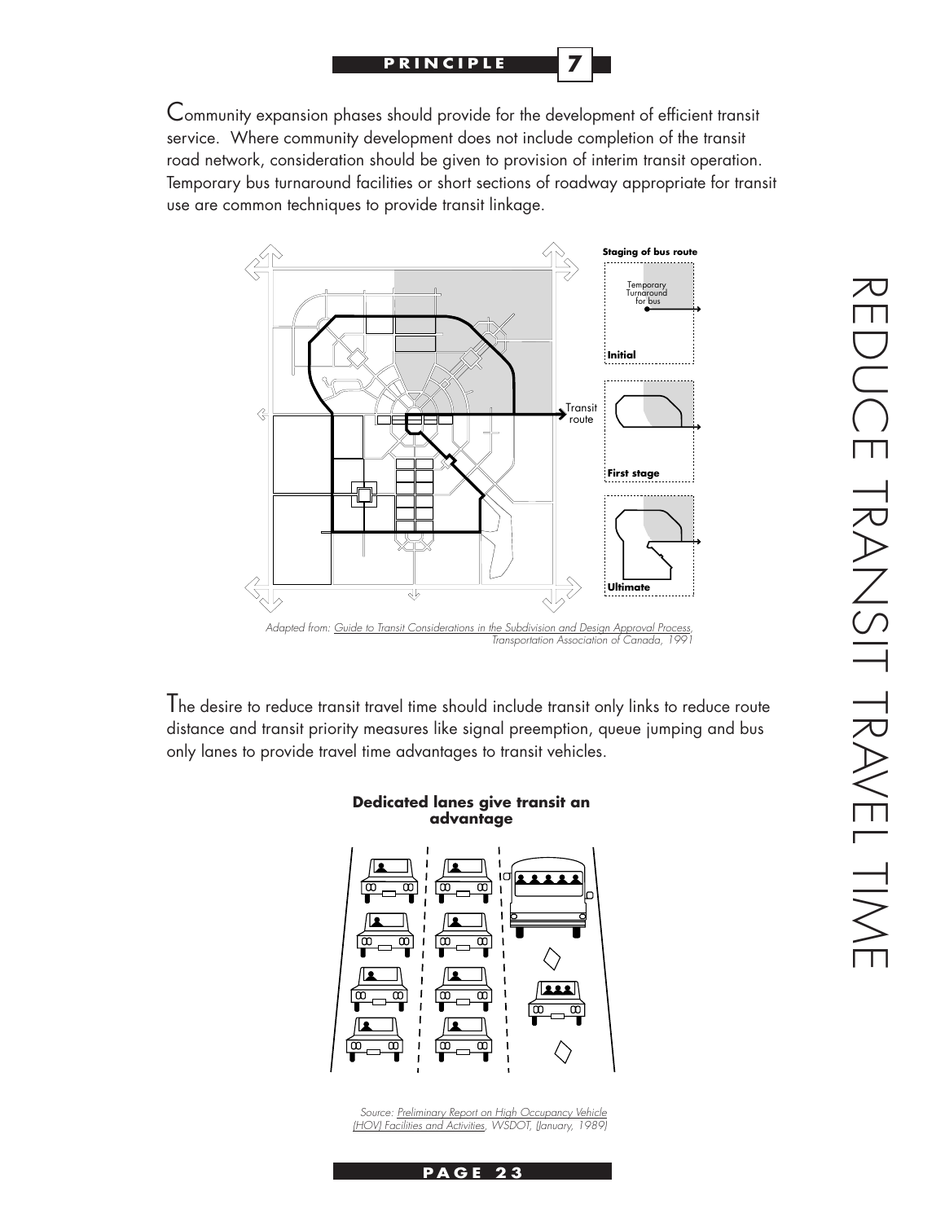# PRINCIPLE 7

# REDUCE TRANSIT TRAVEL TIME

Community expansion phases should provide for the development of efficient transit service. Where community development does not include completion of the transit road network, consideration should be given to provision of interim transit operation. Temporary bus turnaround facilities or short sections of roadway appropriate for transit use are common techniques to provide transit linkage.

**Staging of bus route**

Temporary Turnaround for bus

Initial

First stage

Ultimate

Transit route

*Adapted from: Guide to Transit Considerations in the Subdivision and Design Approval Process, Transportation Association of Canada, 1991*

The desire to reduce transit travel time should include transit only links to reduce route distance and transit priority measures like signal preemption, queue jumping and bus only lanes to provide travel time advantages to transit vehicles.

**Dedicated lanes give transit an advantage**

*Source: Preliminary Report on High Occupancy Vehicle (HOV) Facilities and Activities, WSDOT, (January, 1989)*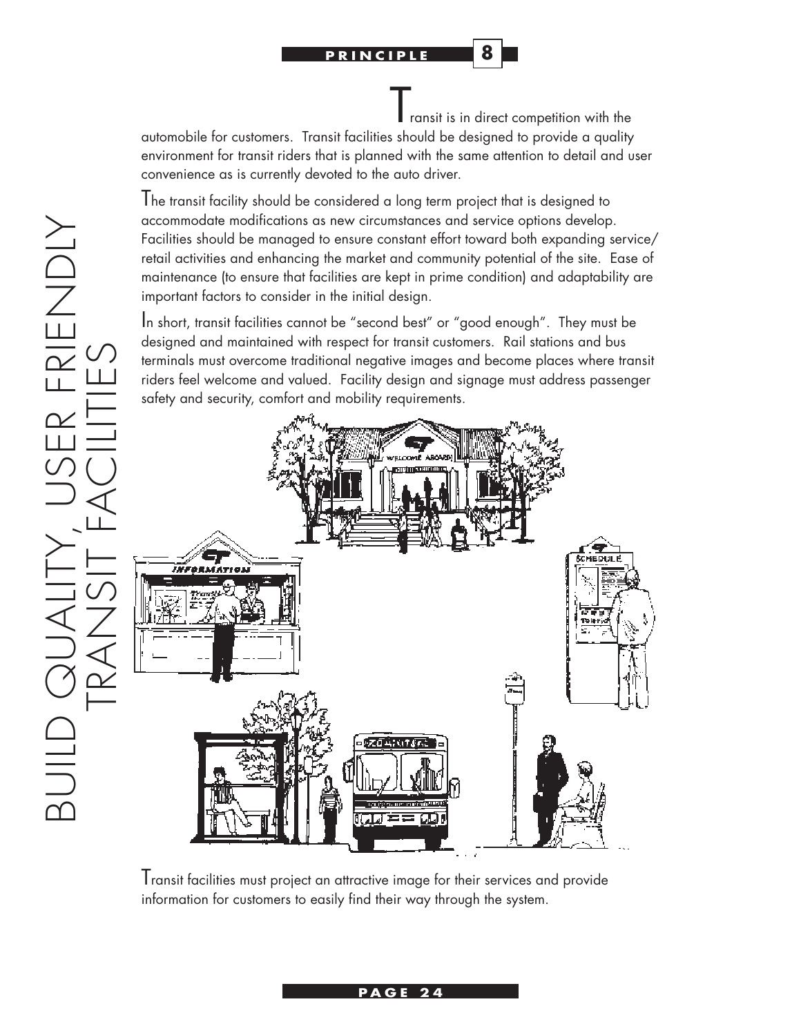PRINCIPLE 8

# BUILD QUALITY, USER FRIENDLY TRANSIT FACILITIES

Transit is in direct competition with the automobile for customers. Transit facilities should be designed to provide a quality environment for transit riders that is planned with the same attention to detail and user convenience as is currently devoted to the auto driver.

The transit facility should be considered a long term project that is designed to accommodate modifications as new circumstances and service options develop. Facilities should be managed to ensure constant effort toward both expanding service/ retail activities and enhancing the market and community potential of the site. Ease of maintenance (to ensure that facilities are kept in prime condition) and adaptability are important factors to consider in the initial design.

In short, transit facilities cannot be "second best" or "good enough". They must be designed and maintained with respect for transit customers. Rail stations and bus terminals must overcome traditional negative images and become places where transit riders feel welcome and valued. Facility design and signage must address passenger safety and security, comfort and mobility requirements.

Transit facilities must project an attractive image for their services and provide information for customers to easily find their way through the system.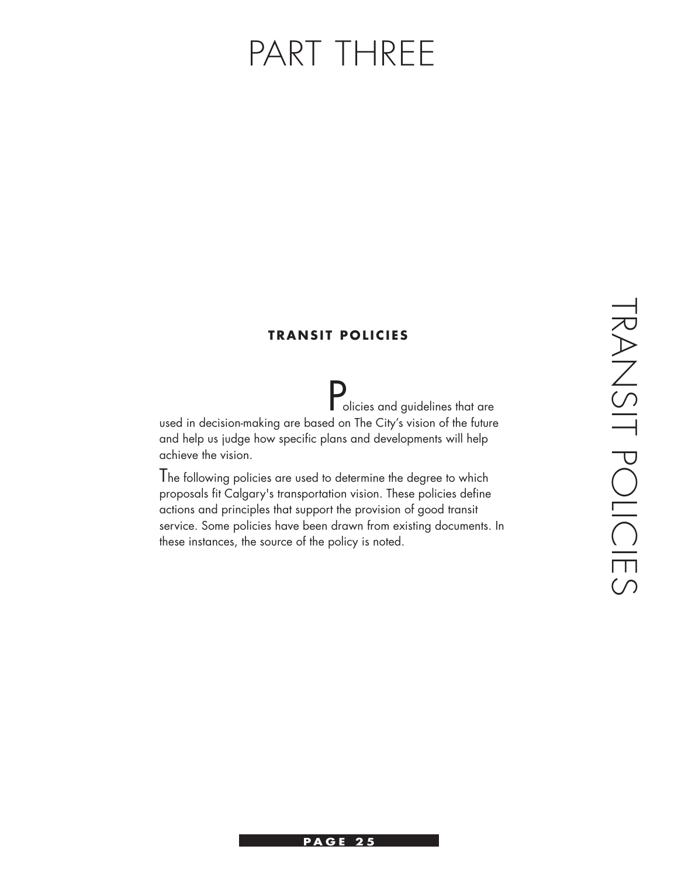# PART THREE

## TRANSIT POLICIES

Policies and guidelines that are used in decision-making are based on The City's vision of the future and help us judge how specific plans and developments will help achieve the vision.

The following policies are used to determine the degree to which proposals fit Calgary's transportation vision. These policies define actions and principles that support the provision of good transit service. Some policies have been drawn from existing documents. In these instances, the source of the policy is noted.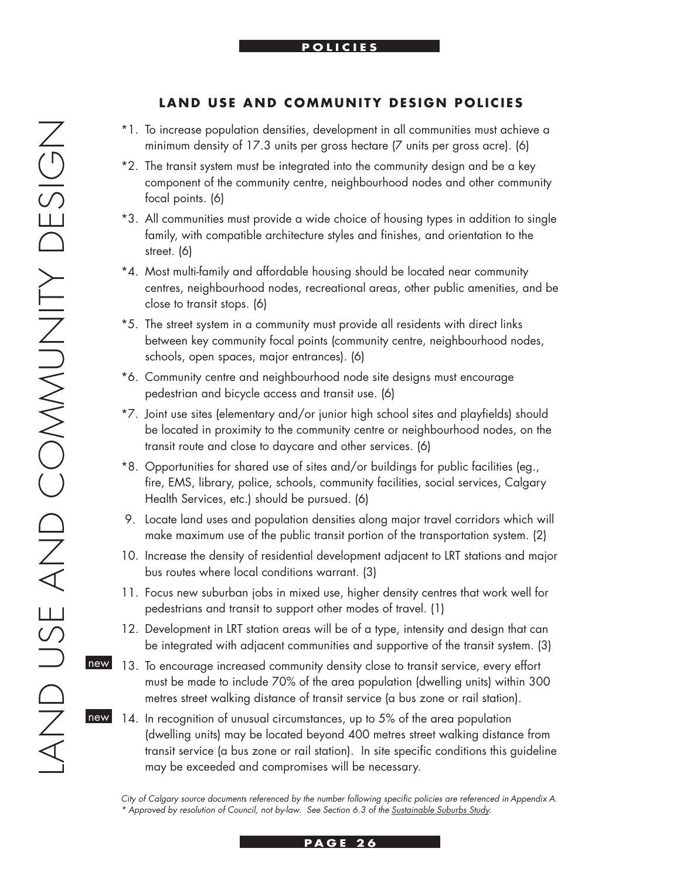## LAND USE AND COMMUNITY DESIGN POLICIES

*1. To increase population densities, development in all communities must achieve a minimum density of 17.3 units per gross hectare (7 units per gross acre). (6)

*2. The transit system must be integrated into the community design and be a key component of the community centre, neighbourhood nodes and other community focal points. (6)

*3. All communities must provide a wide choice of housing types in addition to single family, with compatible architecture styles and finishes, and orientation to the street. (6)

*4. Most multi-family and affordable housing should be located near community centres, neighbourhood nodes, recreational areas, other public amenities, and be close to transit stops. (6)

*5. The street system in a community must provide all residents with direct links between key community focal points (community centre, neighbourhood nodes, schools, open spaces, major entrances). (6)

*6. Community centre and neighbourhood node site designs must encourage pedestrian and bicycle access and transit use. (6)

*7. Joint use sites (elementary and/or junior high school sites and playfields) should be located in proximity to the community centre or neighbourhood nodes, on the transit route and close to daycare and other services. (6)

*8. Opportunities for shared use of sites and/or buildings for public facilities (eg., fire, EMS, library, police, schools, community facilities, social services, Calgary Health Services, etc.) should be pursued. (6)

9. Locate land uses and population densities along major travel corridors which will make maximum use of the public transit portion of the transportation system. (2)

10. Increase the density of residential development adjacent to LRT stations and major bus routes where local conditions warrant. (3)

11. Focus new suburban jobs in mixed use, higher density centres that work well for pedestrians and transit to support other modes of travel. (1)

12. Development in LRT station areas will be of a type, intensity and design that can be integrated with adjacent communities and supportive of the transit system. (3)

new 13. To encourage increased community density close to transit service, every effort must be made to include 70% of the area population (dwelling units) within 300 metres street walking distance of transit service (a bus zone or rail station).

new 14. In recognition of unusual circumstances, up to 5% of the area population (dwelling units) may be located beyond 400 metres street walking distance from transit service (a bus zone or rail station). In site specific conditions this guideline may be exceeded and compromises will be necessary.

*City of Calgary source documents referenced by the number following specific policies are referenced in Appendix A.*
*\* Approved by resolution of Council, not by-law. See Section 6.3 of the Sustainable Suburbs Study.*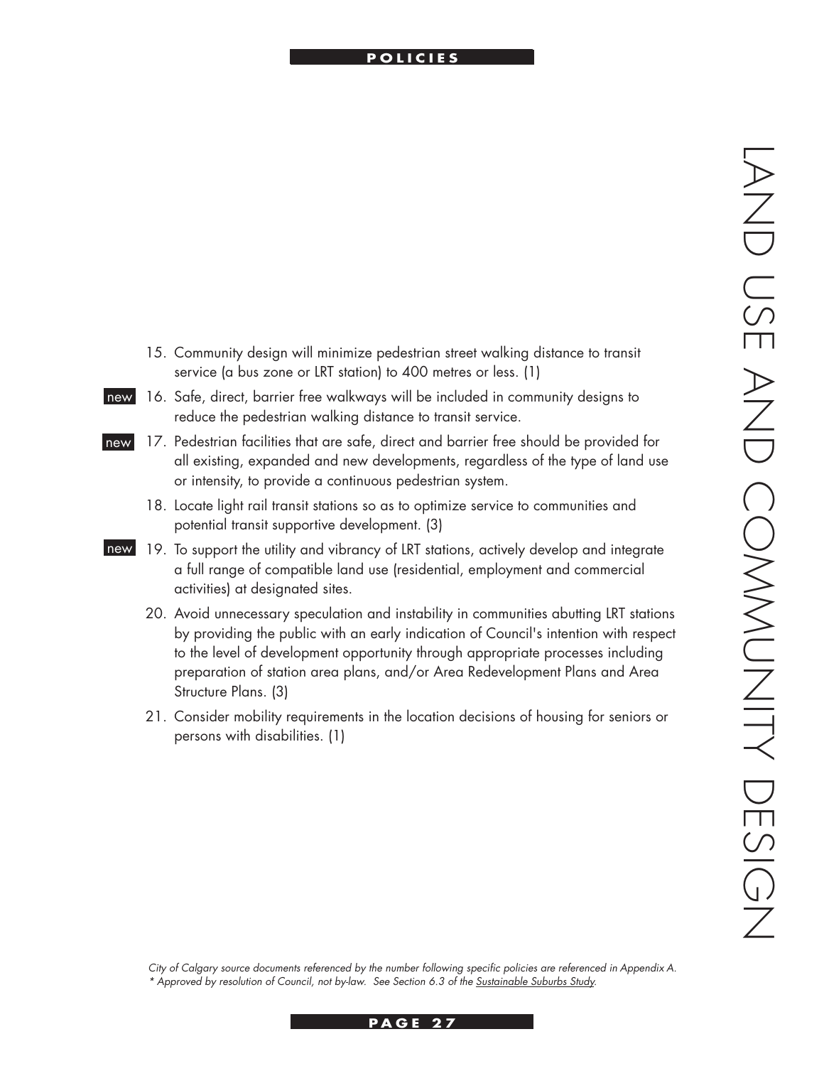15. Community design will minimize pedestrian street walking distance to transit service (a bus zone or LRT station) to 400 metres or less. (1)

16. new Safe, direct, barrier free walkways will be included in community designs to reduce the pedestrian walking distance to transit service.

17. new Pedestrian facilities that are safe, direct and barrier free should be provided for all existing, expanded and new developments, regardless of the type of land use or intensity, to provide a continuous pedestrian system.

18. Locate light rail transit stations so as to optimize service to communities and potential transit supportive development. (3)

19. new To support the utility and vibrancy of LRT stations, actively develop and integrate a full range of compatible land use (residential, employment and commercial activities) at designated sites.

20. Avoid unnecessary speculation and instability in communities abutting LRT stations by providing the public with an early indication of Council's intention with respect to the level of development opportunity through appropriate processes including preparation of station area plans, and/or Area Redevelopment Plans and Area Structure Plans. (3)

21. Consider mobility requirements in the location decisions of housing for seniors or persons with disabilities. (1)

*City of Calgary source documents referenced by the number following specific policies are referenced in Appendix A.*
*\* Approved by resolution of Council, not by-law. See Section 6.3 of the Sustainable Suburbs Study.*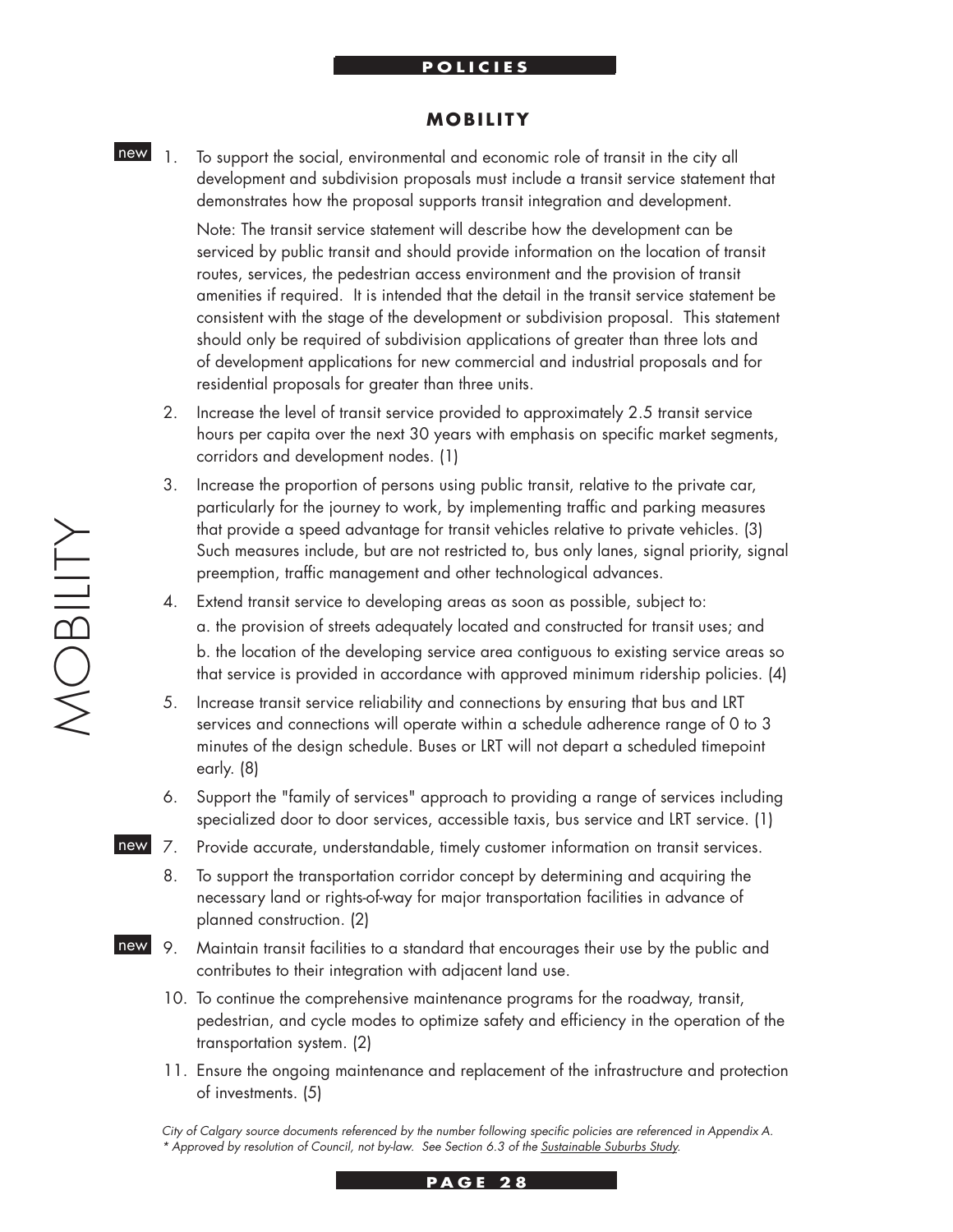## MOBILITY

1. new — To support the social, environmental and economic role of transit in the city all development and subdivision proposals must include a transit service statement that demonstrates how the proposal supports transit integration and development.

   Note: The transit service statement will describe how the development can be serviced by public transit and should provide information on the location of transit routes, services, the pedestrian access environment and the provision of transit amenities if required. It is intended that the detail in the transit service statement be consistent with the stage of the development or subdivision proposal. This statement should only be required of subdivision applications of greater than three lots and of development applications for new commercial and industrial proposals and for residential proposals for greater than three units.

2. Increase the level of transit service provided to approximately 2.5 transit service hours per capita over the next 30 years with emphasis on specific market segments, corridors and development nodes. (1)

3. Increase the proportion of persons using public transit, relative to the private car, particularly for the journey to work, by implementing traffic and parking measures that provide a speed advantage for transit vehicles relative to private vehicles. (3) Such measures include, but are not restricted to, bus only lanes, signal priority, signal preemption, traffic management and other technological advances.

4. Extend transit service to developing areas as soon as possible, subject to:

   a. the provision of streets adequately located and constructed for transit uses; and

   b. the location of the developing service area contiguous to existing service areas so that service is provided in accordance with approved minimum ridership policies. (4)

5. Increase transit service reliability and connections by ensuring that bus and LRT services and connections will operate within a schedule adherence range of 0 to 3 minutes of the design schedule. Buses or LRT will not depart a scheduled timepoint early. (8)

6. Support the "family of services" approach to providing a range of services including specialized door to door services, accessible taxis, bus service and LRT service. (1)

7. new — Provide accurate, understandable, timely customer information on transit services.

8. To support the transportation corridor concept by determining and acquiring the necessary land or rights-of-way for major transportation facilities in advance of planned construction. (2)

9. new — Maintain transit facilities to a standard that encourages their use by the public and contributes to their integration with adjacent land use.

10. To continue the comprehensive maintenance programs for the roadway, transit, pedestrian, and cycle modes to optimize safety and efficiency in the operation of the transportation system. (2)

11. Ensure the ongoing maintenance and replacement of the infrastructure and protection of investments. (5)

*City of Calgary source documents referenced by the number following specific policies are referenced in Appendix A.*
*\* Approved by resolution of Council, not by-law. See Section 6.3 of the Sustainable Suburbs Study.*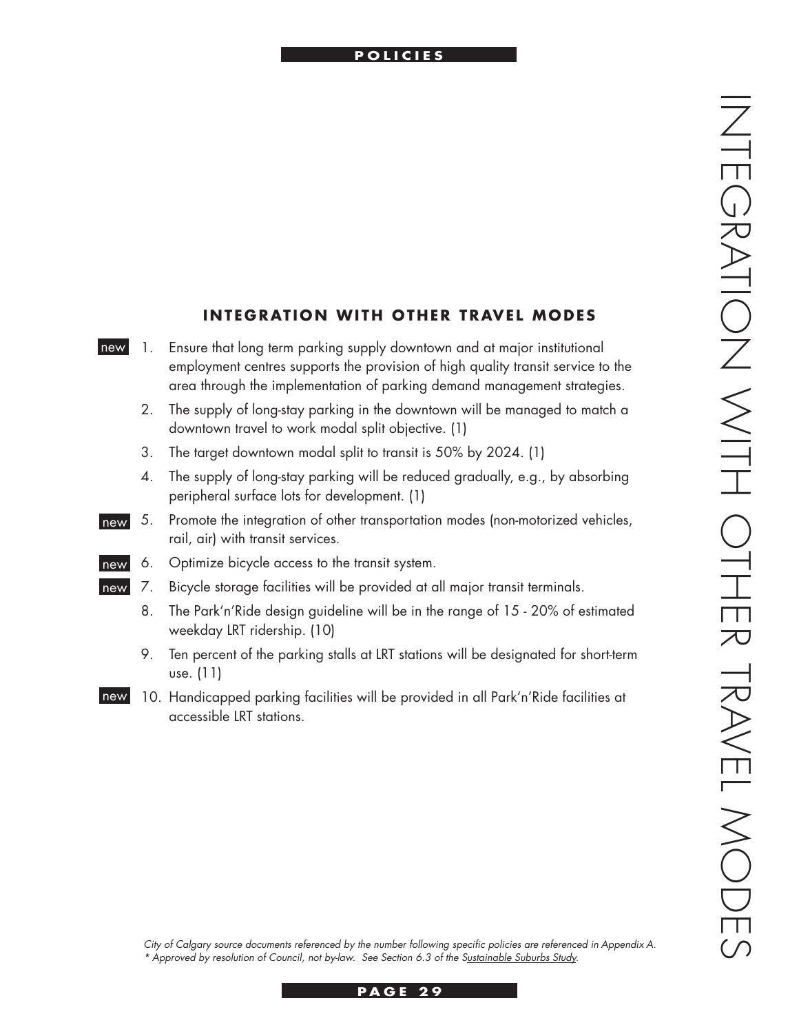## INTEGRATION WITH OTHER TRAVEL MODES

new 1. Ensure that long term parking supply downtown and at major institutional employment centres supports the provision of high quality transit service to the area through the implementation of parking demand management strategies.

2. The supply of long-stay parking in the downtown will be managed to match a downtown travel to work modal split objective. (1)

3. The target downtown modal split to transit is 50% by 2024. (1)

4. The supply of long-stay parking will be reduced gradually, e.g., by absorbing peripheral surface lots for development. (1)

new 5. Promote the integration of other transportation modes (non-motorized vehicles, rail, air) with transit services.

new 6. Optimize bicycle access to the transit system.

new 7. Bicycle storage facilities will be provided at all major transit terminals.

8. The Park'n'Ride design guideline will be in the range of 15 - 20% of estimated weekday LRT ridership. (10)

9. Ten percent of the parking stalls at LRT stations will be designated for short-term use. (11)

new 10. Handicapped parking facilities will be provided in all Park'n'Ride facilities at accessible LRT stations.

*City of Calgary source documents referenced by the number following specific policies are referenced in Appendix A.*
*\* Approved by resolution of Council, not by-law. See Section 6.3 of the Sustainable Suburbs Study.*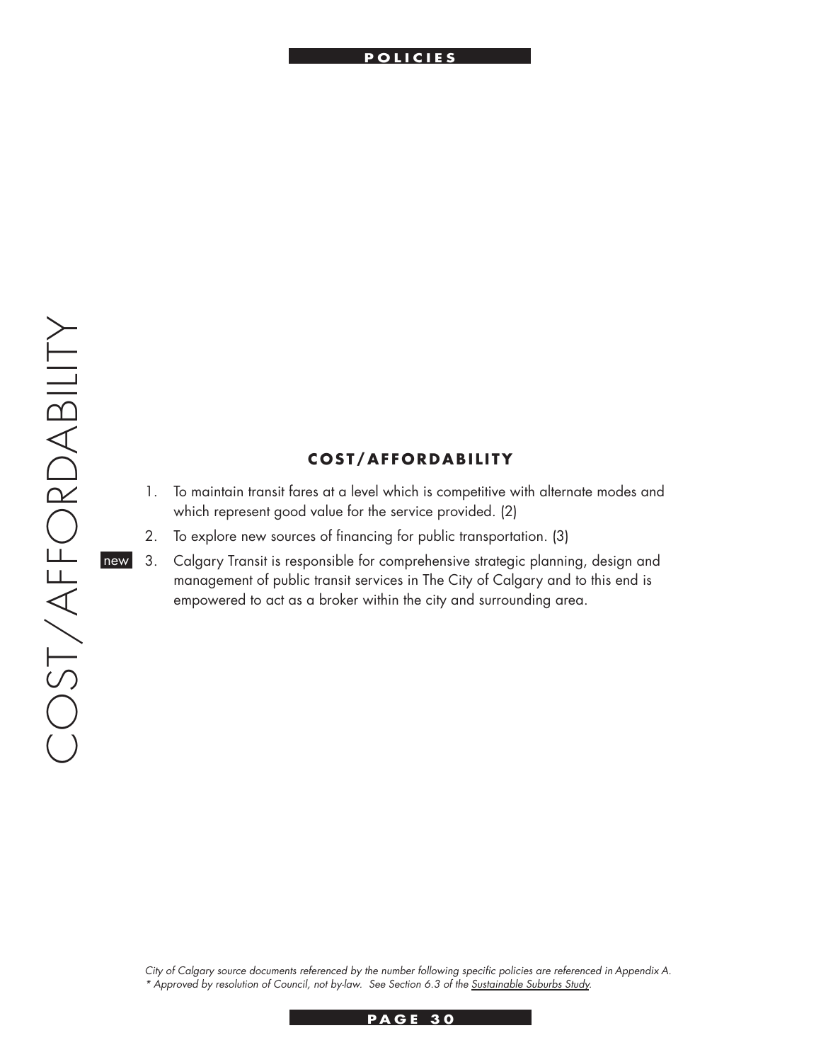## COST/AFFORDABILITY

1. To maintain transit fares at a level which is competitive with alternate modes and which represent good value for the service provided. (2)
2. To explore new sources of financing for public transportation. (3)
3. new Calgary Transit is responsible for comprehensive strategic planning, design and management of public transit services in The City of Calgary and to this end is empowered to act as a broker within the city and surrounding area.

*City of Calgary source documents referenced by the number following specific policies are referenced in Appendix A.*
*\* Approved by resolution of Council, not by-law. See Section 6.3 of the Sustainable Suburbs Study.*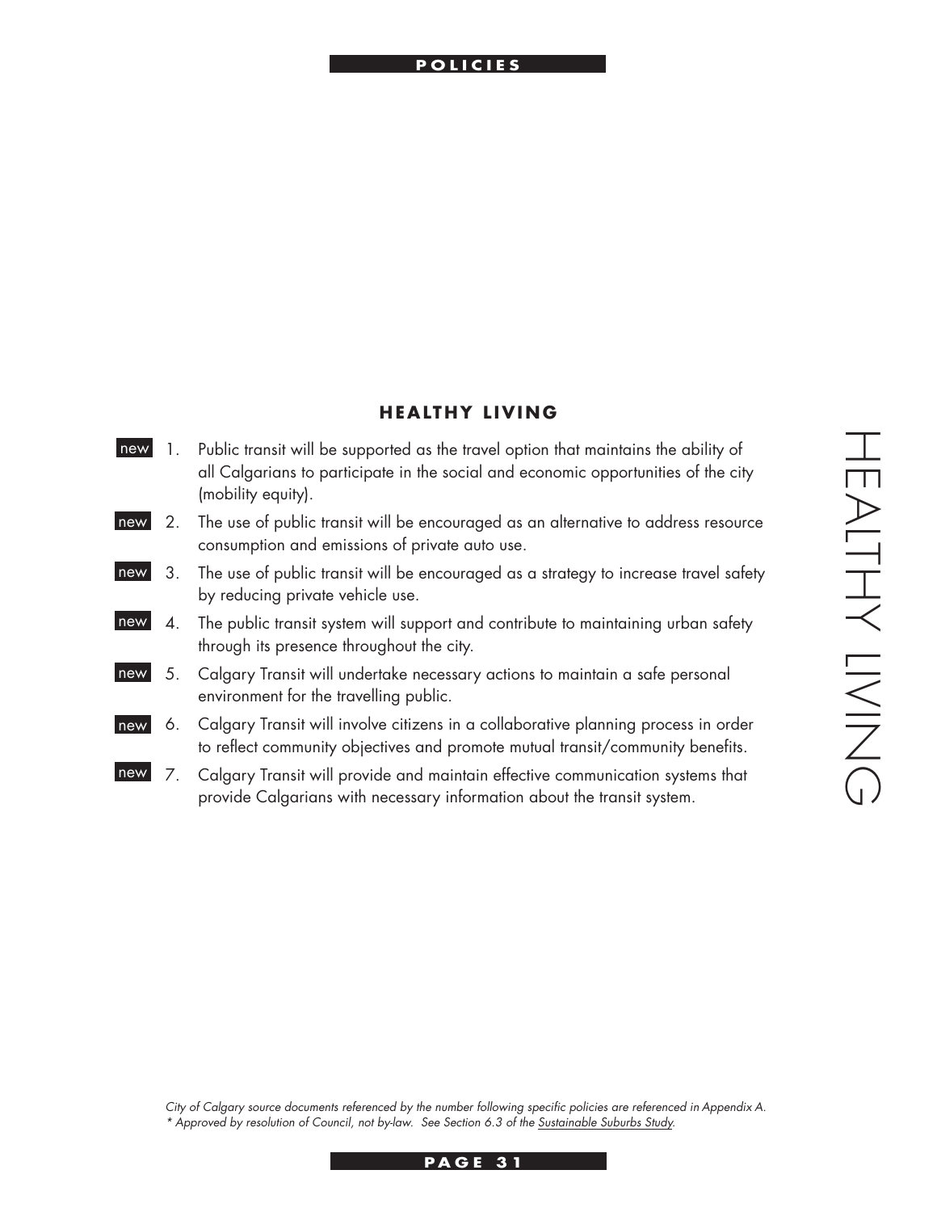## HEALTHY LIVING

new 1. Public transit will be supported as the travel option that maintains the ability of all Calgarians to participate in the social and economic opportunities of the city (mobility equity).

new 2. The use of public transit will be encouraged as an alternative to address resource consumption and emissions of private auto use.

new 3. The use of public transit will be encouraged as a strategy to increase travel safety by reducing private vehicle use.

new 4. The public transit system will support and contribute to maintaining urban safety through its presence throughout the city.

new 5. Calgary Transit will undertake necessary actions to maintain a safe personal environment for the travelling public.

new 6. Calgary Transit will involve citizens in a collaborative planning process in order to reflect community objectives and promote mutual transit/community benefits.

new 7. Calgary Transit will provide and maintain effective communication systems that provide Calgarians with necessary information about the transit system.

*City of Calgary source documents referenced by the number following specific policies are referenced in Appendix A.*
*\* Approved by resolution of Council, not by-law. See Section 6.3 of the Sustainable Suburbs Study.*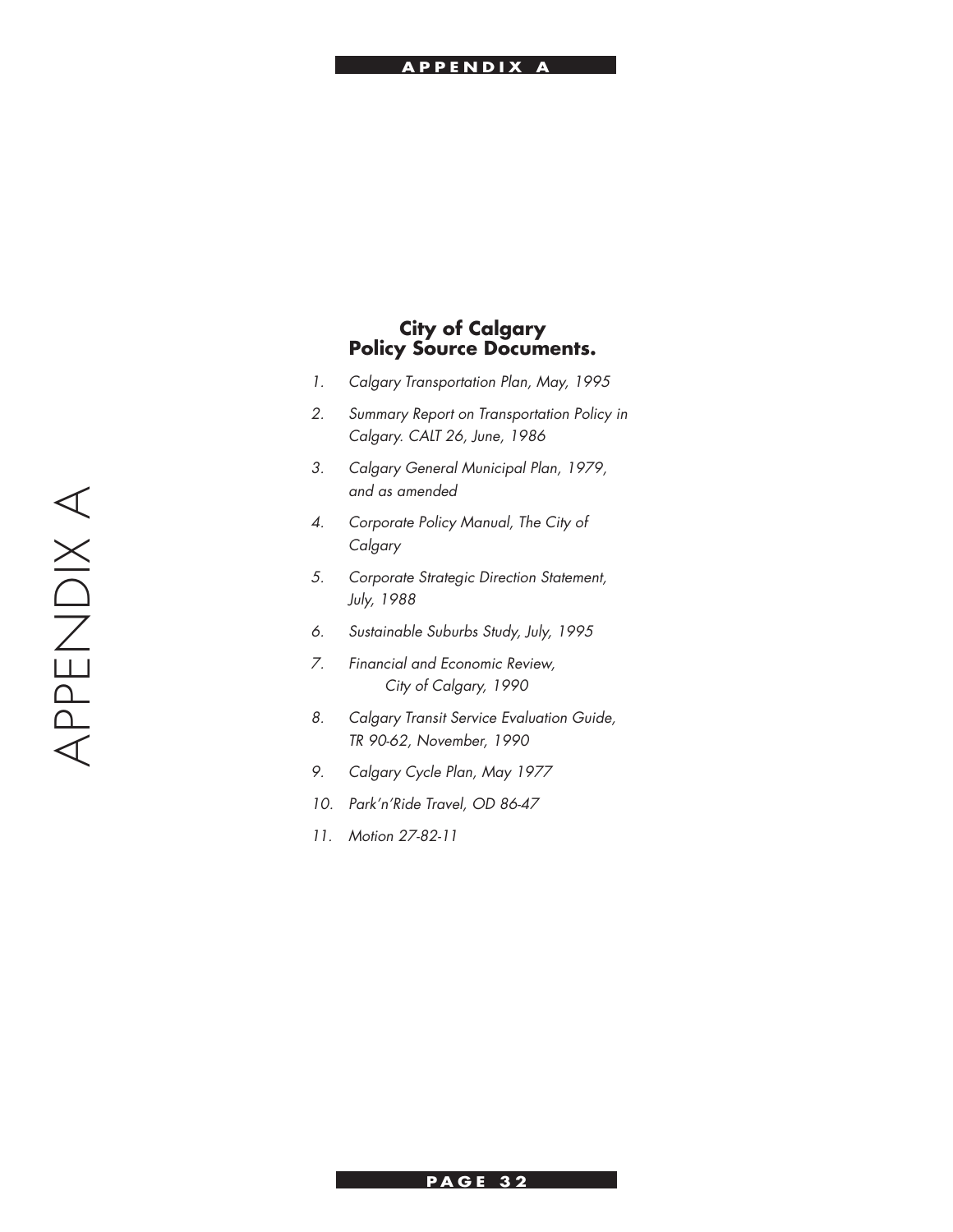# City of Calgary Policy Source Documents.

1. *Calgary Transportation Plan, May, 1995*
2. *Summary Report on Transportation Policy in Calgary. CALT 26, June, 1986*
3. *Calgary General Municipal Plan, 1979, and as amended*
4. *Corporate Policy Manual, The City of Calgary*
5. *Corporate Strategic Direction Statement, July, 1988*
6. *Sustainable Suburbs Study, July, 1995*
7. *Financial and Economic Review, City of Calgary, 1990*
8. *Calgary Transit Service Evaluation Guide, TR 90-62, November, 1990*
9. *Calgary Cycle Plan, May 1977*
10. *Park'n'Ride Travel, OD 86-47*
11. *Motion 27-82-11*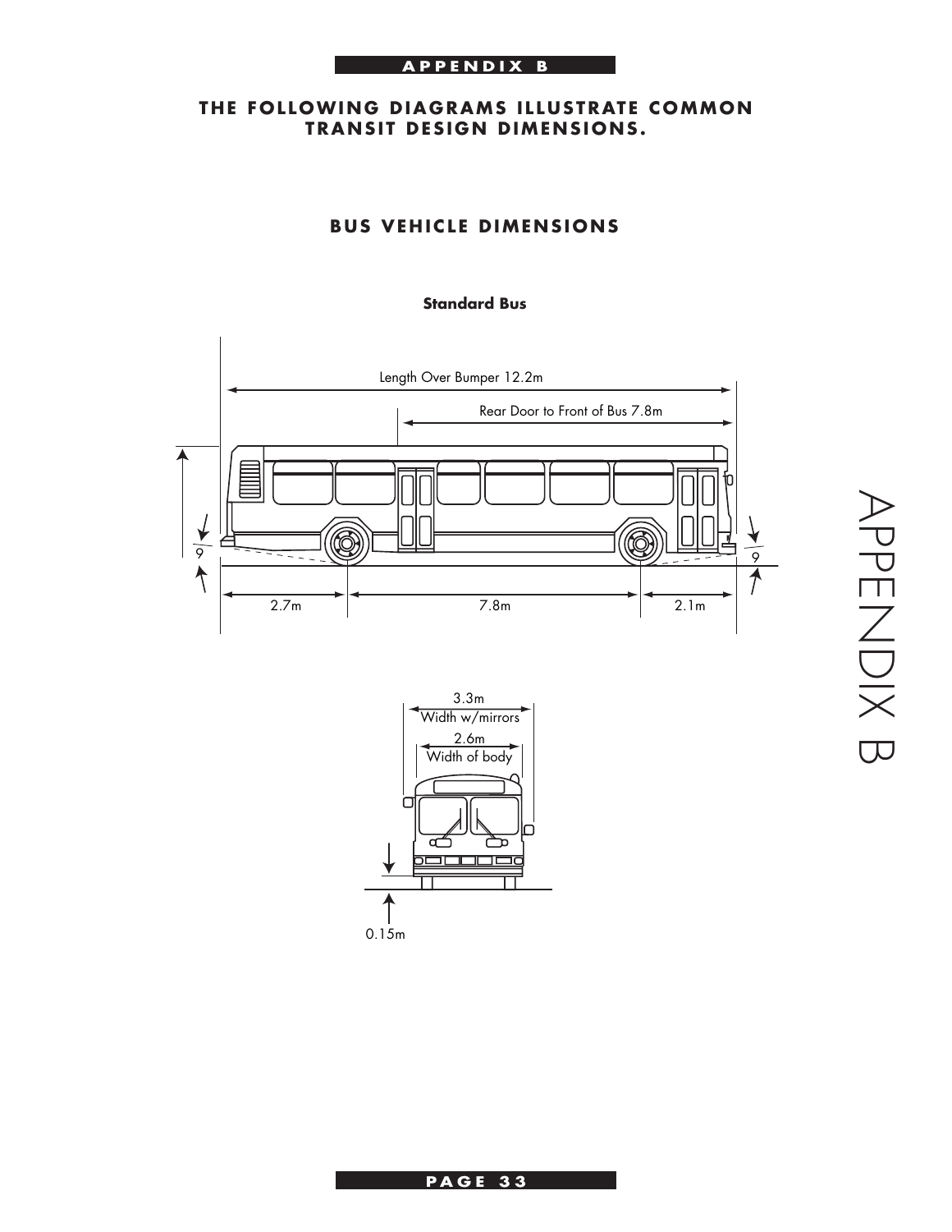## APPENDIX B

### THE FOLLOWING DIAGRAMS ILLUSTRATE COMMON TRANSIT DESIGN DIMENSIONS.

### BUS VEHICLE DIMENSIONS

**Standard Bus**

Length Over Bumper 12.2m

Rear Door to Front of Bus 7.8m

9

9

2.7m

7.8m

2.1m

3.3m
Width w/mirrors

2.6m
Width of body

0.15m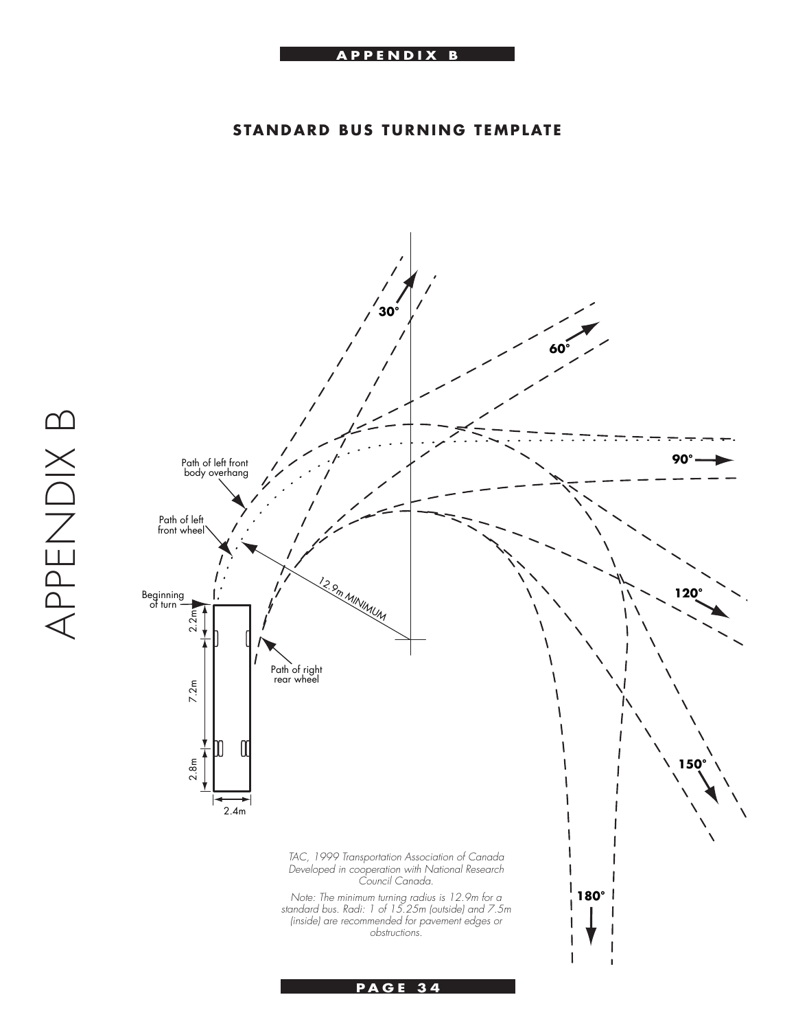## STANDARD BUS TURNING TEMPLATE

Path of left front body overhang

Path of left front wheel

Beginning of turn

Path of right rear wheel

12.9m MINIMUM

2.2m

7.2m

2.8m

2.4m

30°

60°

90°

120°

150°

180°

*TAC, 1999 Transportation Association of Canada Developed in cooperation with National Research Council Canada.*

*Note: The minimum turning radius is 12.9m for a standard bus. Radi: 1 of 15.25m (outside) and 7.5m (inside) are recommended for pavement edges or obstructions.*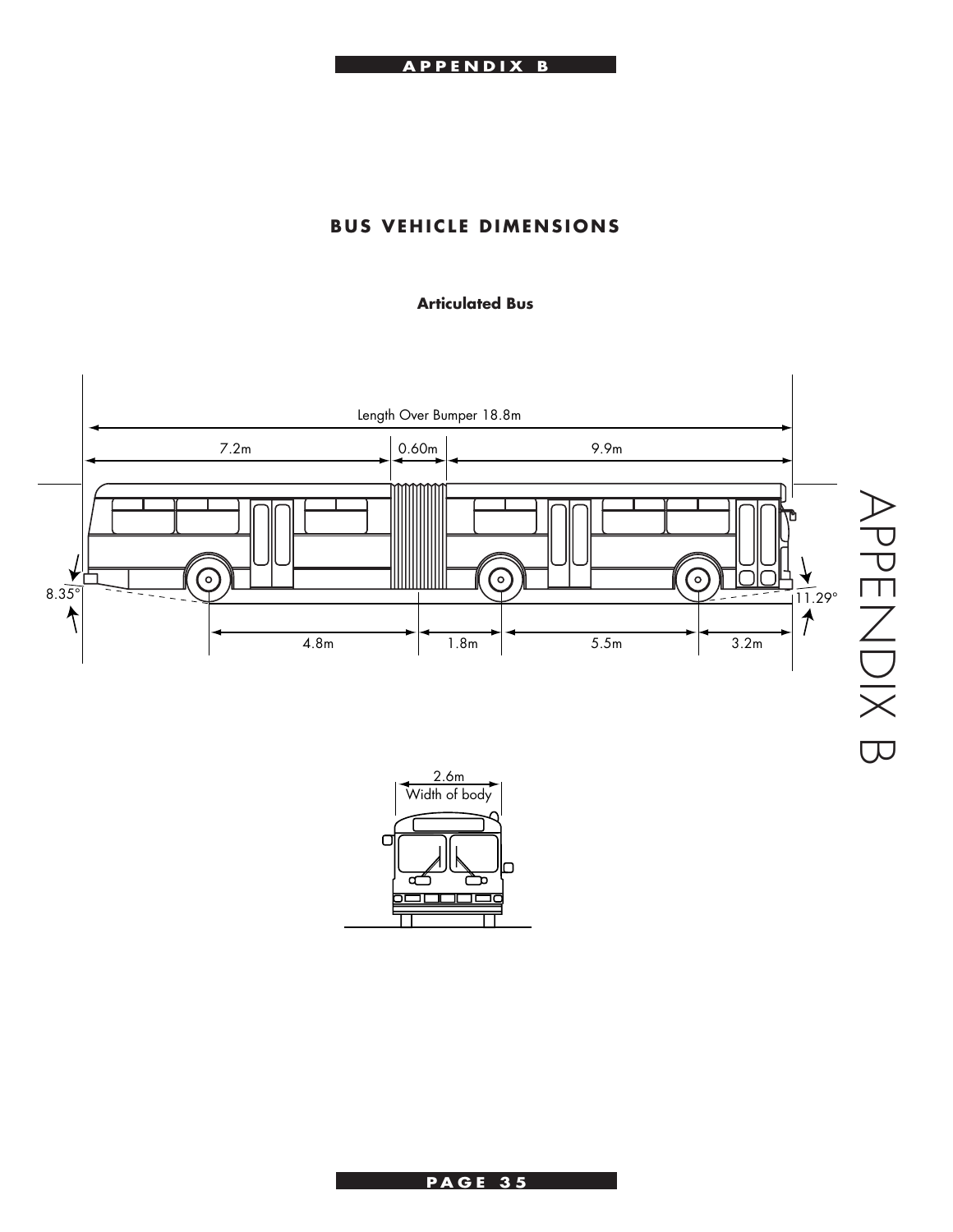## BUS VEHICLE DIMENSIONS

**Articulated Bus**

Length Over Bumper 18.8m

7.2m

0.60m

9.9m

8.35°

11.29°

4.8m

1.8m

5.5m

3.2m

2.6m
Width of body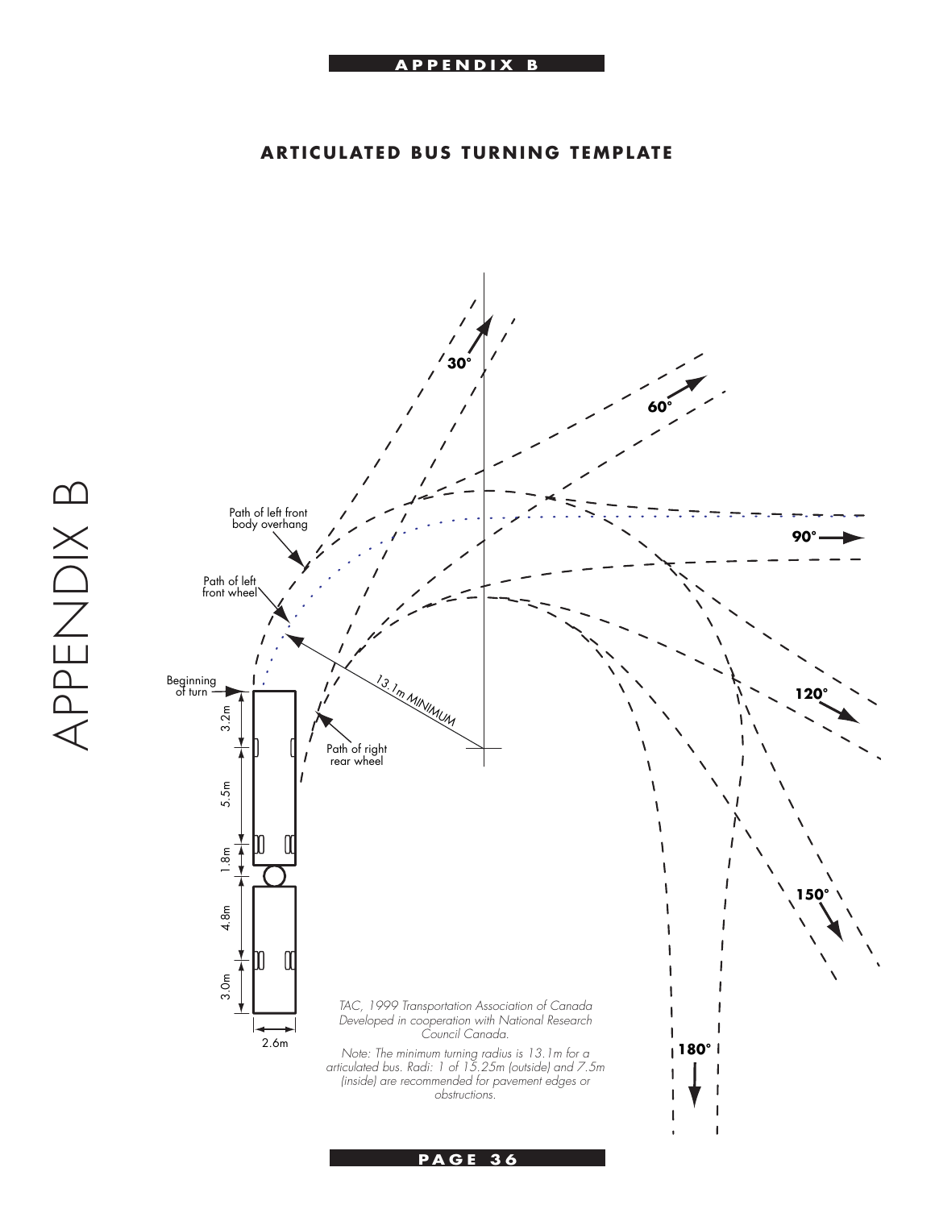## ARTICULATED BUS TURNING TEMPLATE

Path of left front body overhang

Path of left front wheel

Beginning of turn

13.1m MINIMUM

Path of right rear wheel

30°

60°

90°

120°

150°

180°

3.2m

5.5m

1.8m

4.8m

3.0m

2.6m

*TAC, 1999 Transportation Association of Canada Developed in cooperation with National Research Council Canada.*

*Note: The minimum turning radius is 13.1m for a articulated bus. Radi: 1 of 15.25m (outside) and 7.5m (inside) are recommended for pavement edges or obstructions.*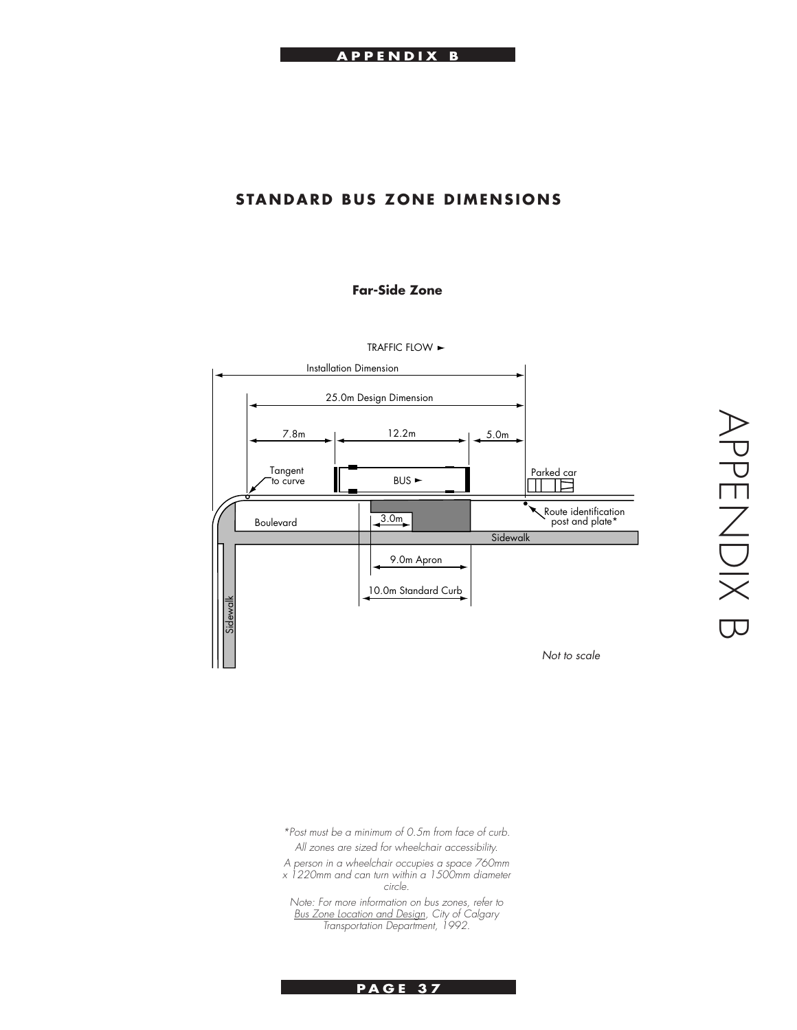## STANDARD BUS ZONE DIMENSIONS

### Far-Side Zone

TRAFFIC FLOW ►

Installation Dimension

25.0m Design Dimension

7.8m

12.2m

5.0m

Tangent to curve

BUS ►

Parked car

Route identification post and plate*

Boulevard

3.0m

Sidewalk

9.0m Apron

10.0m Standard Curb

Sidewalk

*Not to scale*

*\*Post must be a minimum of 0.5m from face of curb.*

*All zones are sized for wheelchair accessibility.*

*A person in a wheelchair occupies a space 760mm x 1220mm and can turn within a 1500mm diameter circle.*

*Note: For more information on bus zones, refer to Bus Zone Location and Design, City of Calgary Transportation Department, 1992.*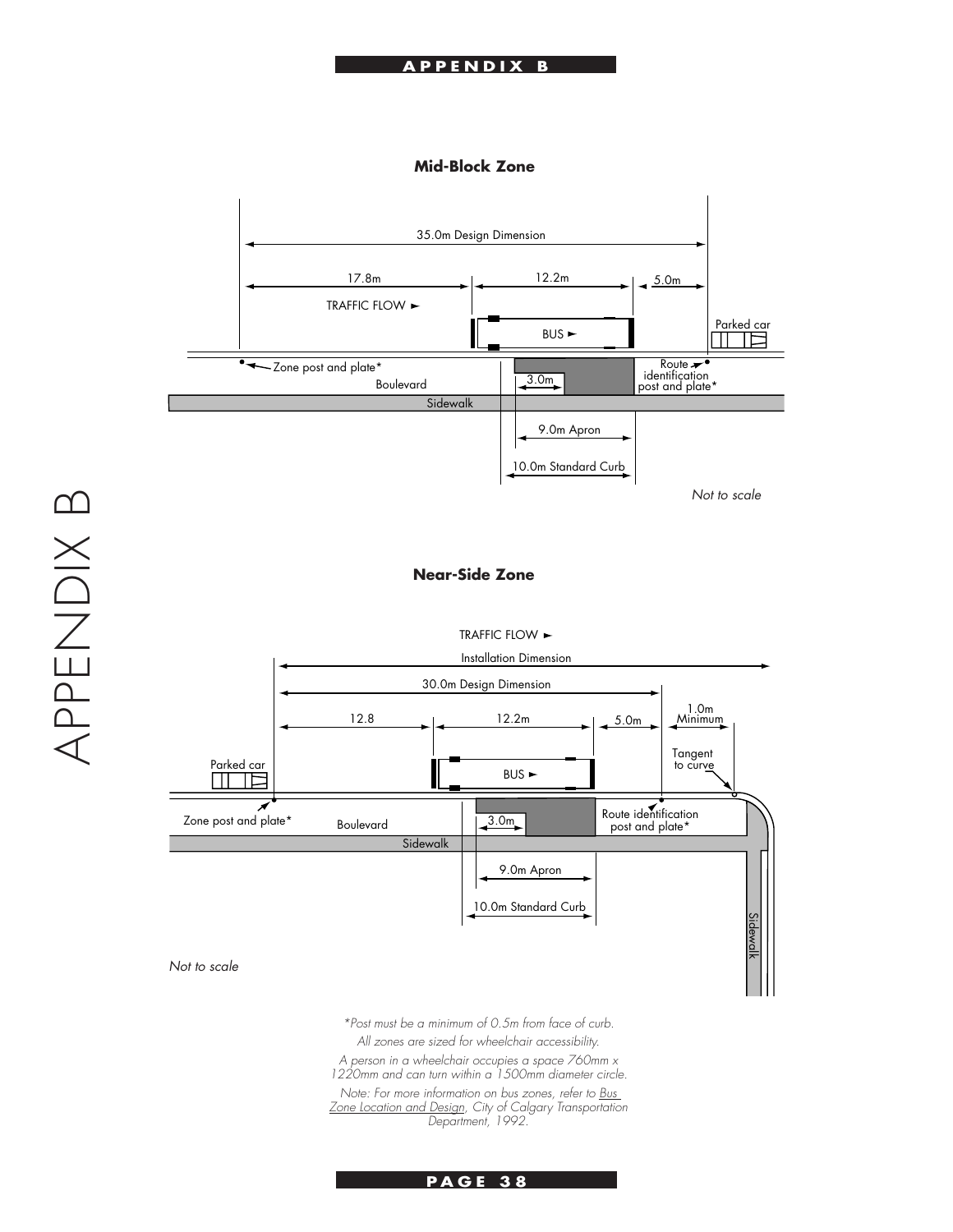## Mid-Block Zone

35.0m Design Dimension

17.8m | 12.2m | 5.0m

TRAFFIC FLOW ►

BUS ►

Parked car

Zone post and plate*

Boulevard

3.0m

Route identification post and plate*

Sidewalk

9.0m Apron

10.0m Standard Curb

*Not to scale*

## Near-Side Zone

TRAFFIC FLOW ►

Installation Dimension

30.0m Design Dimension

12.8 | 12.2m | 5.0m | 1.0m Minimum

Tangent to curve

Parked car

BUS ►

Zone post and plate*

Boulevard

3.0m

Route identification post and plate*

Sidewalk

9.0m Apron

10.0m Standard Curb

Sidewalk

*Not to scale*

*\*Post must be a minimum of 0.5m from face of curb.*

*All zones are sized for wheelchair accessibility.*

*A person in a wheelchair occupies a space 760mm x 1220mm and can turn within a 1500mm diameter circle.*

*Note: For more information on bus zones, refer to <u>Bus Zone Location and Design</u>, City of Calgary Transportation Department, 1992.*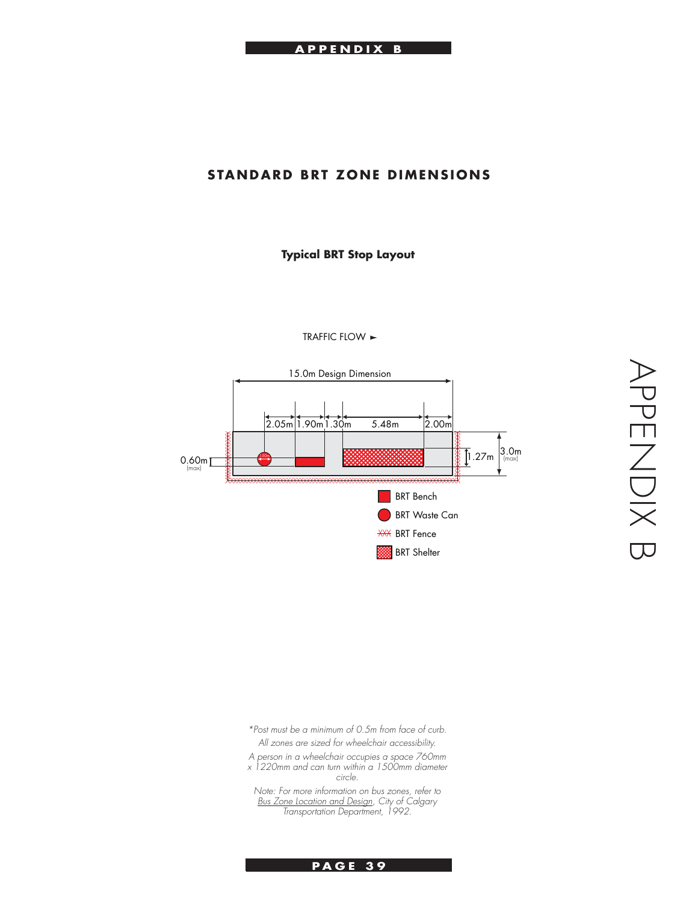## STANDARD BRT ZONE DIMENSIONS

**Typical BRT Stop Layout**

TRAFFIC FLOW ►

15.0m Design Dimension

2.05m 1.90m 1.30m 5.48m 2.00m

0.60m (max)

1.27m

3.0m (max)

BRT Bench

BRT Waste Can

BRT Fence

BRT Shelter

*\*Post must be a minimum of 0.5m from face of curb.*

*All zones are sized for wheelchair accessibility.*

*A person in a wheelchair occupies a space 760mm x 1220mm and can turn within a 1500mm diameter circle.*

*Note: For more information on bus zones, refer to Bus Zone Location and Design, City of Calgary Transportation Department, 1992.*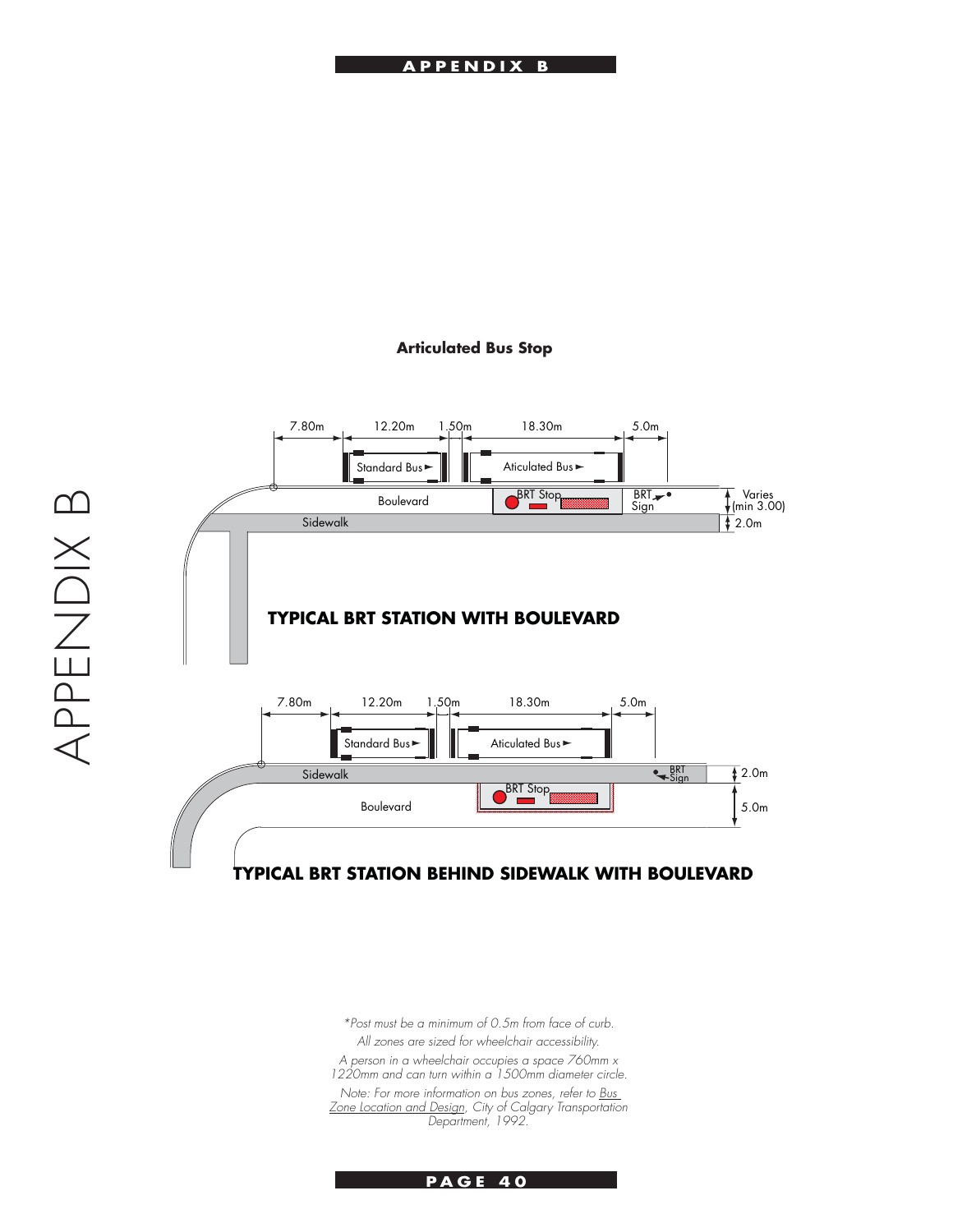## Articulated Bus Stop

7.80m | 12.20m | 1.50m | 18.30m | 5.0m

Standard Bus ► | Aticulated Bus ►

Boulevard | BRT Stop | BRT Sign | Varies (min 3.00)

Sidewalk | 2.0m

**TYPICAL BRT STATION WITH BOULEVARD**

7.80m | 12.20m | 1.50m | 18.30m | 5.0m

Standard Bus ► | Aticulated Bus ►

Sidewalk | BRT Sign | 2.0m

BRT Stop

Boulevard | 5.0m

**TYPICAL BRT STATION BEHIND SIDEWALK WITH BOULEVARD**

*\*Post must be a minimum of 0.5m from face of curb.*

*All zones are sized for wheelchair accessibility.*

*A person in a wheelchair occupies a space 760mm x 1220mm and can turn within a 1500mm diameter circle.*

*Note: For more information on bus zones, refer to Bus Zone Location and Design, City of Calgary Transportation Department, 1992.*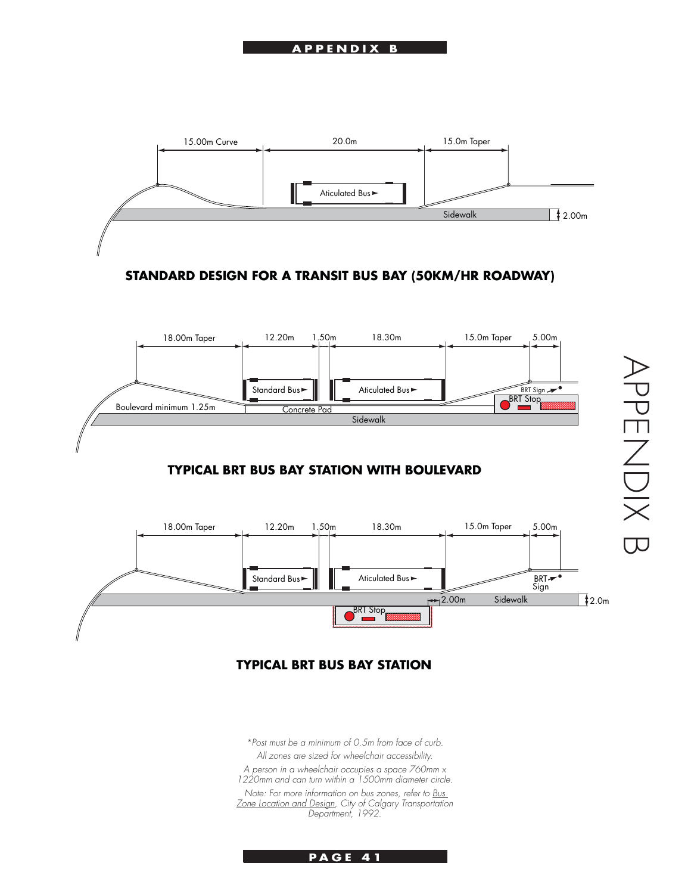15.00m Curve 20.0m 15.0m Taper

Aticulated Bus ►

Sidewalk 2.00m

**STANDARD DESIGN FOR A TRANSIT BUS BAY (50KM/HR ROADWAY)**

18.00m Taper 12.20m 1.50m 18.30m 15.0m Taper 5.00m

Standard Bus ► Aticulated Bus ►

BRT Sign

BRT Stop

Boulevard minimum 1.25m

Concrete Pad

Sidewalk

**TYPICAL BRT BUS BAY STATION WITH BOULEVARD**

18.00m Taper 12.20m 1.50m 18.30m 15.0m Taper 5.00m

Standard Bus ► Aticulated Bus ►

BRT Sign

2.00m Sidewalk 2.0m

BRT Stop

**TYPICAL BRT BUS BAY STATION**

*\*Post must be a minimum of 0.5m from face of curb.*

*All zones are sized for wheelchair accessibility.*

*A person in a wheelchair occupies a space 760mm x 1220mm and can turn within a 1500mm diameter circle.*

*Note: For more information on bus zones, refer to Bus Zone Location and Design, City of Calgary Transportation Department, 1992.*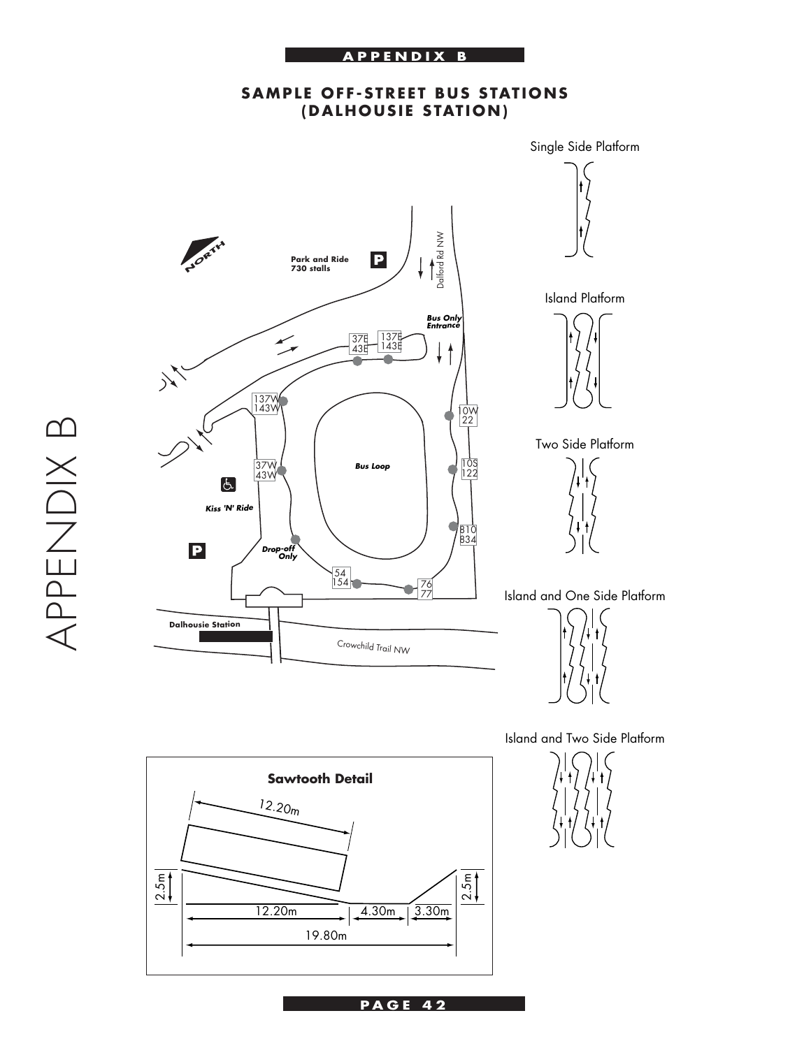# SAMPLE OFF-STREET BUS STATIONS (DALHOUSIE STATION)

NORTH

Park and Ride 730 stalls

Dalford Rd NW

Bus Only Entrance

37E 43E

137E 143E

137W 143W

37W 43W

10W 22

10S 122

810 834

54 154

76 77

Bus Loop

Kiss 'N' Ride

Drop-off Only

Dalhousie Station

Crowchild Trail NW

Single Side Platform

Island Platform

Two Side Platform

Island and One Side Platform

Island and Two Side Platform

**Sawtooth Detail**

12.20m

2.5m

12.20m

4.30m

3.30m

2.5m

19.80m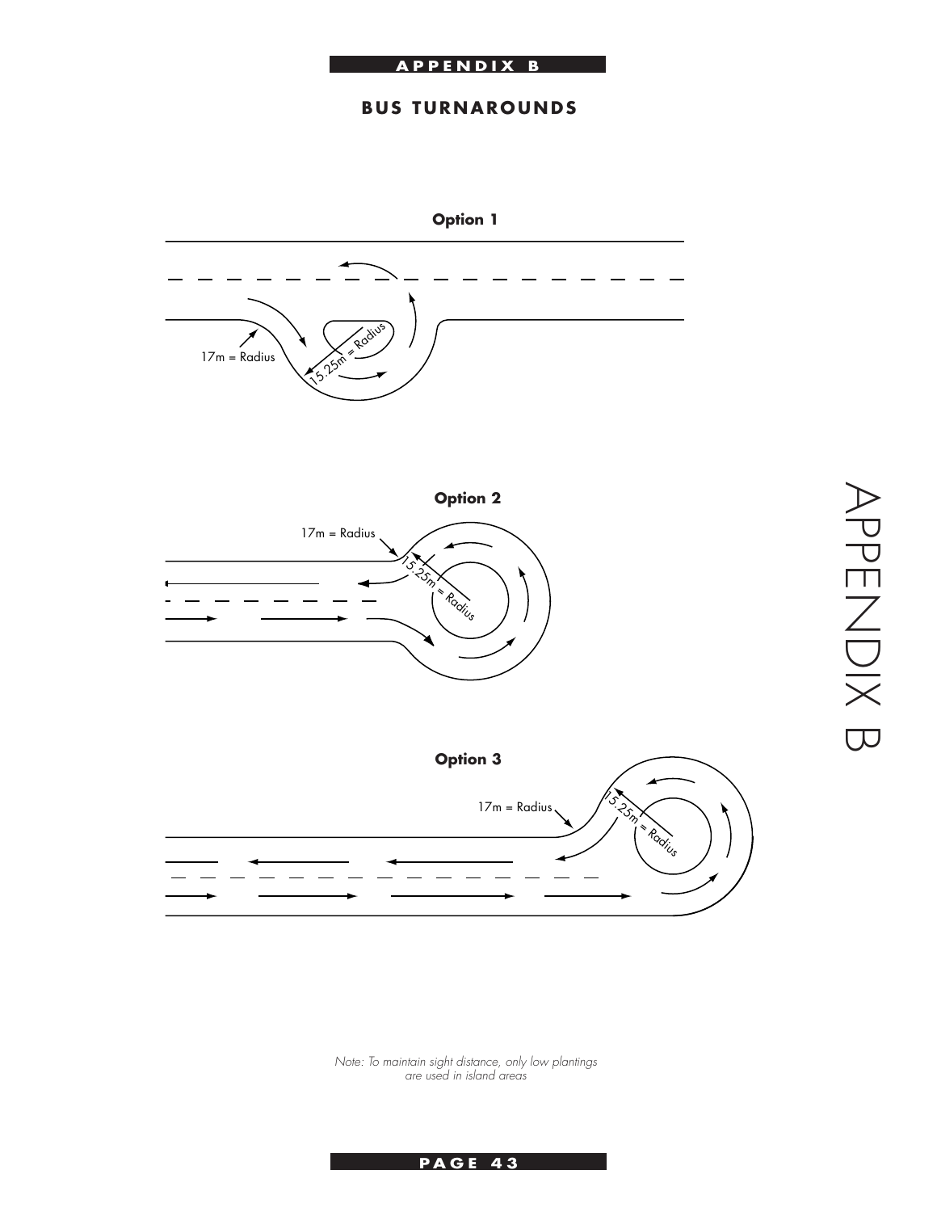# APPENDIX B

## BUS TURNAROUNDS

**Option 1**

17m = Radius

15.25m = Radius

**Option 2**

17m = Radius

15.25m = Radius

**Option 3**

17m = Radius

15.25m = Radius

*Note: To maintain sight distance, only low plantings are used in island areas*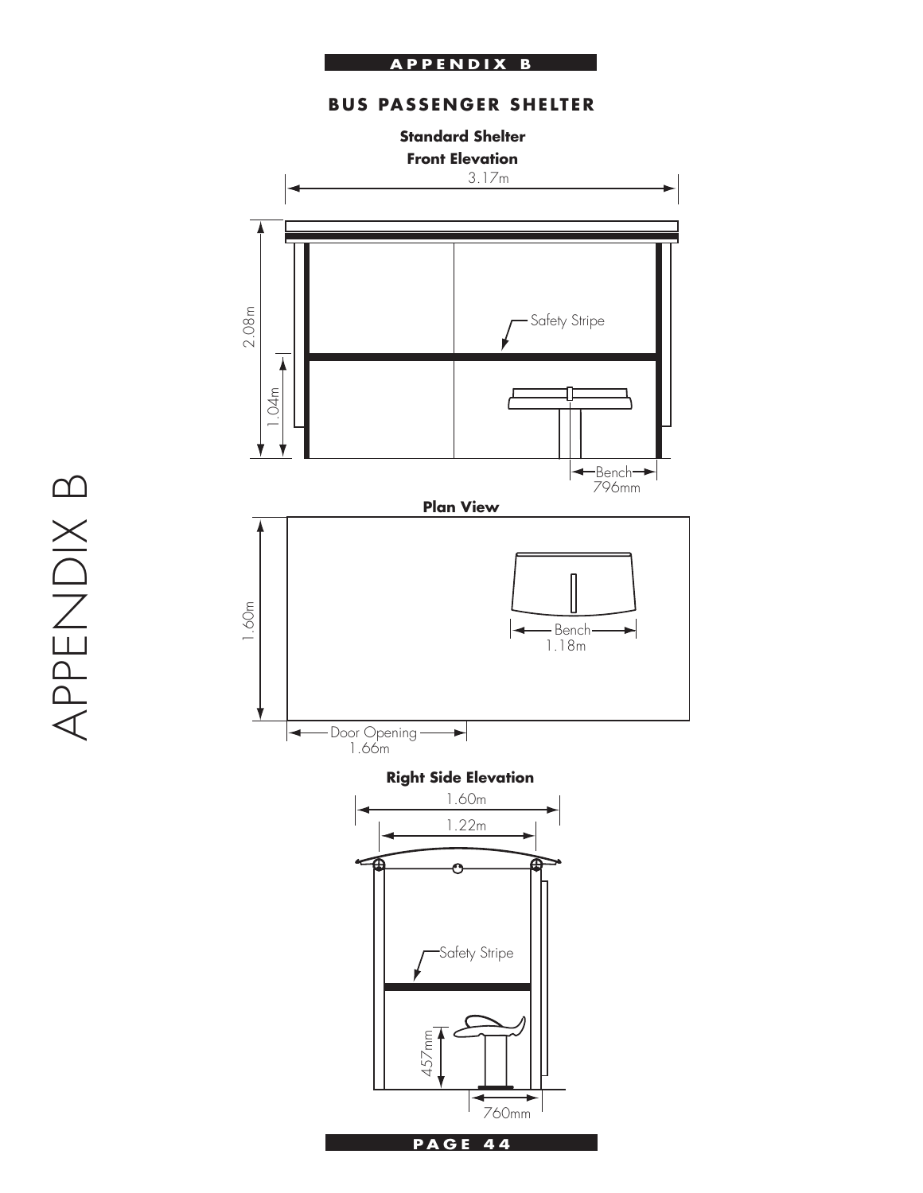# APPENDIX B

## BUS PASSENGER SHELTER

### Standard Shelter

**Front Elevation**

3.17m

2.08m

1.04m

Safety Stripe

Bench 796mm

**Plan View**

1.60m

Bench 1.18m

Door Opening 1.66m

**Right Side Elevation**

1.60m

1.22m

Safety Stripe

457mm

760mm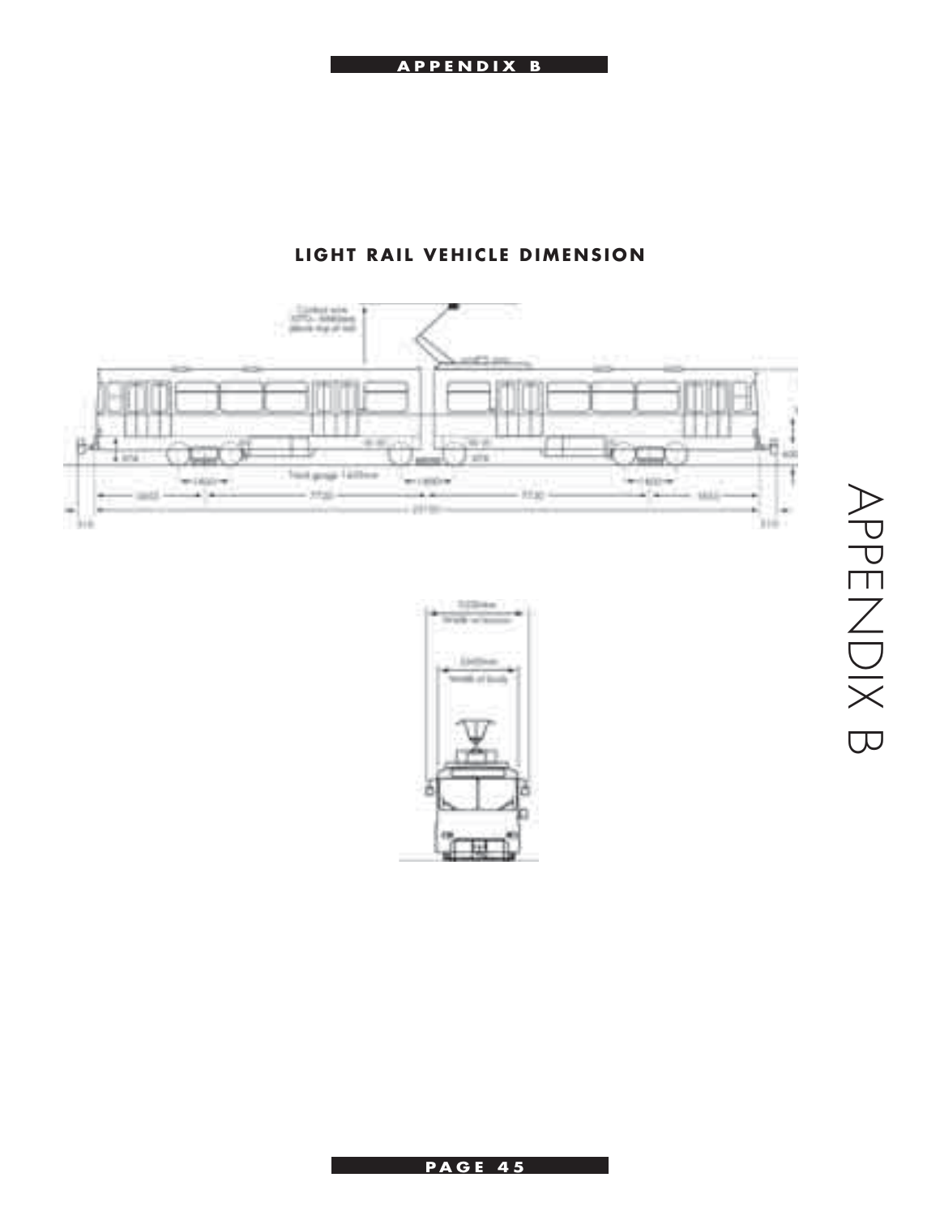## LIGHT RAIL VEHICLE DIMENSION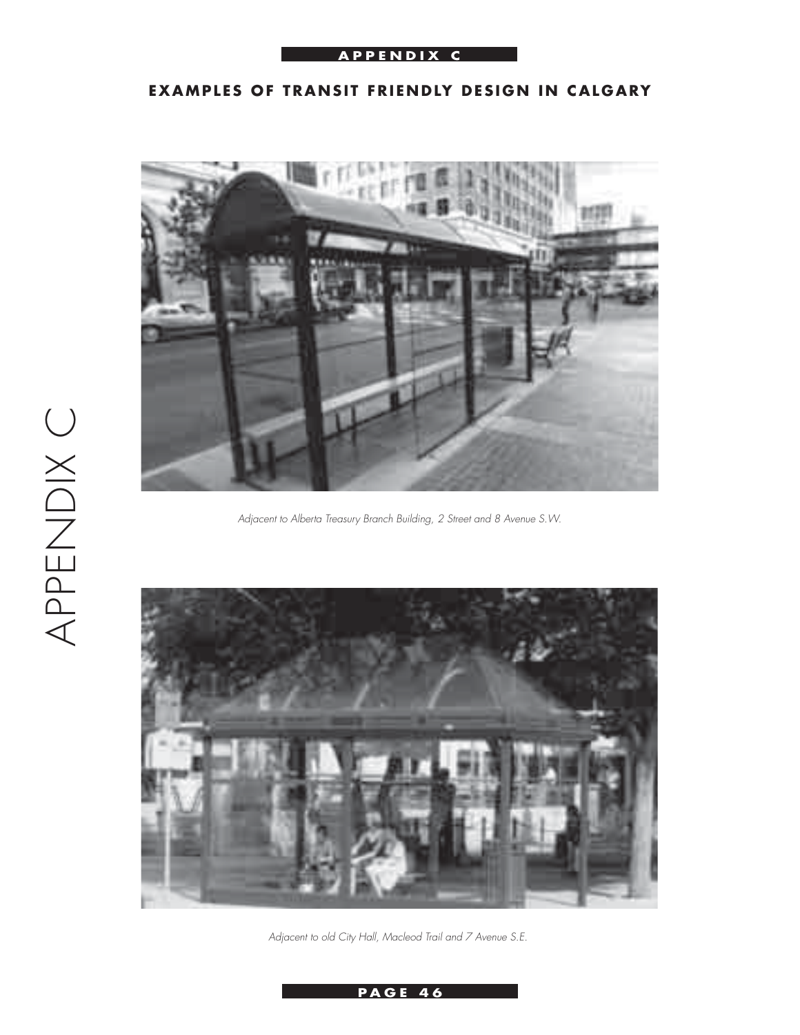## EXAMPLES OF TRANSIT FRIENDLY DESIGN IN CALGARY

*Adjacent to Alberta Treasury Branch Building, 2 Street and 8 Avenue S.W.*

*Adjacent to old City Hall, Macleod Trail and 7 Avenue S.E.*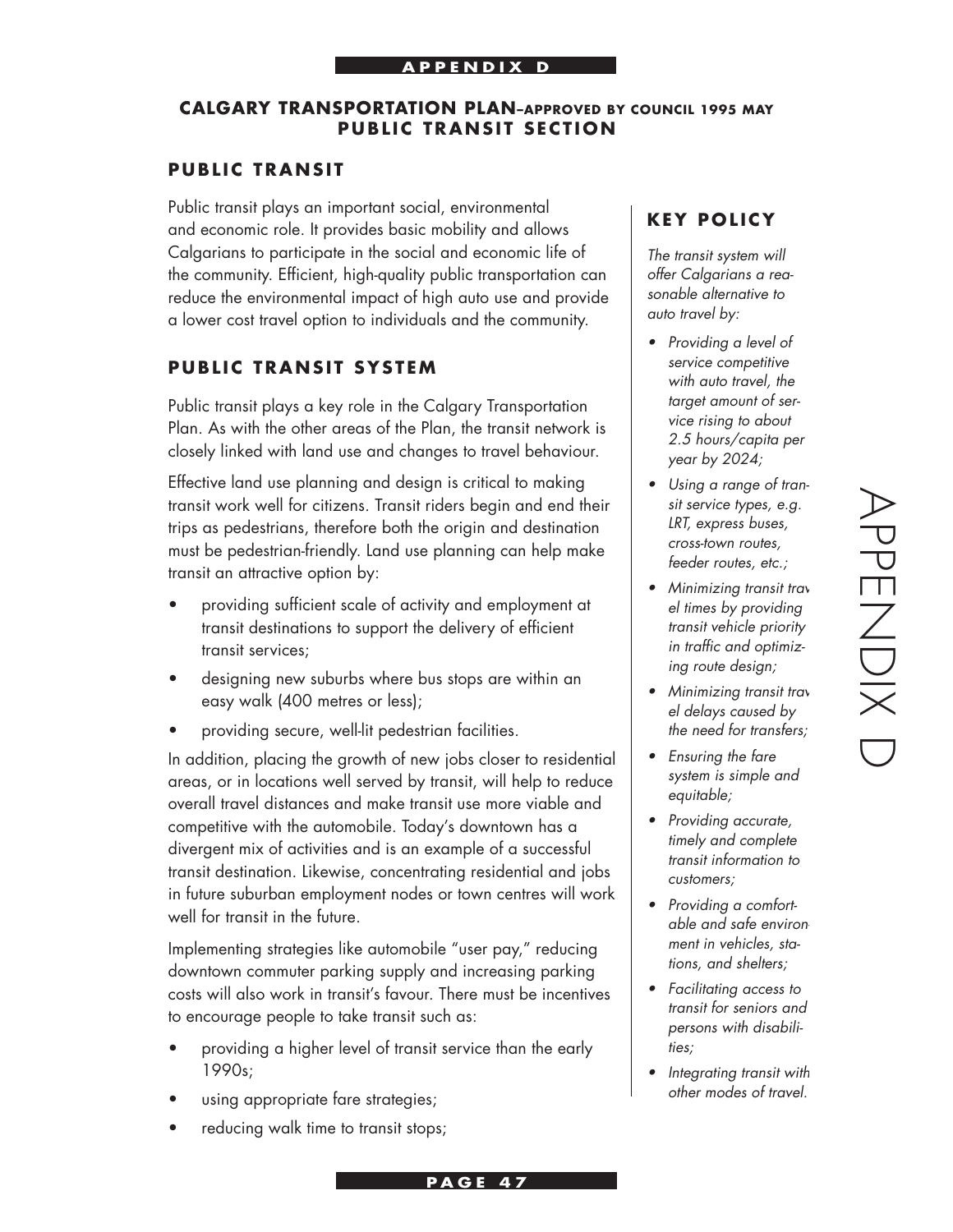## CALGARY TRANSPORTATION PLAN–APPROVED BY COUNCIL 1995 MAY
## PUBLIC TRANSIT SECTION

### PUBLIC TRANSIT

Public transit plays an important social, environmental and economic role. It provides basic mobility and allows Calgarians to participate in the social and economic life of the community. Efficient, high-quality public transportation can reduce the environmental impact of high auto use and provide a lower cost travel option to individuals and the community.

### PUBLIC TRANSIT SYSTEM

Public transit plays a key role in the Calgary Transportation Plan. As with the other areas of the Plan, the transit network is closely linked with land use and changes to travel behaviour.

Effective land use planning and design is critical to making transit work well for citizens. Transit riders begin and end their trips as pedestrians, therefore both the origin and destination must be pedestrian-friendly. Land use planning can help make transit an attractive option by:

- providing sufficient scale of activity and employment at transit destinations to support the delivery of efficient transit services;
- designing new suburbs where bus stops are within an easy walk (400 metres or less);
- providing secure, well-lit pedestrian facilities.

In addition, placing the growth of new jobs closer to residential areas, or in locations well served by transit, will help to reduce overall travel distances and make transit use more viable and competitive with the automobile. Today's downtown has a divergent mix of activities and is an example of a successful transit destination. Likewise, concentrating residential and jobs in future suburban employment nodes or town centres will work well for transit in the future.

Implementing strategies like automobile "user pay," reducing downtown commuter parking supply and increasing parking costs will also work in transit's favour. There must be incentives to encourage people to take transit such as:

- providing a higher level of transit service than the early 1990s;
- using appropriate fare strategies;
- reducing walk time to transit stops;

### KEY POLICY

*The transit system will offer Calgarians a reasonable alternative to auto travel by:*

- *Providing a level of service competitive with auto travel, the target amount of service rising to about 2.5 hours/capita per year by 2024;*
- *Using a range of transit service types, e.g. LRT, express buses, cross-town routes, feeder routes, etc.;*
- *Minimizing transit travel times by providing transit vehicle priority in traffic and optimizing route design;*
- *Minimizing transit travel delays caused by the need for transfers;*
- *Ensuring the fare system is simple and equitable;*
- *Providing accurate, timely and complete transit information to customers;*
- *Providing a comfortable and safe environment in vehicles, stations, and shelters;*
- *Facilitating access to transit for seniors and persons with disabilities;*
- *Integrating transit with other modes of travel.*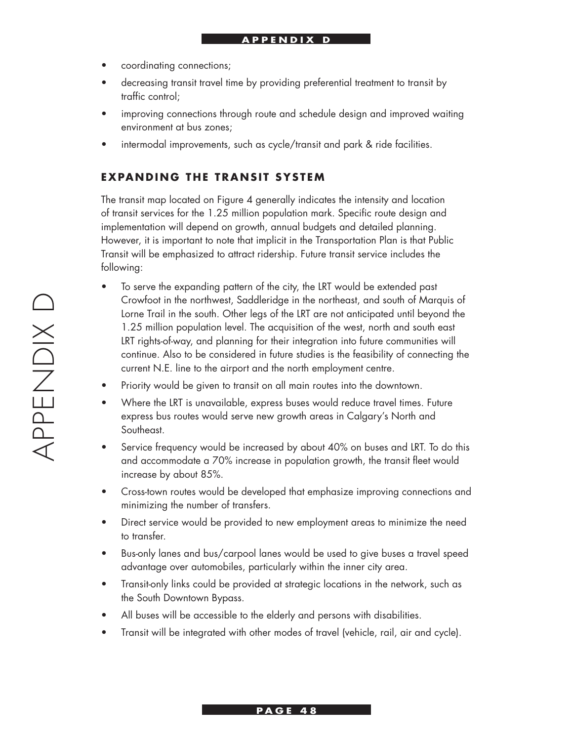- coordinating connections;
- decreasing transit travel time by providing preferential treatment to transit by traffic control;
- improving connections through route and schedule design and improved waiting environment at bus zones;
- intermodal improvements, such as cycle/transit and park & ride facilities.

## EXPANDING THE TRANSIT SYSTEM

The transit map located on Figure 4 generally indicates the intensity and location of transit services for the 1.25 million population mark. Specific route design and implementation will depend on growth, annual budgets and detailed planning. However, it is important to note that implicit in the Transportation Plan is that Public Transit will be emphasized to attract ridership. Future transit service includes the following:

- To serve the expanding pattern of the city, the LRT would be extended past Crowfoot in the northwest, Saddleridge in the northeast, and south of Marquis of Lorne Trail in the south. Other legs of the LRT are not anticipated until beyond the 1.25 million population level. The acquisition of the west, north and south east LRT rights-of-way, and planning for their integration into future communities will continue. Also to be considered in future studies is the feasibility of connecting the current N.E. line to the airport and the north employment centre.
- Priority would be given to transit on all main routes into the downtown.
- Where the LRT is unavailable, express buses would reduce travel times. Future express bus routes would serve new growth areas in Calgary's North and Southeast.
- Service frequency would be increased by about 40% on buses and LRT. To do this and accommodate a 70% increase in population growth, the transit fleet would increase by about 85%.
- Cross-town routes would be developed that emphasize improving connections and minimizing the number of transfers.
- Direct service would be provided to new employment areas to minimize the need to transfer.
- Bus-only lanes and bus/carpool lanes would be used to give buses a travel speed advantage over automobiles, particularly within the inner city area.
- Transit-only links could be provided at strategic locations in the network, such as the South Downtown Bypass.
- All buses will be accessible to the elderly and persons with disabilities.
- Transit will be integrated with other modes of travel (vehicle, rail, air and cycle).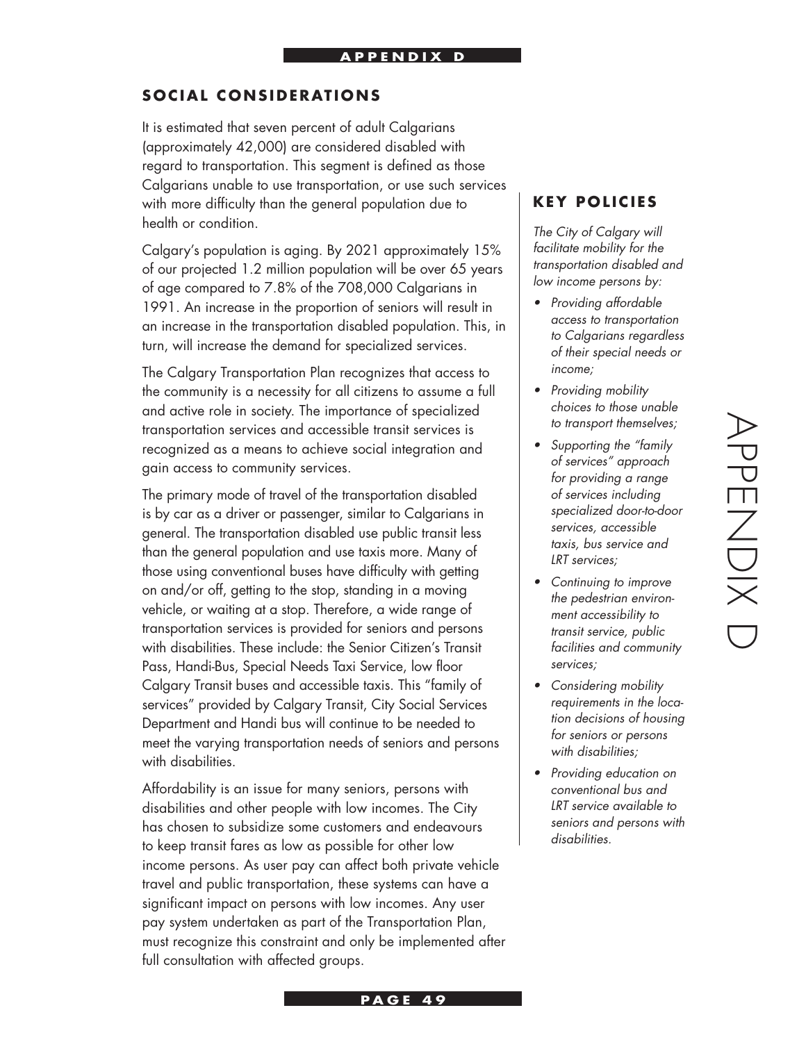## SOCIAL CONSIDERATIONS

It is estimated that seven percent of adult Calgarians (approximately 42,000) are considered disabled with regard to transportation. This segment is defined as those Calgarians unable to use transportation, or use such services with more difficulty than the general population due to health or condition.

Calgary's population is aging. By 2021 approximately 15% of our projected 1.2 million population will be over 65 years of age compared to 7.8% of the 708,000 Calgarians in 1991. An increase in the proportion of seniors will result in an increase in the transportation disabled population. This, in turn, will increase the demand for specialized services.

The Calgary Transportation Plan recognizes that access to the community is a necessity for all citizens to assume a full and active role in society. The importance of specialized transportation services and accessible transit services is recognized as a means to achieve social integration and gain access to community services.

The primary mode of travel of the transportation disabled is by car as a driver or passenger, similar to Calgarians in general. The transportation disabled use public transit less than the general population and use taxis more. Many of those using conventional buses have difficulty with getting on and/or off, getting to the stop, standing in a moving vehicle, or waiting at a stop. Therefore, a wide range of transportation services is provided for seniors and persons with disabilities. These include: the Senior Citizen's Transit Pass, Handi-Bus, Special Needs Taxi Service, low floor Calgary Transit buses and accessible taxis. This "family of services" provided by Calgary Transit, City Social Services Department and Handi bus will continue to be needed to meet the varying transportation needs of seniors and persons with disabilities.

Affordability is an issue for many seniors, persons with disabilities and other people with low incomes. The City has chosen to subsidize some customers and endeavours to keep transit fares as low as possible for other low income persons. As user pay can affect both private vehicle travel and public transportation, these systems can have a significant impact on persons with low incomes. Any user pay system undertaken as part of the Transportation Plan, must recognize this constraint and only be implemented after full consultation with affected groups.

## KEY POLICIES

*The City of Calgary will facilitate mobility for the transportation disabled and low income persons by:*

- *Providing affordable access to transportation to Calgarians regardless of their special needs or income;*
- *Providing mobility choices to those unable to transport themselves;*
- *Supporting the "family of services" approach for providing a range of services including specialized door-to-door services, accessible taxis, bus service and LRT services;*
- *Continuing to improve the pedestrian environment accessibility to transit service, public facilities and community services;*
- *Considering mobility requirements in the location decisions of housing for seniors or persons with disabilities;*
- *Providing education on conventional bus and LRT service available to seniors and persons with disabilities.*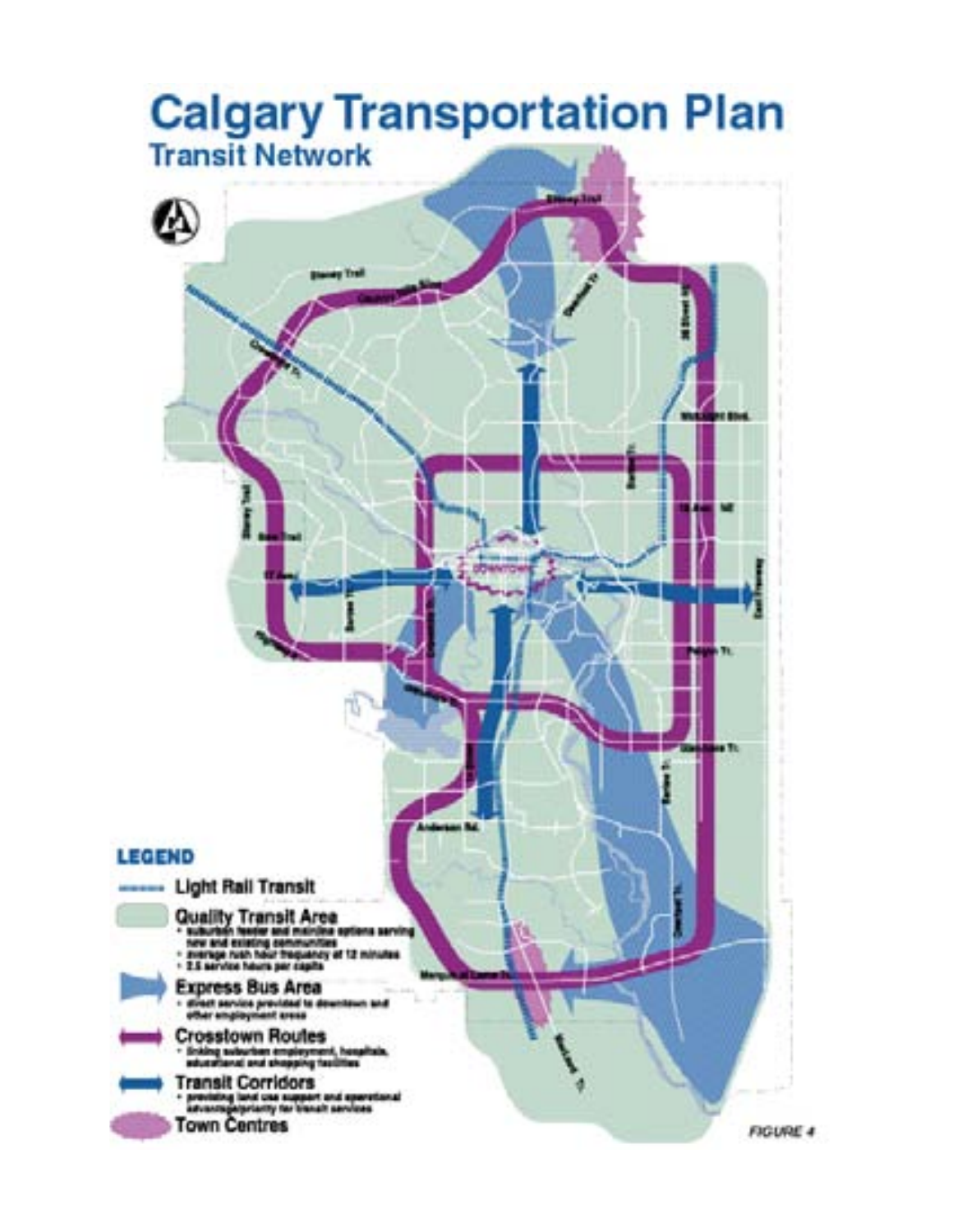# Calgary Transportation Plan

## Transit Network

**LEGEND**

- Light Rail Transit
- **Quality Transit Area**
  - suburban feeder and mainline options serving new and existing communities
  - average rush hour frequency of 12 minutes
  - 2.5 service hours per capita
- **Express Bus Area**
  - direct service provided to downtown and other employment areas
- **Crosstown Routes**
  - linking suburban employment, hospitals, educational and shopping facilities
- **Transit Corridors**
  - providing land use support and operational advantage/priority for transit services
- **Town Centres**

*FIGURE 4*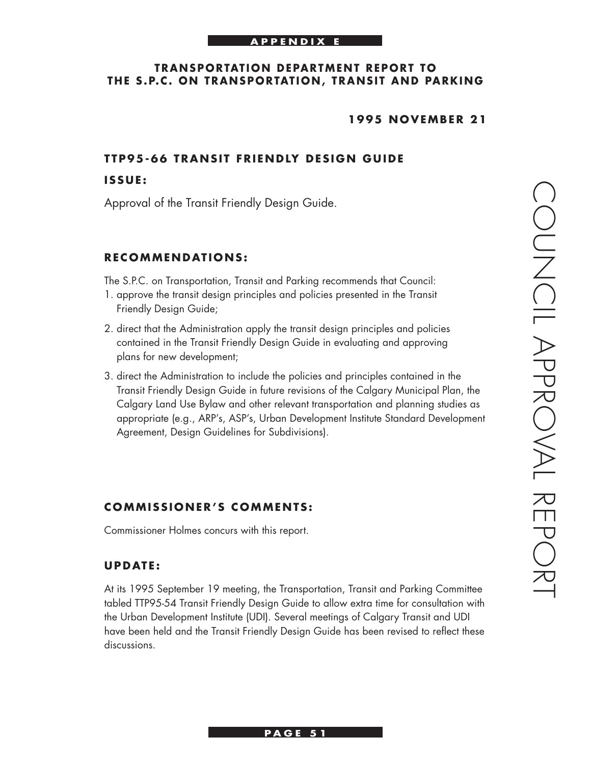**APPENDIX E**

**TRANSPORTATION DEPARTMENT REPORT TO THE S.P.C. ON TRANSPORTATION, TRANSIT AND PARKING**

**1995 NOVEMBER 21**

## TTP95-66 TRANSIT FRIENDLY DESIGN GUIDE

### ISSUE:

Approval of the Transit Friendly Design Guide.

### RECOMMENDATIONS:

The S.P.C. on Transportation, Transit and Parking recommends that Council:

1. approve the transit design principles and policies presented in the Transit Friendly Design Guide;
2. direct that the Administration apply the transit design principles and policies contained in the Transit Friendly Design Guide in evaluating and approving plans for new development;
3. direct the Administration to include the policies and principles contained in the Transit Friendly Design Guide in future revisions of the Calgary Municipal Plan, the Calgary Land Use Bylaw and other relevant transportation and planning studies as appropriate (e.g., ARP's, ASP's, Urban Development Institute Standard Development Agreement, Design Guidelines for Subdivisions).

### COMMISSIONER'S COMMENTS:

Commissioner Holmes concurs with this report.

### UPDATE:

At its 1995 September 19 meeting, the Transportation, Transit and Parking Committee tabled TTP95-54 Transit Friendly Design Guide to allow extra time for consultation with the Urban Development Institute (UDI). Several meetings of Calgary Transit and UDI have been held and the Transit Friendly Design Guide has been revised to reflect these discussions.

COUNCIL APPROVAL REPORT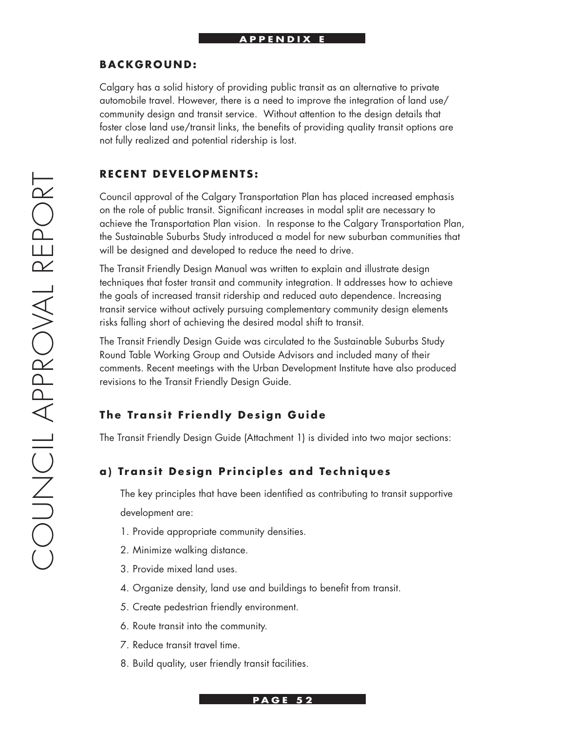## BACKGROUND:

Calgary has a solid history of providing public transit as an alternative to private automobile travel. However, there is a need to improve the integration of land use/ community design and transit service. Without attention to the design details that foster close land use/transit links, the benefits of providing quality transit options are not fully realized and potential ridership is lost.

## RECENT DEVELOPMENTS:

Council approval of the Calgary Transportation Plan has placed increased emphasis on the role of public transit. Significant increases in modal split are necessary to achieve the Transportation Plan vision. In response to the Calgary Transportation Plan, the Sustainable Suburbs Study introduced a model for new suburban communities that will be designed and developed to reduce the need to drive.

The Transit Friendly Design Manual was written to explain and illustrate design techniques that foster transit and community integration. It addresses how to achieve the goals of increased transit ridership and reduced auto dependence. Increasing transit service without actively pursuing complementary community design elements risks falling short of achieving the desired modal shift to transit.

The Transit Friendly Design Guide was circulated to the Sustainable Suburbs Study Round Table Working Group and Outside Advisors and included many of their comments. Recent meetings with the Urban Development Institute have also produced revisions to the Transit Friendly Design Guide.

### The Transit Friendly Design Guide

The Transit Friendly Design Guide (Attachment 1) is divided into two major sections:

### a) Transit Design Principles and Techniques

The key principles that have been identified as contributing to transit supportive development are:

1. Provide appropriate community densities.
2. Minimize walking distance.
3. Provide mixed land uses.
4. Organize density, land use and buildings to benefit from transit.
5. Create pedestrian friendly environment.
6. Route transit into the community.
7. Reduce transit travel time.
8. Build quality, user friendly transit facilities.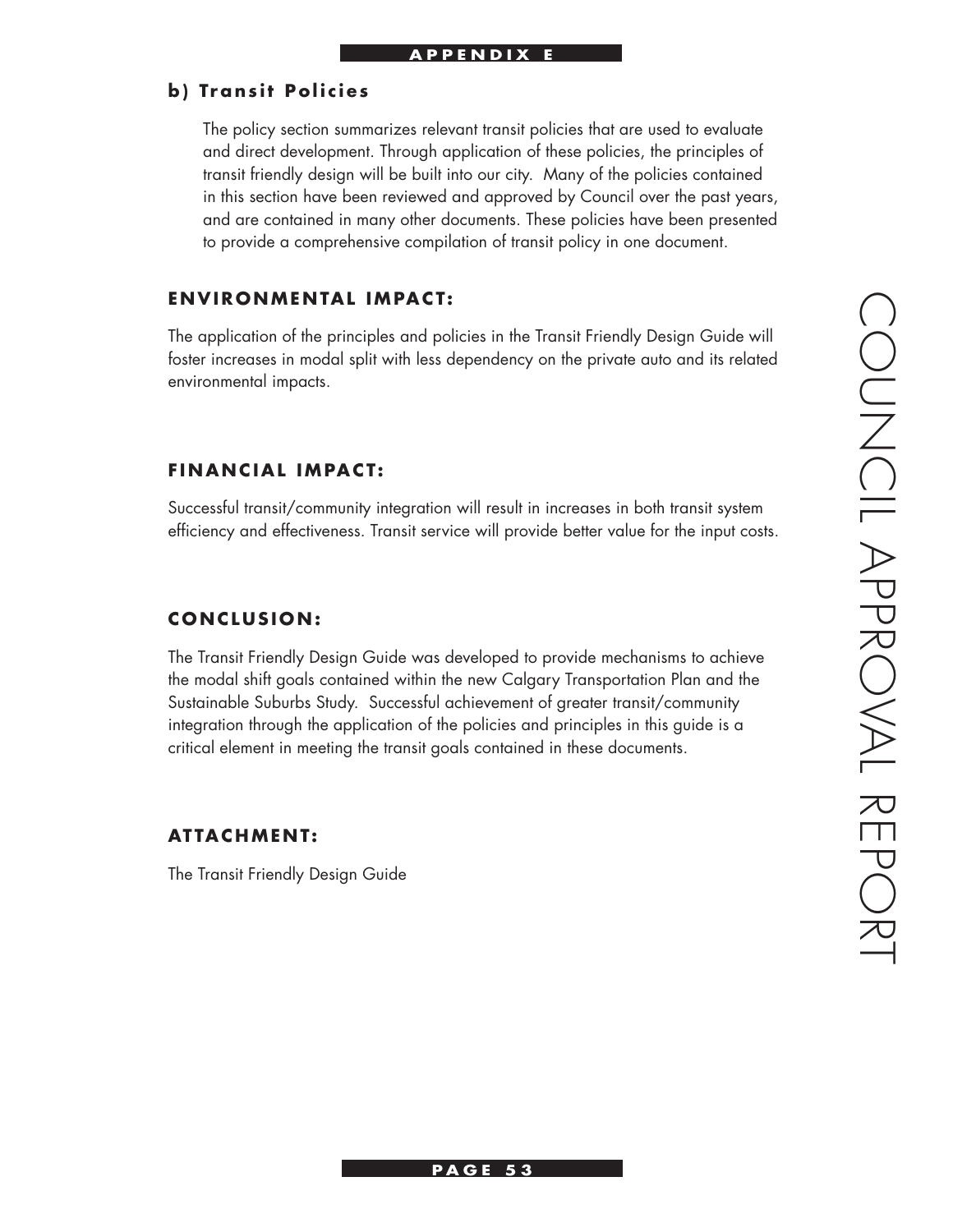### b) Transit Policies

The policy section summarizes relevant transit policies that are used to evaluate and direct development. Through application of these policies, the principles of transit friendly design will be built into our city. Many of the policies contained in this section have been reviewed and approved by Council over the past years, and are contained in many other documents. These policies have been presented to provide a comprehensive compilation of transit policy in one document.

## ENVIRONMENTAL IMPACT:

The application of the principles and policies in the Transit Friendly Design Guide will foster increases in modal split with less dependency on the private auto and its related environmental impacts.

## FINANCIAL IMPACT:

Successful transit/community integration will result in increases in both transit system efficiency and effectiveness. Transit service will provide better value for the input costs.

## CONCLUSION:

The Transit Friendly Design Guide was developed to provide mechanisms to achieve the modal shift goals contained within the new Calgary Transportation Plan and the Sustainable Suburbs Study. Successful achievement of greater transit/community integration through the application of the policies and principles in this guide is a critical element in meeting the transit goals contained in these documents.

## ATTACHMENT:

The Transit Friendly Design Guide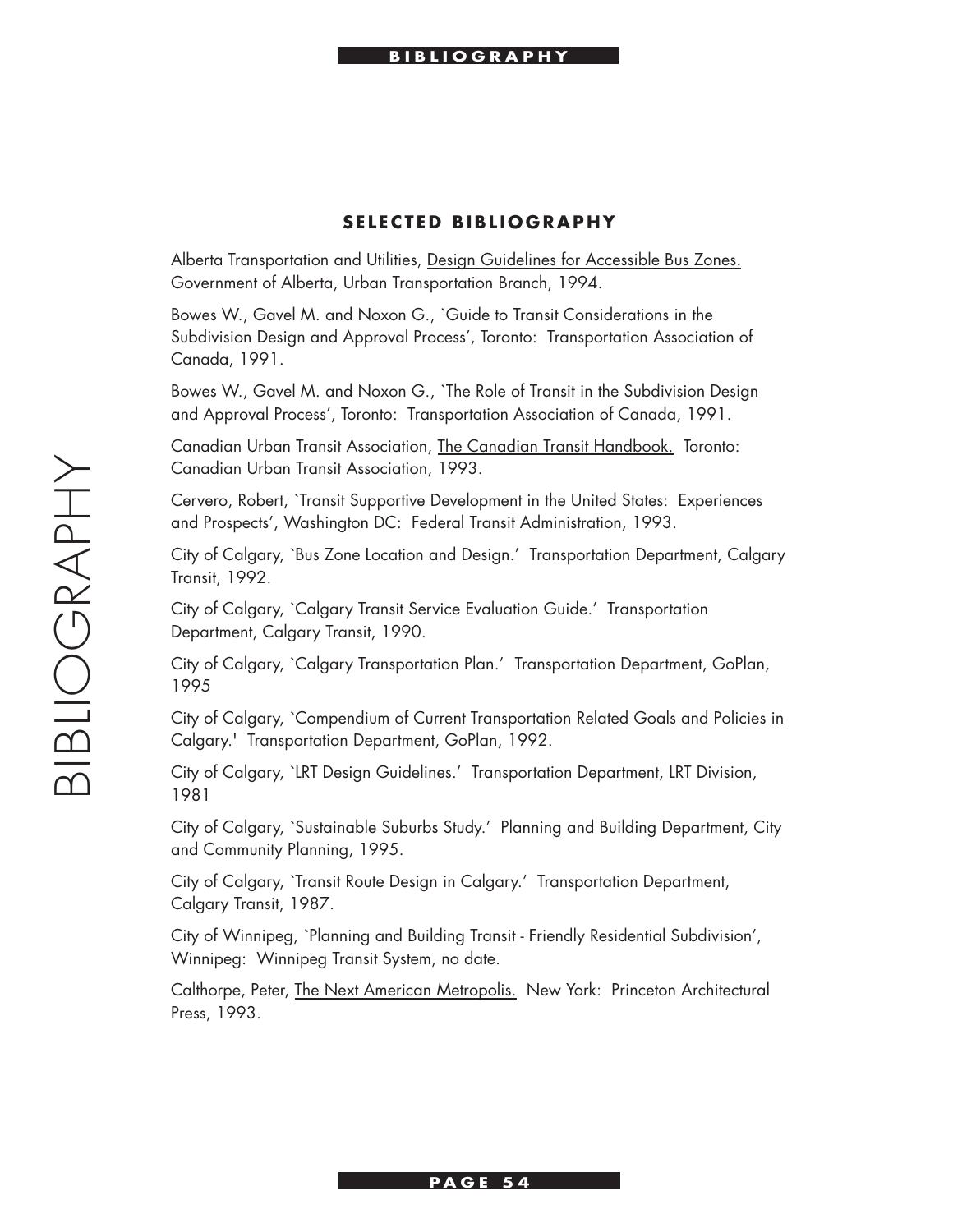## SELECTED BIBLIOGRAPHY

Alberta Transportation and Utilities, <u>Design Guidelines for Accessible Bus Zones.</u> Government of Alberta, Urban Transportation Branch, 1994.

Bowes W., Gavel M. and Noxon G., `Guide to Transit Considerations in the Subdivision Design and Approval Process', Toronto: Transportation Association of Canada, 1991.

Bowes W., Gavel M. and Noxon G., `The Role of Transit in the Subdivision Design and Approval Process', Toronto: Transportation Association of Canada, 1991.

Canadian Urban Transit Association, <u>The Canadian Transit Handbook.</u> Toronto: Canadian Urban Transit Association, 1993.

Cervero, Robert, `Transit Supportive Development in the United States: Experiences and Prospects', Washington DC: Federal Transit Administration, 1993.

City of Calgary, `Bus Zone Location and Design.' Transportation Department, Calgary Transit, 1992.

City of Calgary, `Calgary Transit Service Evaluation Guide.' Transportation Department, Calgary Transit, 1990.

City of Calgary, `Calgary Transportation Plan.' Transportation Department, GoPlan, 1995

City of Calgary, `Compendium of Current Transportation Related Goals and Policies in Calgary.' Transportation Department, GoPlan, 1992.

City of Calgary, `LRT Design Guidelines.' Transportation Department, LRT Division, 1981

City of Calgary, `Sustainable Suburbs Study.' Planning and Building Department, City and Community Planning, 1995.

City of Calgary, `Transit Route Design in Calgary.' Transportation Department, Calgary Transit, 1987.

City of Winnipeg, `Planning and Building Transit - Friendly Residential Subdivision', Winnipeg: Winnipeg Transit System, no date.

Calthorpe, Peter, <u>The Next American Metropolis.</u> New York: Princeton Architectural Press, 1993.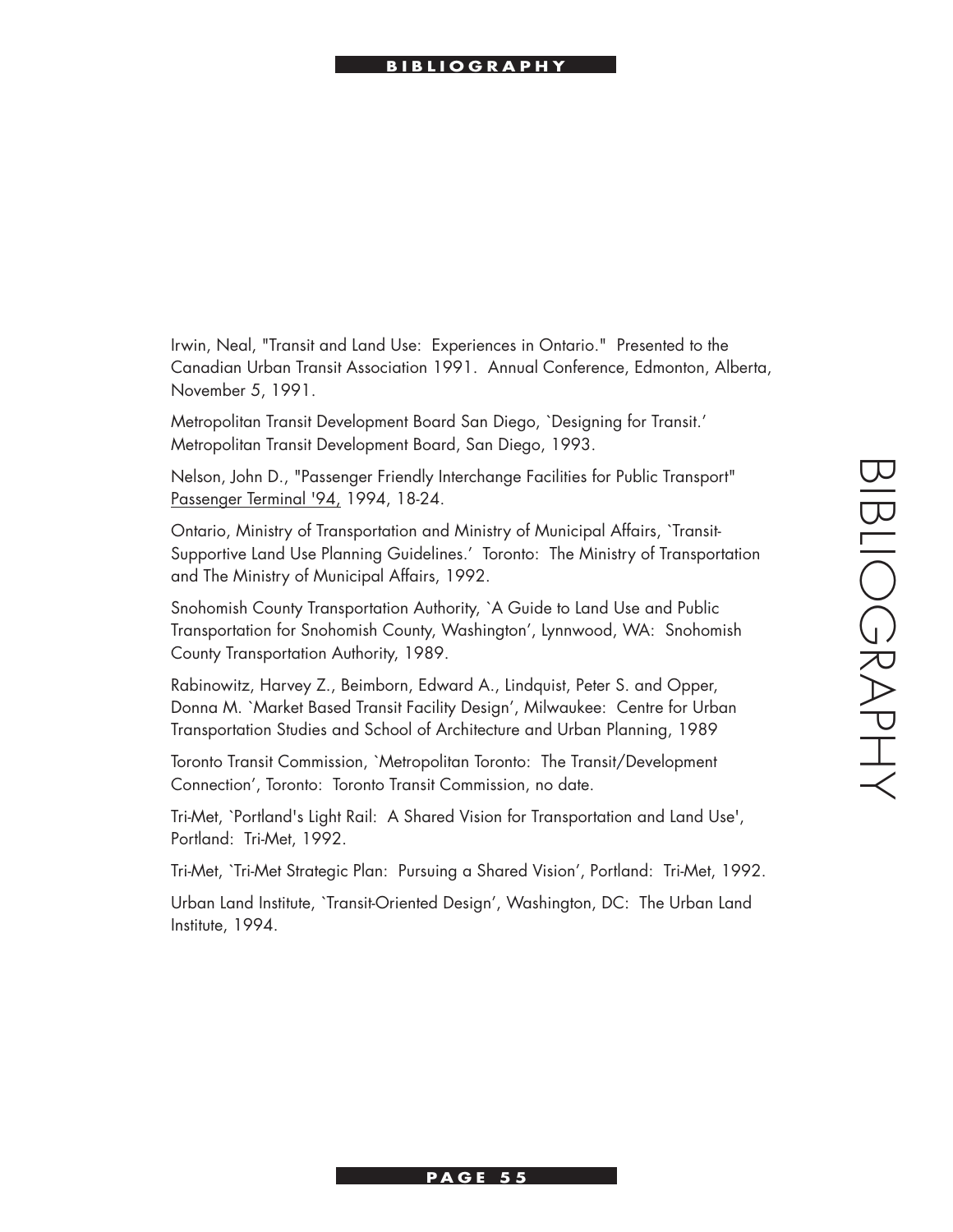Irwin, Neal, "Transit and Land Use: Experiences in Ontario." Presented to the Canadian Urban Transit Association 1991. Annual Conference, Edmonton, Alberta, November 5, 1991.

Metropolitan Transit Development Board San Diego, `Designing for Transit.' Metropolitan Transit Development Board, San Diego, 1993.

Nelson, John D., "Passenger Friendly Interchange Facilities for Public Transport" Passenger Terminal '94, 1994, 18-24.

Ontario, Ministry of Transportation and Ministry of Municipal Affairs, `Transit-Supportive Land Use Planning Guidelines.' Toronto: The Ministry of Transportation and The Ministry of Municipal Affairs, 1992.

Snohomish County Transportation Authority, `A Guide to Land Use and Public Transportation for Snohomish County, Washington', Lynnwood, WA: Snohomish County Transportation Authority, 1989.

Rabinowitz, Harvey Z., Beimborn, Edward A., Lindquist, Peter S. and Opper, Donna M. `Market Based Transit Facility Design', Milwaukee: Centre for Urban Transportation Studies and School of Architecture and Urban Planning, 1989

Toronto Transit Commission, `Metropolitan Toronto: The Transit/Development Connection', Toronto: Toronto Transit Commission, no date.

Tri-Met, `Portland's Light Rail: A Shared Vision for Transportation and Land Use', Portland: Tri-Met, 1992.

Tri-Met, `Tri-Met Strategic Plan: Pursuing a Shared Vision', Portland: Tri-Met, 1992.

Urban Land Institute, `Transit-Oriented Design', Washington, DC: The Urban Land Institute, 1994.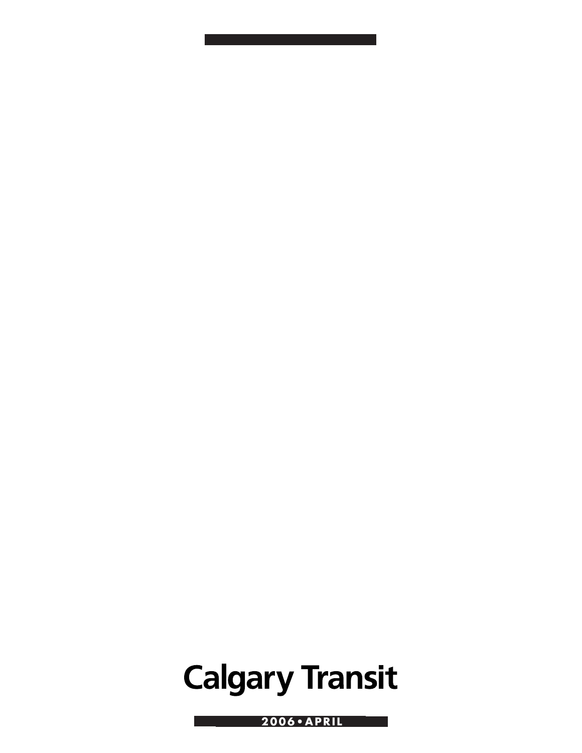# Calgary Transit

**2006 • APRIL**